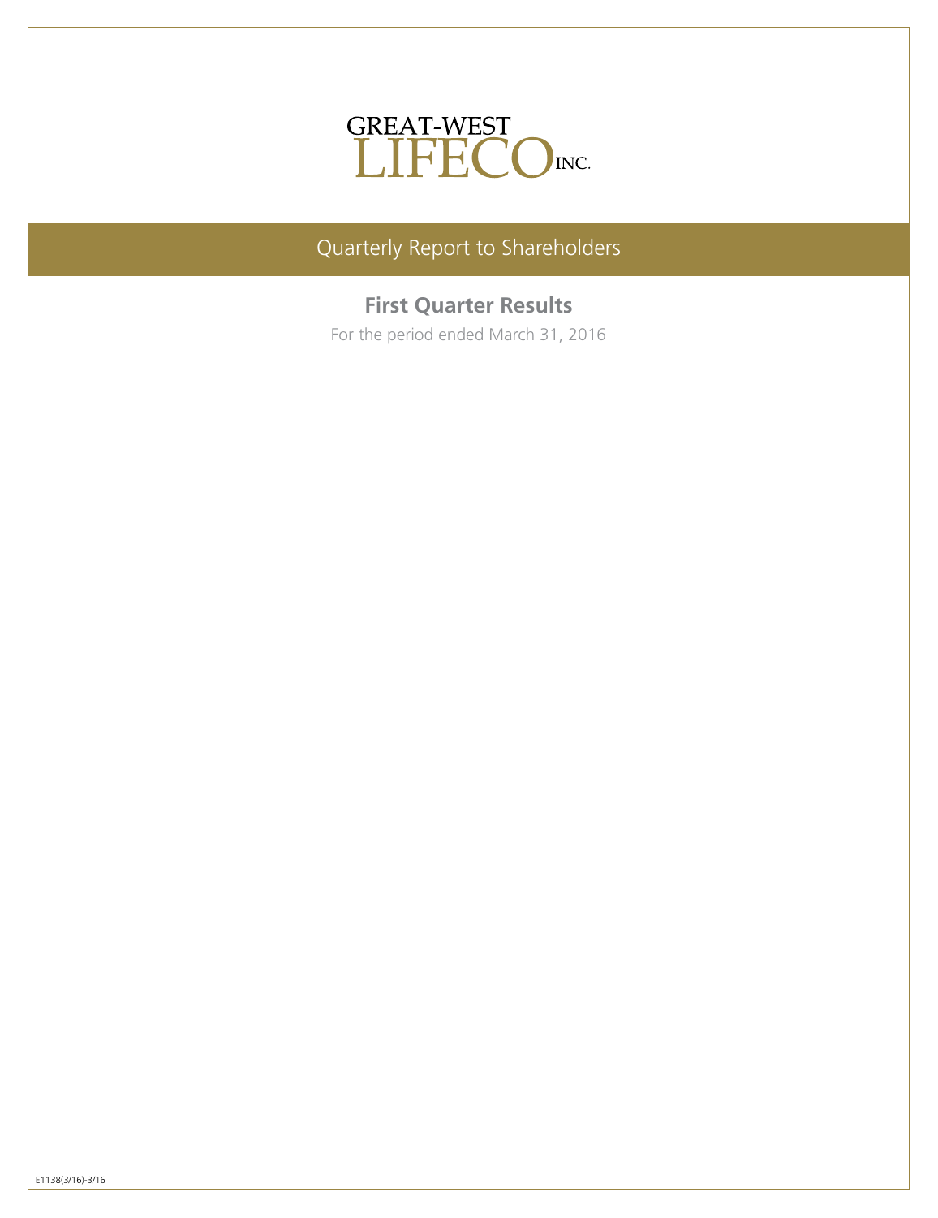GREAT-WEST LIFECO INC.

# Quarterly Report to Shareholders

## First Quarter Results

For the period ended March 31, 2016

E1138(3/16)-3/16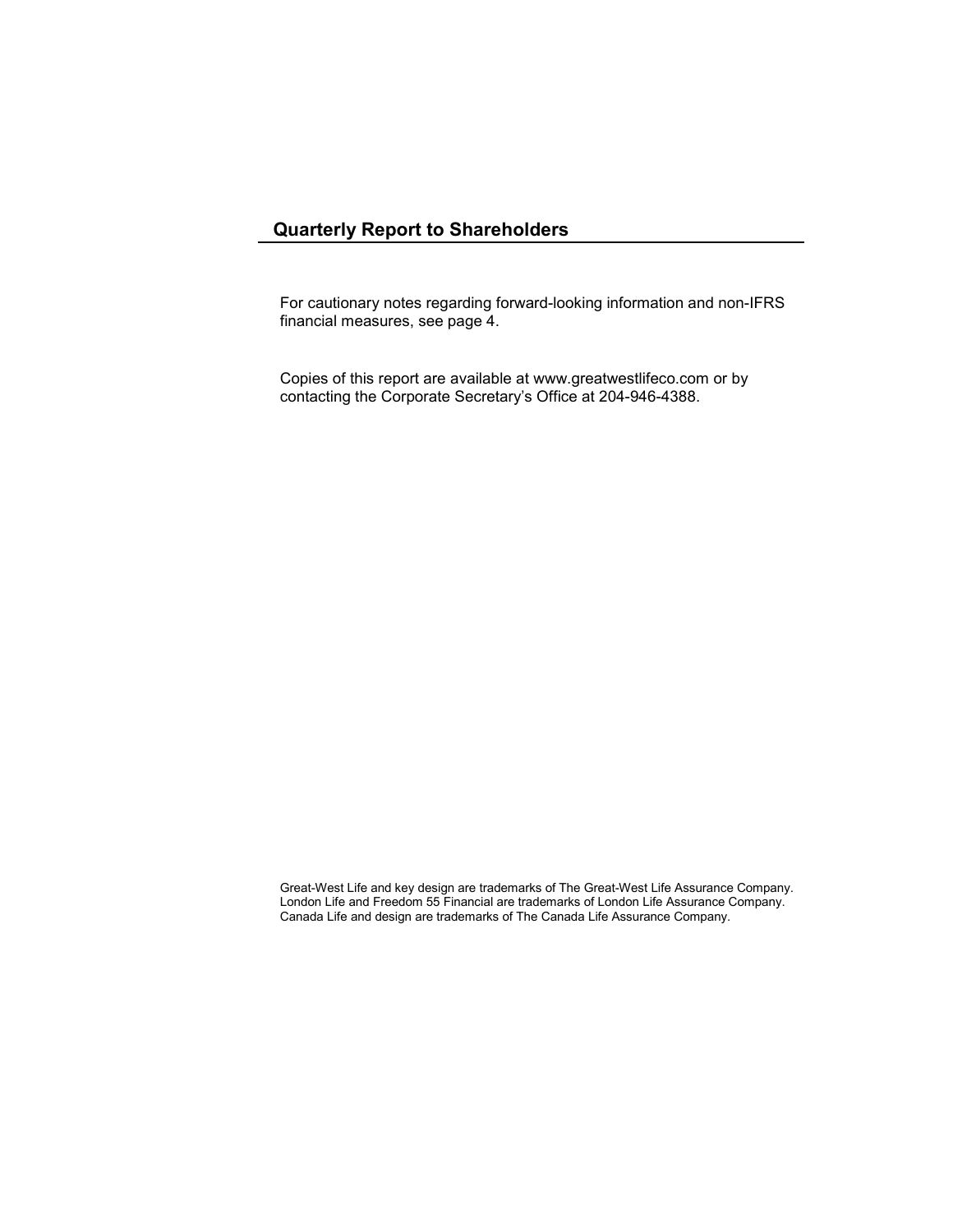## Quarterly Report to Shareholders

For cautionary notes regarding forward-looking information and non-IFRS financial measures, see page 4.

Copies of this report are available at www.greatwestlifeco.com or by contacting the Corporate Secretary's Office at 204-946-4388.

Great-West Life and key design are trademarks of The Great-West Life Assurance Company.
London Life and Freedom 55 Financial are trademarks of London Life Assurance Company.
Canada Life and design are trademarks of The Canada Life Assurance Company.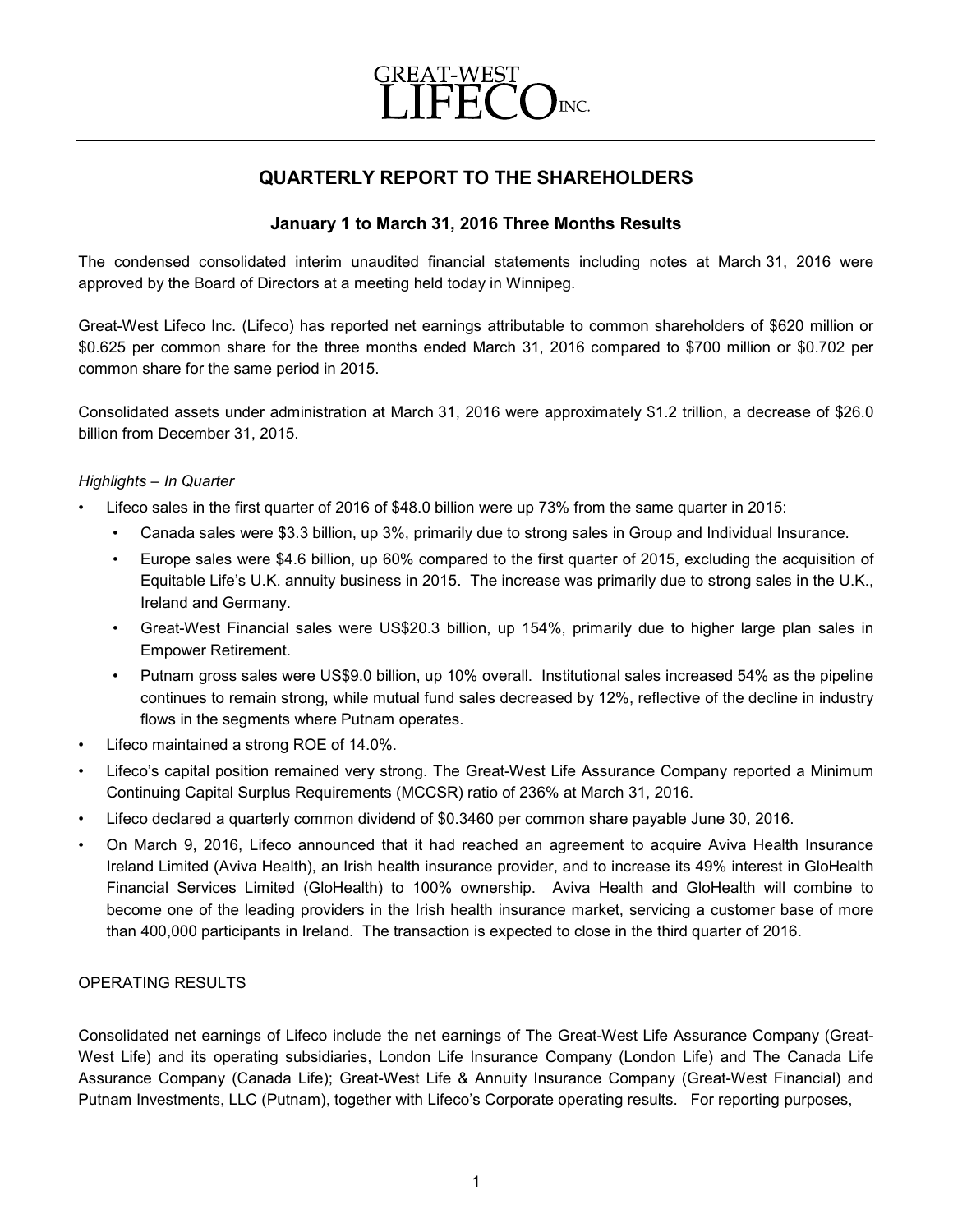GREAT-WEST LIFECO INC.

# QUARTERLY REPORT TO THE SHAREHOLDERS

## January 1 to March 31, 2016 Three Months Results

The condensed consolidated interim unaudited financial statements including notes at March 31, 2016 were approved by the Board of Directors at a meeting held today in Winnipeg.

Great-West Lifeco Inc. (Lifeco) has reported net earnings attributable to common shareholders of $620 million or $0.625 per common share for the three months ended March 31, 2016 compared to $700 million or $0.702 per common share for the same period in 2015.

Consolidated assets under administration at March 31, 2016 were approximately $1.2 trillion, a decrease of $26.0 billion from December 31, 2015.

*Highlights – In Quarter*

- Lifeco sales in the first quarter of 2016 of $48.0 billion were up 73% from the same quarter in 2015:
  - Canada sales were $3.3 billion, up 3%, primarily due to strong sales in Group and Individual Insurance.
  - Europe sales were $4.6 billion, up 60% compared to the first quarter of 2015, excluding the acquisition of Equitable Life's U.K. annuity business in 2015. The increase was primarily due to strong sales in the U.K., Ireland and Germany.
  - Great-West Financial sales were US$20.3 billion, up 154%, primarily due to higher large plan sales in Empower Retirement.
  - Putnam gross sales were US$9.0 billion, up 10% overall. Institutional sales increased 54% as the pipeline continues to remain strong, while mutual fund sales decreased by 12%, reflective of the decline in industry flows in the segments where Putnam operates.
- Lifeco maintained a strong ROE of 14.0%.
- Lifeco's capital position remained very strong. The Great-West Life Assurance Company reported a Minimum Continuing Capital Surplus Requirements (MCCSR) ratio of 236% at March 31, 2016.
- Lifeco declared a quarterly common dividend of $0.3460 per common share payable June 30, 2016.
- On March 9, 2016, Lifeco announced that it had reached an agreement to acquire Aviva Health Insurance Ireland Limited (Aviva Health), an Irish health insurance provider, and to increase its 49% interest in GloHealth Financial Services Limited (GloHealth) to 100% ownership. Aviva Health and GloHealth will combine to become one of the leading providers in the Irish health insurance market, servicing a customer base of more than 400,000 participants in Ireland. The transaction is expected to close in the third quarter of 2016.

OPERATING RESULTS

Consolidated net earnings of Lifeco include the net earnings of The Great-West Life Assurance Company (Great-West Life) and its operating subsidiaries, London Life Insurance Company (London Life) and The Canada Life Assurance Company (Canada Life); Great-West Life & Annuity Insurance Company (Great-West Financial) and Putnam Investments, LLC (Putnam), together with Lifeco's Corporate operating results. For reporting purposes,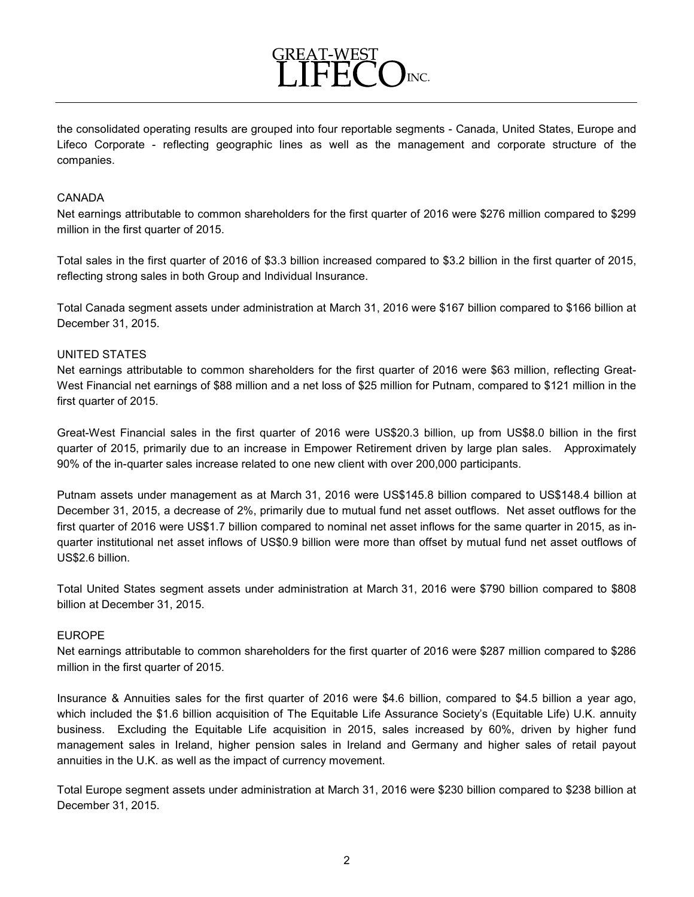the consolidated operating results are grouped into four reportable segments - Canada, United States, Europe and Lifeco Corporate - reflecting geographic lines as well as the management and corporate structure of the companies.

## CANADA

Net earnings attributable to common shareholders for the first quarter of 2016 were $276 million compared to $299 million in the first quarter of 2015.

Total sales in the first quarter of 2016 of $3.3 billion increased compared to $3.2 billion in the first quarter of 2015, reflecting strong sales in both Group and Individual Insurance.

Total Canada segment assets under administration at March 31, 2016 were $167 billion compared to $166 billion at December 31, 2015.

## UNITED STATES

Net earnings attributable to common shareholders for the first quarter of 2016 were $63 million, reflecting Great-West Financial net earnings of $88 million and a net loss of $25 million for Putnam, compared to $121 million in the first quarter of 2015.

Great-West Financial sales in the first quarter of 2016 were US$20.3 billion, up from US$8.0 billion in the first quarter of 2015, primarily due to an increase in Empower Retirement driven by large plan sales. Approximately 90% of the in-quarter sales increase related to one new client with over 200,000 participants.

Putnam assets under management as at March 31, 2016 were US$145.8 billion compared to US$148.4 billion at December 31, 2015, a decrease of 2%, primarily due to mutual fund net asset outflows. Net asset outflows for the first quarter of 2016 were US$1.7 billion compared to nominal net asset inflows for the same quarter in 2015, as in-quarter institutional net asset inflows of US$0.9 billion were more than offset by mutual fund net asset outflows of US$2.6 billion.

Total United States segment assets under administration at March 31, 2016 were $790 billion compared to $808 billion at December 31, 2015.

## EUROPE

Net earnings attributable to common shareholders for the first quarter of 2016 were $287 million compared to $286 million in the first quarter of 2015.

Insurance & Annuities sales for the first quarter of 2016 were $4.6 billion, compared to $4.5 billion a year ago, which included the $1.6 billion acquisition of The Equitable Life Assurance Society's (Equitable Life) U.K. annuity business. Excluding the Equitable Life acquisition in 2015, sales increased by 60%, driven by higher fund management sales in Ireland, higher pension sales in Ireland and Germany and higher sales of retail payout annuities in the U.K. as well as the impact of currency movement.

Total Europe segment assets under administration at March 31, 2016 were $230 billion compared to $238 billion at December 31, 2015.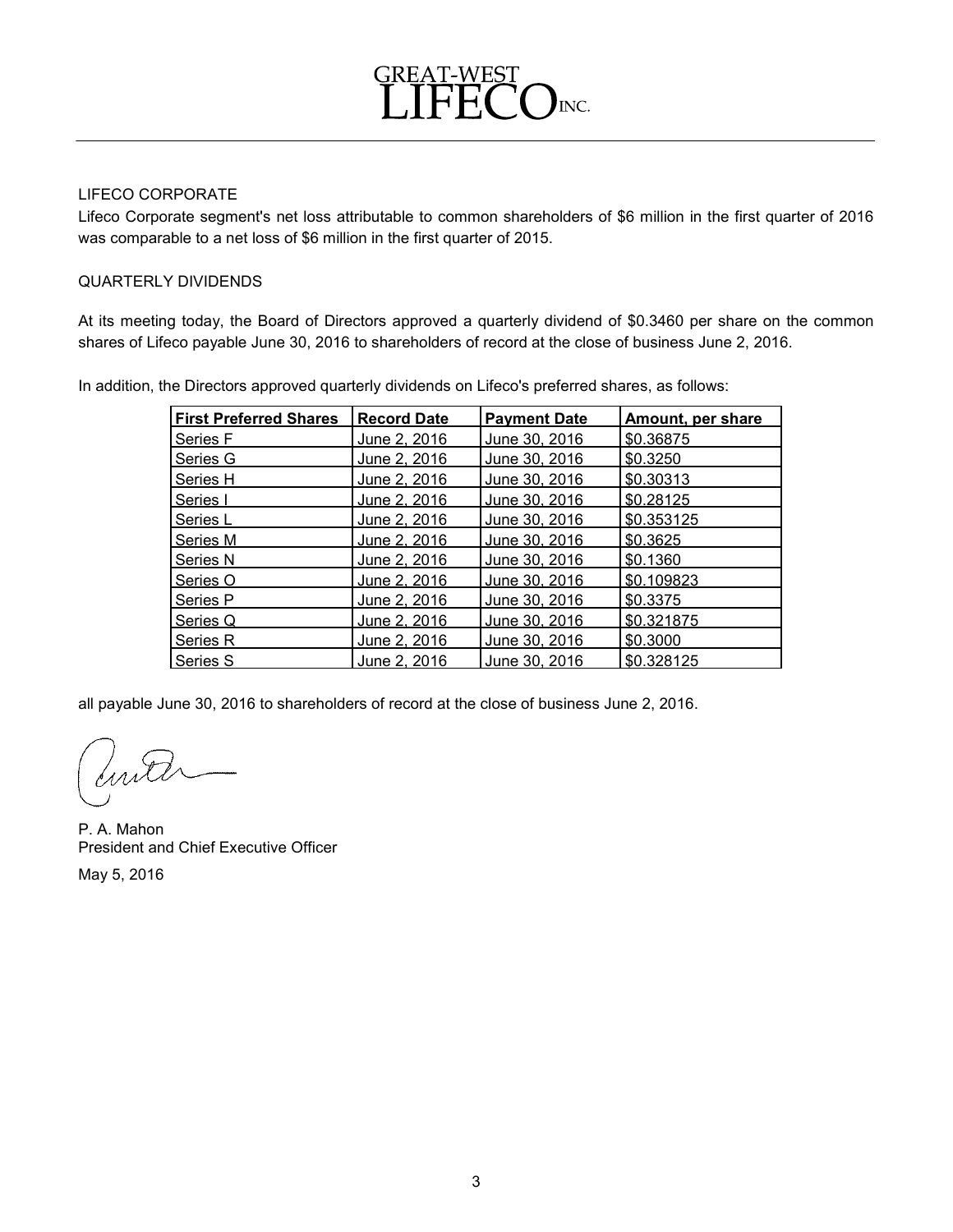## LIFECO CORPORATE

Lifeco Corporate segment's net loss attributable to common shareholders of $6 million in the first quarter of 2016 was comparable to a net loss of $6 million in the first quarter of 2015.

## QUARTERLY DIVIDENDS

At its meeting today, the Board of Directors approved a quarterly dividend of $0.3460 per share on the common shares of Lifeco payable June 30, 2016 to shareholders of record at the close of business June 2, 2016.

In addition, the Directors approved quarterly dividends on Lifeco's preferred shares, as follows:

| First Preferred Shares | Record Date | Payment Date | Amount, per share |
|---|---|---|---|
| Series F | June 2, 2016 | June 30, 2016 | $0.36875 |
| Series G | June 2, 2016 | June 30, 2016 | $0.3250 |
| Series H | June 2, 2016 | June 30, 2016 | $0.30313 |
| Series I | June 2, 2016 | June 30, 2016 | $0.28125 |
| Series L | June 2, 2016 | June 30, 2016 | $0.353125 |
| Series M | June 2, 2016 | June 30, 2016 | $0.3625 |
| Series N | June 2, 2016 | June 30, 2016 | $0.1360 |
| Series O | June 2, 2016 | June 30, 2016 | $0.109823 |
| Series P | June 2, 2016 | June 30, 2016 | $0.3375 |
| Series Q | June 2, 2016 | June 30, 2016 | $0.321875 |
| Series R | June 2, 2016 | June 30, 2016 | $0.3000 |
| Series S | June 2, 2016 | June 30, 2016 | $0.328125 |

all payable June 30, 2016 to shareholders of record at the close of business June 2, 2016.

P. A. Mahon
President and Chief Executive Officer

May 5, 2016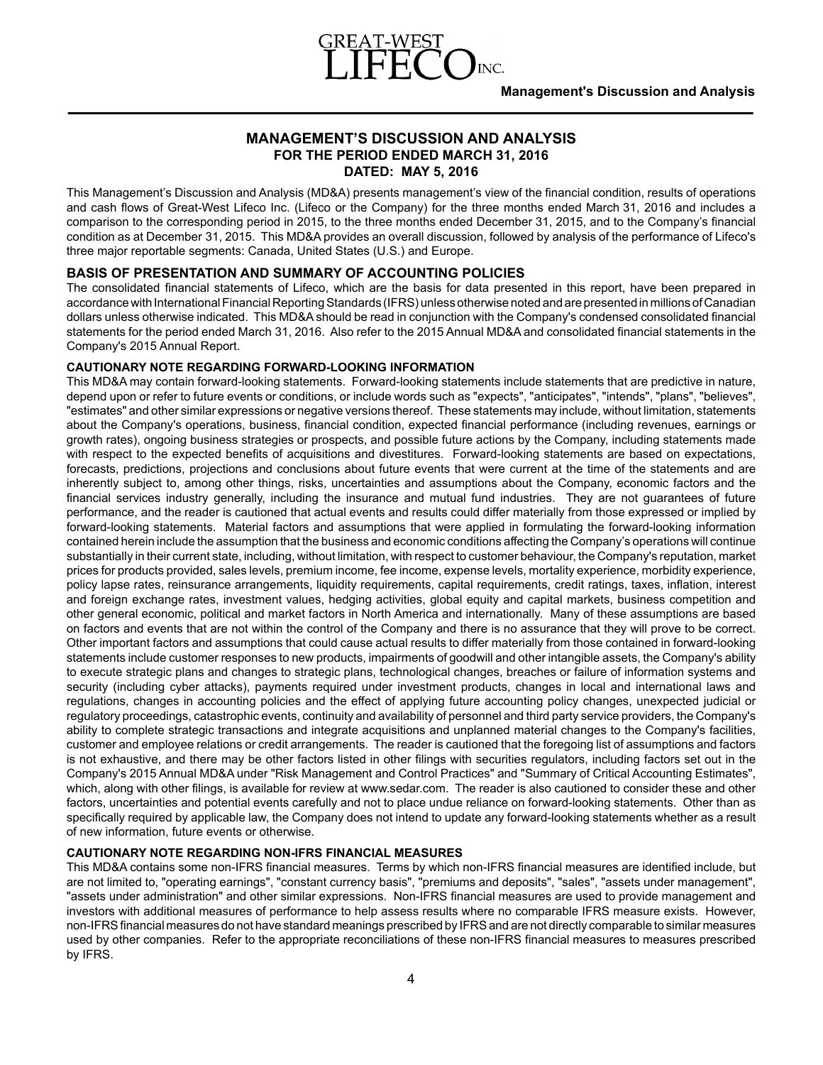# MANAGEMENT'S DISCUSSION AND ANALYSIS
## FOR THE PERIOD ENDED MARCH 31, 2016
## DATED: MAY 5, 2016

This Management's Discussion and Analysis (MD&A) presents management's view of the financial condition, results of operations and cash flows of Great-West Lifeco Inc. (Lifeco or the Company) for the three months ended March 31, 2016 and includes a comparison to the corresponding period in 2015, to the three months ended December 31, 2015, and to the Company's financial condition as at December 31, 2015. This MD&A provides an overall discussion, followed by analysis of the performance of Lifeco's three major reportable segments: Canada, United States (U.S.) and Europe.

## BASIS OF PRESENTATION AND SUMMARY OF ACCOUNTING POLICIES

The consolidated financial statements of Lifeco, which are the basis for data presented in this report, have been prepared in accordance with International Financial Reporting Standards (IFRS) unless otherwise noted and are presented in millions of Canadian dollars unless otherwise indicated. This MD&A should be read in conjunction with the Company's condensed consolidated financial statements for the period ended March 31, 2016. Also refer to the 2015 Annual MD&A and consolidated financial statements in the Company's 2015 Annual Report.

### CAUTIONARY NOTE REGARDING FORWARD-LOOKING INFORMATION

This MD&A may contain forward-looking statements. Forward-looking statements include statements that are predictive in nature, depend upon or refer to future events or conditions, or include words such as "expects", "anticipates", "intends", "plans", "believes", "estimates" and other similar expressions or negative versions thereof. These statements may include, without limitation, statements about the Company's operations, business, financial condition, expected financial performance (including revenues, earnings or growth rates), ongoing business strategies or prospects, and possible future actions by the Company, including statements made with respect to the expected benefits of acquisitions and divestitures. Forward-looking statements are based on expectations, forecasts, predictions, projections and conclusions about future events that were current at the time of the statements and are inherently subject to, among other things, risks, uncertainties and assumptions about the Company, economic factors and the financial services industry generally, including the insurance and mutual fund industries. They are not guarantees of future performance, and the reader is cautioned that actual events and results could differ materially from those expressed or implied by forward-looking statements. Material factors and assumptions that were applied in formulating the forward-looking information contained herein include the assumption that the business and economic conditions affecting the Company's operations will continue substantially in their current state, including, without limitation, with respect to customer behaviour, the Company's reputation, market prices for products provided, sales levels, premium income, fee income, expense levels, mortality experience, morbidity experience, policy lapse rates, reinsurance arrangements, liquidity requirements, capital requirements, credit ratings, taxes, inflation, interest and foreign exchange rates, investment values, hedging activities, global equity and capital markets, business competition and other general economic, political and market factors in North America and internationally. Many of these assumptions are based on factors and events that are not within the control of the Company and there is no assurance that they will prove to be correct. Other important factors and assumptions that could cause actual results to differ materially from those contained in forward-looking statements include customer responses to new products, impairments of goodwill and other intangible assets, the Company's ability to execute strategic plans and changes to strategic plans, technological changes, breaches or failure of information systems and security (including cyber attacks), payments required under investment products, changes in local and international laws and regulations, changes in accounting policies and the effect of applying future accounting policy changes, unexpected judicial or regulatory proceedings, catastrophic events, continuity and availability of personnel and third party service providers, the Company's ability to complete strategic transactions and integrate acquisitions and unplanned material changes to the Company's facilities, customer and employee relations or credit arrangements. The reader is cautioned that the foregoing list of assumptions and factors is not exhaustive, and there may be other factors listed in other filings with securities regulators, including factors set out in the Company's 2015 Annual MD&A under "Risk Management and Control Practices" and "Summary of Critical Accounting Estimates", which, along with other filings, is available for review at www.sedar.com. The reader is also cautioned to consider these and other factors, uncertainties and potential events carefully and not to place undue reliance on forward-looking statements. Other than as specifically required by applicable law, the Company does not intend to update any forward-looking statements whether as a result of new information, future events or otherwise.

### CAUTIONARY NOTE REGARDING NON-IFRS FINANCIAL MEASURES

This MD&A contains some non-IFRS financial measures. Terms by which non-IFRS financial measures are identified include, but are not limited to, "operating earnings", "constant currency basis", "premiums and deposits", "sales", "assets under management", "assets under administration" and other similar expressions. Non-IFRS financial measures are used to provide management and investors with additional measures of performance to help assess results where no comparable IFRS measure exists. However, non-IFRS financial measures do not have standard meanings prescribed by IFRS and are not directly comparable to similar measures used by other companies. Refer to the appropriate reconciliations of these non-IFRS financial measures to measures prescribed by IFRS.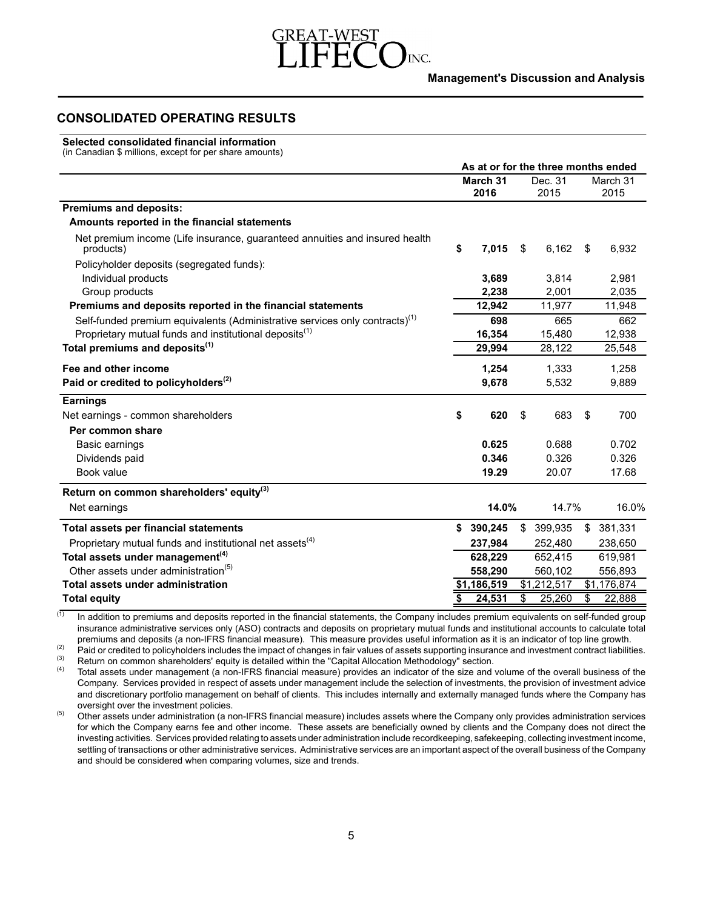## CONSOLIDATED OPERATING RESULTS

**Selected consolidated financial information**
(in Canadian $ millions, except for per share amounts)

| | As at or for the three months ended | | |
|---|---|---|---|
| | **March 31 2016** | Dec. 31 2015 | March 31 2015 |
| **Premiums and deposits:** | | | |
| **Amounts reported in the financial statements** | | | |
| Net premium income (Life insurance, guaranteed annuities and insured health products) | **$ 7,015** | $ 6,162 | $ 6,932 |
| Policyholder deposits (segregated funds): | | | |
| Individual products | **3,689** | 3,814 | 2,981 |
| Group products | **2,238** | 2,001 | 2,035 |
| **Premiums and deposits reported in the financial statements** | **12,942** | 11,977 | 11,948 |
| Self-funded premium equivalents (Administrative services only contracts)[(1)] | **698** | 665 | 662 |
| Proprietary mutual funds and institutional deposits[(1)] | **16,354** | 15,480 | 12,938 |
| **Total premiums and deposits[(1)]** | **29,994** | 28,122 | 25,548 |
| **Fee and other income** | **1,254** | 1,333 | 1,258 |
| **Paid or credited to policyholders[(2)]** | **9,678** | 5,532 | 9,889 |
| **Earnings** | | | |
| Net earnings - common shareholders | **$ 620** | $ 683 | $ 700 |
| **Per common share** | | | |
| Basic earnings | **0.625** | 0.688 | 0.702 |
| Dividends paid | **0.346** | 0.326 | 0.326 |
| Book value | **19.29** | 20.07 | 17.68 |
| **Return on common shareholders' equity[(3)]** | | | |
| Net earnings | **14.0%** | 14.7% | 16.0% |
| **Total assets per financial statements** | **$ 390,245** | $ 399,935 | $ 381,331 |
| Proprietary mutual funds and institutional net assets[(4)] | **237,984** | 252,480 | 238,650 |
| **Total assets under management[(4)]** | **628,229** | 652,415 | 619,981 |
| Other assets under administration[(5)] | **558,290** | 560,102 | 556,893 |
| **Total assets under administration** | **$1,186,519** | $1,212,517 | $1,176,874 |
| **Total equity** | **$ 24,531** | $ 25,260 | $ 22,888 |

(1) In addition to premiums and deposits reported in the financial statements, the Company includes premium equivalents on self-funded group insurance administrative services only (ASO) contracts and deposits on proprietary mutual funds and institutional accounts to calculate total premiums and deposits (a non-IFRS financial measure). This measure provides useful information as it is an indicator of top line growth.

(2) Paid or credited to policyholders includes the impact of changes in fair values of assets supporting insurance and investment contract liabilities.

(3) Return on common shareholders' equity is detailed within the "Capital Allocation Methodology" section.

(4) Total assets under management (a non-IFRS financial measure) provides an indicator of the size and volume of the overall business of the Company. Services provided in respect of assets under management include the selection of investments, the provision of investment advice and discretionary portfolio management on behalf of clients. This includes internally and externally managed funds where the Company has oversight over the investment policies.

(5) Other assets under administration (a non-IFRS financial measure) includes assets where the Company only provides administration services for which the Company earns fee and other income. These assets are beneficially owned by clients and the Company does not direct the investing activities. Services provided relating to assets under administration include recordkeeping, safekeeping, collecting investment income, settling of transactions or other administrative services. Administrative services are an important aspect of the overall business of the Company and should be considered when comparing volumes, size and trends.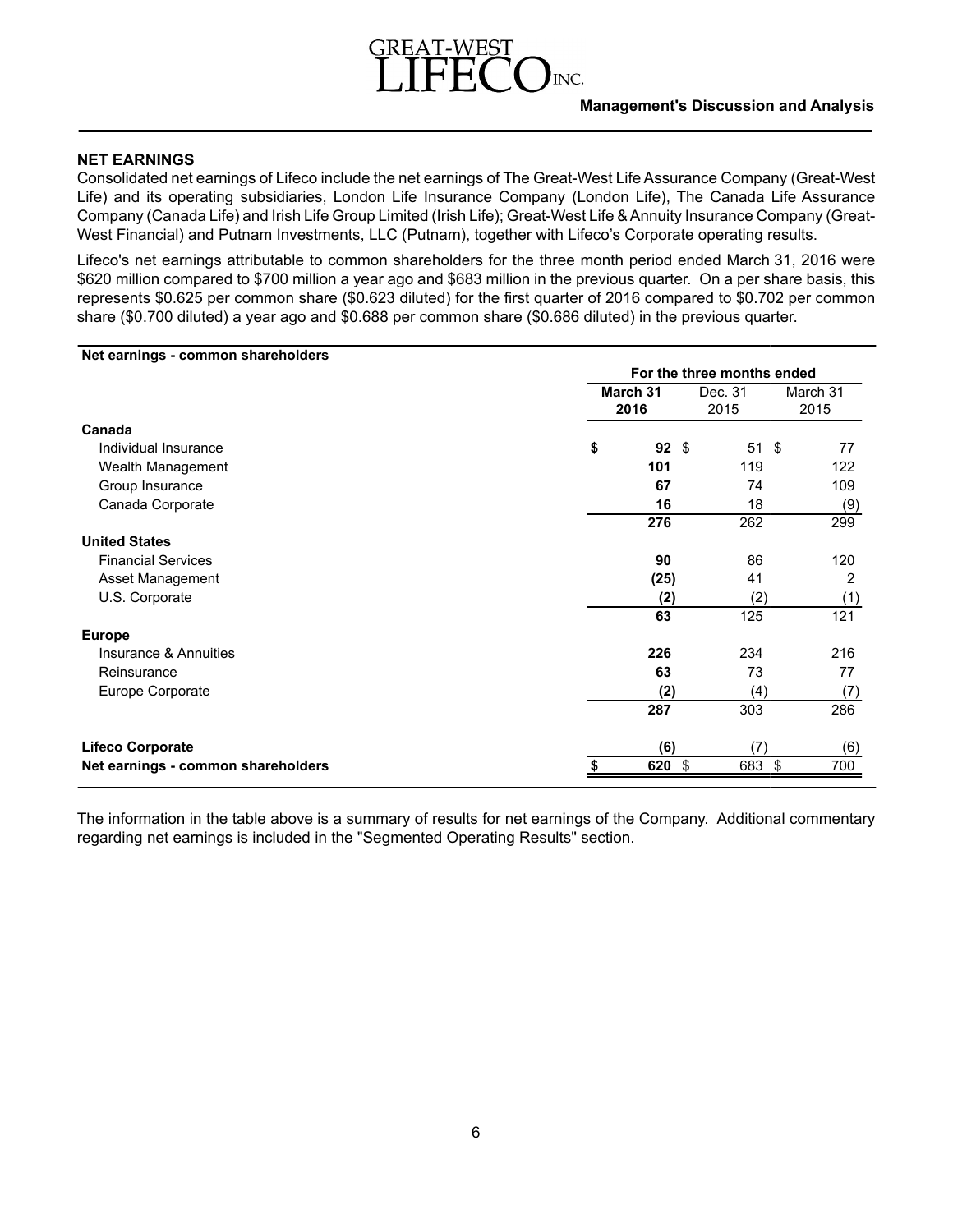## NET EARNINGS

Consolidated net earnings of Lifeco include the net earnings of The Great-West Life Assurance Company (Great-West Life) and its operating subsidiaries, London Life Insurance Company (London Life), The Canada Life Assurance Company (Canada Life) and Irish Life Group Limited (Irish Life); Great-West Life & Annuity Insurance Company (Great-West Financial) and Putnam Investments, LLC (Putnam), together with Lifeco's Corporate operating results.

Lifeco's net earnings attributable to common shareholders for the three month period ended March 31, 2016 were $620 million compared to $700 million a year ago and $683 million in the previous quarter. On a per share basis, this represents $0.625 per common share ($0.623 diluted) for the first quarter of 2016 compared to $0.702 per common share ($0.700 diluted) a year ago and $0.688 per common share ($0.686 diluted) in the previous quarter.

| Net earnings - common shareholders | For the three months ended | | |
|---|---|---|---|
| | **March 31 2016** | Dec. 31 2015 | March 31 2015 |
| **Canada** | | | |
| Individual Insurance | **$ 92** | $ 51 | $ 77 |
| Wealth Management | **101** | 119 | 122 |
| Group Insurance | **67** | 74 | 109 |
| Canada Corporate | **16** | 18 | (9) |
| | **276** | 262 | 299 |
| **United States** | | | |
| Financial Services | **90** | 86 | 120 |
| Asset Management | **(25)** | 41 | 2 |
| U.S. Corporate | **(2)** | (2) | (1) |
| | **63** | 125 | 121 |
| **Europe** | | | |
| Insurance & Annuities | **226** | 234 | 216 |
| Reinsurance | **63** | 73 | 77 |
| Europe Corporate | **(2)** | (4) | (7) |
| | **287** | 303 | 286 |
| **Lifeco Corporate** | **(6)** | (7) | (6) |
| **Net earnings - common shareholders** | **$ 620** | $ 683 | $ 700 |

The information in the table above is a summary of results for net earnings of the Company. Additional commentary regarding net earnings is included in the "Segmented Operating Results" section.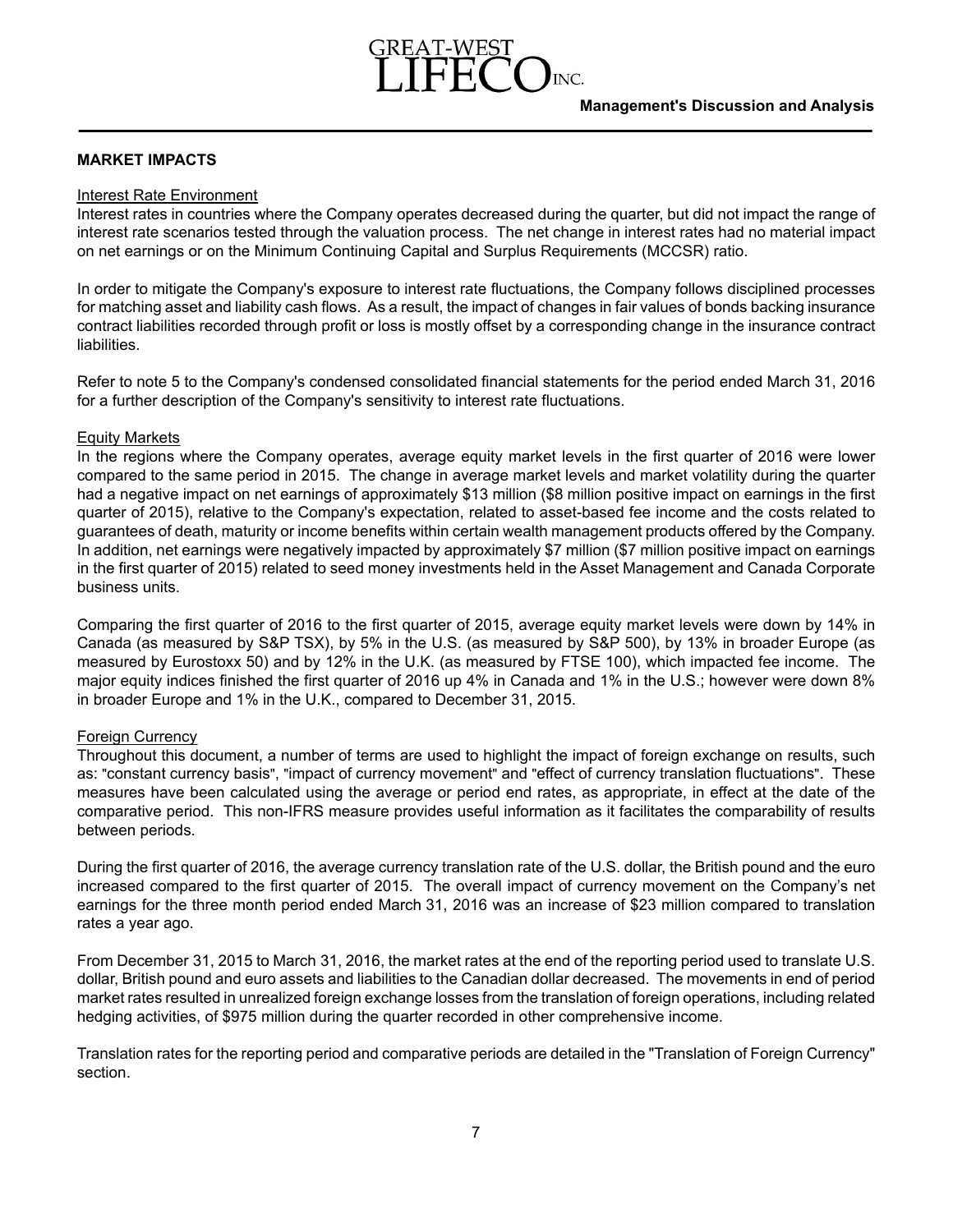## MARKET IMPACTS

### Interest Rate Environment

Interest rates in countries where the Company operates decreased during the quarter, but did not impact the range of interest rate scenarios tested through the valuation process. The net change in interest rates had no material impact on net earnings or on the Minimum Continuing Capital and Surplus Requirements (MCCSR) ratio.

In order to mitigate the Company's exposure to interest rate fluctuations, the Company follows disciplined processes for matching asset and liability cash flows. As a result, the impact of changes in fair values of bonds backing insurance contract liabilities recorded through profit or loss is mostly offset by a corresponding change in the insurance contract liabilities.

Refer to note 5 to the Company's condensed consolidated financial statements for the period ended March 31, 2016 for a further description of the Company's sensitivity to interest rate fluctuations.

### Equity Markets

In the regions where the Company operates, average equity market levels in the first quarter of 2016 were lower compared to the same period in 2015. The change in average market levels and market volatility during the quarter had a negative impact on net earnings of approximately $13 million ($8 million positive impact on earnings in the first quarter of 2015), relative to the Company's expectation, related to asset-based fee income and the costs related to guarantees of death, maturity or income benefits within certain wealth management products offered by the Company. In addition, net earnings were negatively impacted by approximately $7 million ($7 million positive impact on earnings in the first quarter of 2015) related to seed money investments held in the Asset Management and Canada Corporate business units.

Comparing the first quarter of 2016 to the first quarter of 2015, average equity market levels were down by 14% in Canada (as measured by S&P TSX), by 5% in the U.S. (as measured by S&P 500), by 13% in broader Europe (as measured by Eurostoxx 50) and by 12% in the U.K. (as measured by FTSE 100), which impacted fee income. The major equity indices finished the first quarter of 2016 up 4% in Canada and 1% in the U.S.; however were down 8% in broader Europe and 1% in the U.K., compared to December 31, 2015.

### Foreign Currency

Throughout this document, a number of terms are used to highlight the impact of foreign exchange on results, such as: "constant currency basis", "impact of currency movement" and "effect of currency translation fluctuations". These measures have been calculated using the average or period end rates, as appropriate, in effect at the date of the comparative period. This non-IFRS measure provides useful information as it facilitates the comparability of results between periods.

During the first quarter of 2016, the average currency translation rate of the U.S. dollar, the British pound and the euro increased compared to the first quarter of 2015. The overall impact of currency movement on the Company's net earnings for the three month period ended March 31, 2016 was an increase of $23 million compared to translation rates a year ago.

From December 31, 2015 to March 31, 2016, the market rates at the end of the reporting period used to translate U.S. dollar, British pound and euro assets and liabilities to the Canadian dollar decreased. The movements in end of period market rates resulted in unrealized foreign exchange losses from the translation of foreign operations, including related hedging activities, of $975 million during the quarter recorded in other comprehensive income.

Translation rates for the reporting period and comparative periods are detailed in the "Translation of Foreign Currency" section.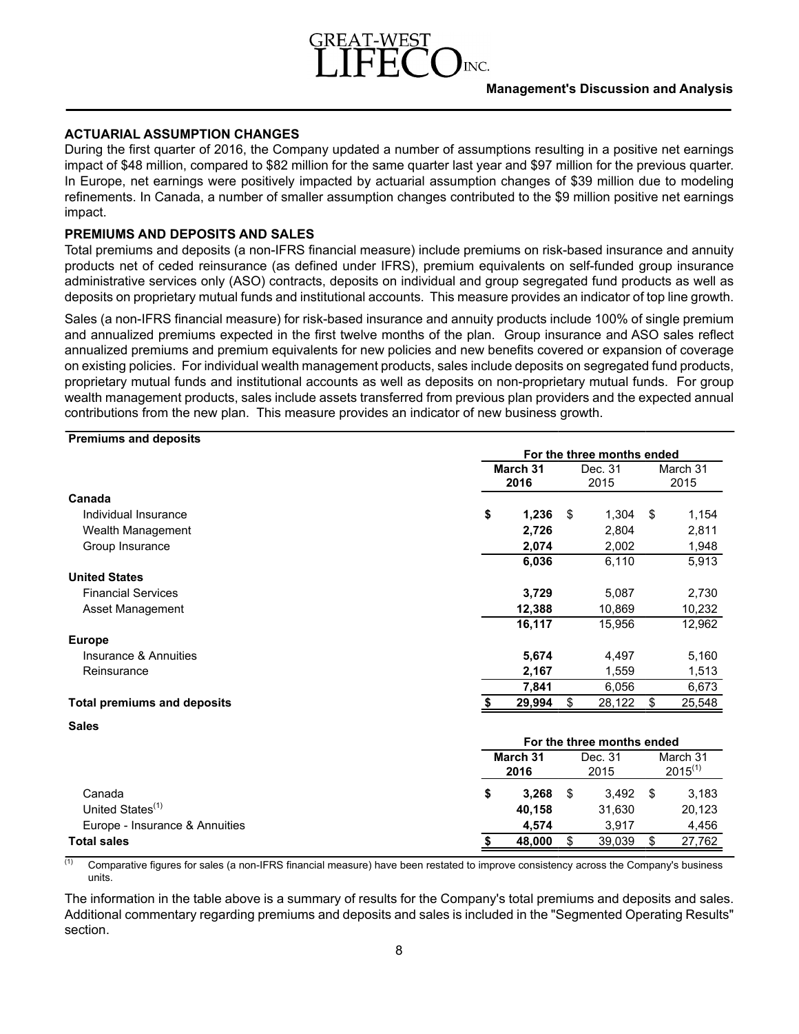## ACTUARIAL ASSUMPTION CHANGES

During the first quarter of 2016, the Company updated a number of assumptions resulting in a positive net earnings impact of $48 million, compared to $82 million for the same quarter last year and $97 million for the previous quarter. In Europe, net earnings were positively impacted by actuarial assumption changes of $39 million due to modeling refinements. In Canada, a number of smaller assumption changes contributed to the $9 million positive net earnings impact.

## PREMIUMS AND DEPOSITS AND SALES

Total premiums and deposits (a non-IFRS financial measure) include premiums on risk-based insurance and annuity products net of ceded reinsurance (as defined under IFRS), premium equivalents on self-funded group insurance administrative services only (ASO) contracts, deposits on individual and group segregated fund products as well as deposits on proprietary mutual funds and institutional accounts. This measure provides an indicator of top line growth.

Sales (a non-IFRS financial measure) for risk-based insurance and annuity products include 100% of single premium and annualized premiums expected in the first twelve months of the plan. Group insurance and ASO sales reflect annualized premiums and premium equivalents for new policies and new benefits covered or expansion of coverage on existing policies. For individual wealth management products, sales include deposits on segregated fund products, proprietary mutual funds and institutional accounts as well as deposits on non-proprietary mutual funds. For group wealth management products, sales include assets transferred from previous plan providers and the expected annual contributions from the new plan. This measure provides an indicator of new business growth.

**Premiums and deposits**

| | For the three months ended | | |
|---|---|---|---|
| | **March 31 2016** | Dec. 31 2015 | March 31 2015 |
| **Canada** | | | |
| Individual Insurance | **$ 1,236** | $ 1,304 | $ 1,154 |
| Wealth Management | **2,726** | 2,804 | 2,811 |
| Group Insurance | **2,074** | 2,002 | 1,948 |
| | **6,036** | 6,110 | 5,913 |
| **United States** | | | |
| Financial Services | **3,729** | 5,087 | 2,730 |
| Asset Management | **12,388** | 10,869 | 10,232 |
| | **16,117** | 15,956 | 12,962 |
| **Europe** | | | |
| Insurance & Annuities | **5,674** | 4,497 | 5,160 |
| Reinsurance | **2,167** | 1,559 | 1,513 |
| | **7,841** | 6,056 | 6,673 |
| **Total premiums and deposits** | **$ 29,994** | $ 28,122 | $ 25,548 |

**Sales**

| | For the three months ended | | |
|---|---|---|---|
| | **March 31 2016** | Dec. 31 2015 | March 31 2015[1] |
| Canada | **$ 3,268** | $ 3,492 | $ 3,183 |
| United States[1] | **40,158** | 31,630 | 20,123 |
| Europe - Insurance & Annuities | **4,574** | 3,917 | 4,456 |
| **Total sales** | **$ 48,000** | $ 39,039 | $ 27,762 |

[1] Comparative figures for sales (a non-IFRS financial measure) have been restated to improve consistency across the Company's business units.

The information in the table above is a summary of results for the Company's total premiums and deposits and sales. Additional commentary regarding premiums and deposits and sales is included in the "Segmented Operating Results" section.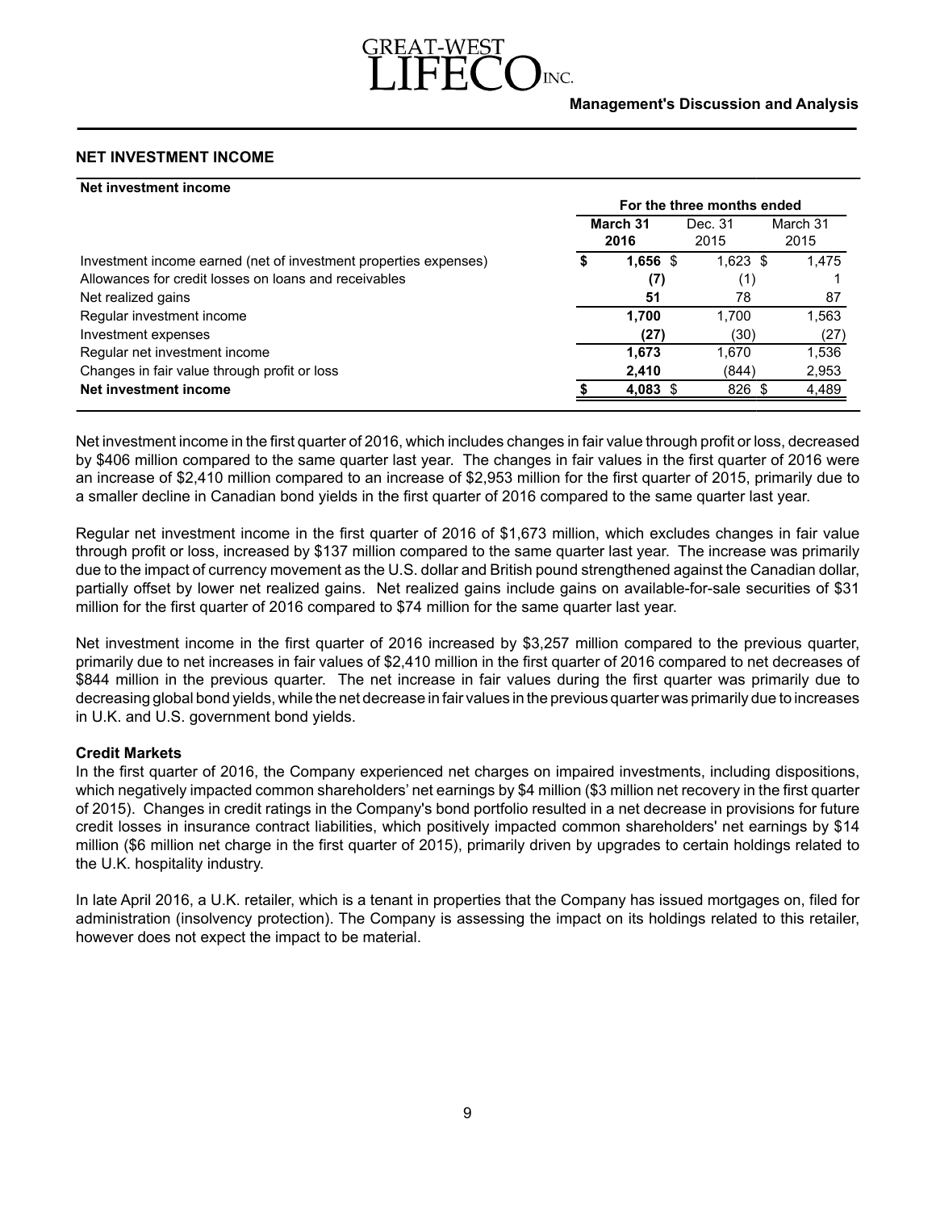## NET INVESTMENT INCOME

**Net investment income**

| | For the three months ended | | |
|---|---|---|---|
| | **March 31 2016** | Dec. 31 2015 | March 31 2015 |
| Investment income earned (net of investment properties expenses) | **$ 1,656** | $ 1,623 | $ 1,475 |
| Allowances for credit losses on loans and receivables | **(7)** | (1) | 1 |
| Net realized gains | **51** | 78 | 87 |
| Regular investment income | **1,700** | 1,700 | 1,563 |
| Investment expenses | **(27)** | (30) | (27) |
| Regular net investment income | **1,673** | 1,670 | 1,536 |
| Changes in fair value through profit or loss | **2,410** | (844) | 2,953 |
| **Net investment income** | **$ 4,083** | $ 826 | $ 4,489 |

Net investment income in the first quarter of 2016, which includes changes in fair value through profit or loss, decreased by $406 million compared to the same quarter last year. The changes in fair values in the first quarter of 2016 were an increase of $2,410 million compared to an increase of $2,953 million for the first quarter of 2015, primarily due to a smaller decline in Canadian bond yields in the first quarter of 2016 compared to the same quarter last year.

Regular net investment income in the first quarter of 2016 of $1,673 million, which excludes changes in fair value through profit or loss, increased by $137 million compared to the same quarter last year. The increase was primarily due to the impact of currency movement as the U.S. dollar and British pound strengthened against the Canadian dollar, partially offset by lower net realized gains. Net realized gains include gains on available-for-sale securities of $31 million for the first quarter of 2016 compared to $74 million for the same quarter last year.

Net investment income in the first quarter of 2016 increased by $3,257 million compared to the previous quarter, primarily due to net increases in fair values of $2,410 million in the first quarter of 2016 compared to net decreases of $844 million in the previous quarter. The net increase in fair values during the first quarter was primarily due to decreasing global bond yields, while the net decrease in fair values in the previous quarter was primarily due to increases in U.K. and U.S. government bond yields.

### Credit Markets

In the first quarter of 2016, the Company experienced net charges on impaired investments, including dispositions, which negatively impacted common shareholders' net earnings by $4 million ($3 million net recovery in the first quarter of 2015). Changes in credit ratings in the Company's bond portfolio resulted in a net decrease in provisions for future credit losses in insurance contract liabilities, which positively impacted common shareholders' net earnings by $14 million ($6 million net charge in the first quarter of 2015), primarily driven by upgrades to certain holdings related to the U.K. hospitality industry.

In late April 2016, a U.K. retailer, which is a tenant in properties that the Company has issued mortgages on, filed for administration (insolvency protection). The Company is assessing the impact on its holdings related to this retailer, however does not expect the impact to be material.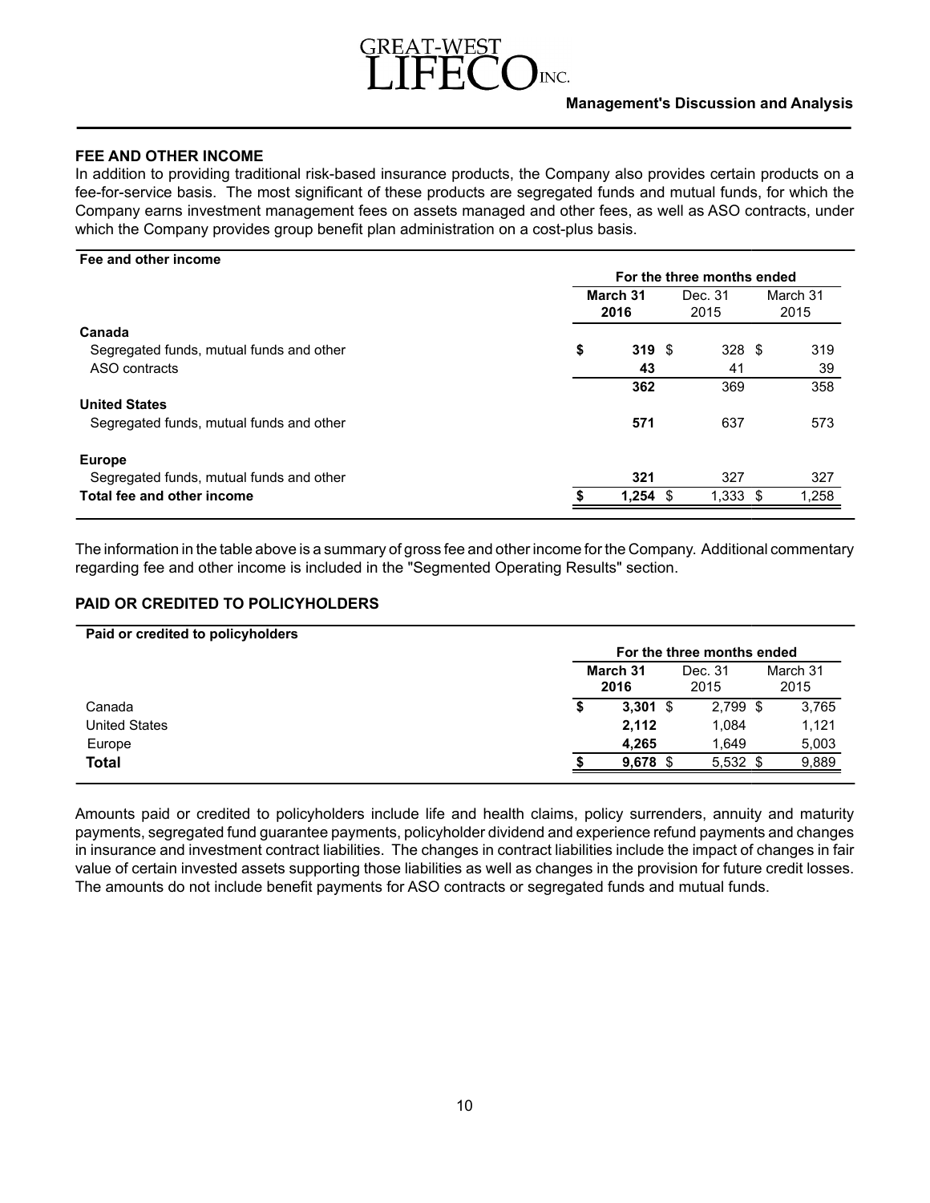## FEE AND OTHER INCOME

In addition to providing traditional risk-based insurance products, the Company also provides certain products on a fee-for-service basis. The most significant of these products are segregated funds and mutual funds, for which the Company earns investment management fees on assets managed and other fees, as well as ASO contracts, under which the Company provides group benefit plan administration on a cost-plus basis.

| Fee and other income | For the three months ended | | |
|---|---|---|---|
| | **March 31 2016** | Dec. 31 2015 | March 31 2015 |
| **Canada** | | | |
| Segregated funds, mutual funds and other | **$ 319** | $ 328 | $ 319 |
| ASO contracts | **43** | 41 | 39 |
| | **362** | 369 | 358 |
| **United States** | | | |
| Segregated funds, mutual funds and other | **571** | 637 | 573 |
| **Europe** | | | |
| Segregated funds, mutual funds and other | **321** | 327 | 327 |
| **Total fee and other income** | **$ 1,254** | $ 1,333 | $ 1,258 |

The information in the table above is a summary of gross fee and other income for the Company. Additional commentary regarding fee and other income is included in the "Segmented Operating Results" section.

## PAID OR CREDITED TO POLICYHOLDERS

| Paid or credited to policyholders | For the three months ended | | |
|---|---|---|---|
| | **March 31 2016** | Dec. 31 2015 | March 31 2015 |
| Canada | **$ 3,301** | $ 2,799 | $ 3,765 |
| United States | **2,112** | 1,084 | 1,121 |
| Europe | **4,265** | 1,649 | 5,003 |
| **Total** | **$ 9,678** | $ 5,532 | $ 9,889 |

Amounts paid or credited to policyholders include life and health claims, policy surrenders, annuity and maturity payments, segregated fund guarantee payments, policyholder dividend and experience refund payments and changes in insurance and investment contract liabilities. The changes in contract liabilities include the impact of changes in fair value of certain invested assets supporting those liabilities as well as changes in the provision for future credit losses. The amounts do not include benefit payments for ASO contracts or segregated funds and mutual funds.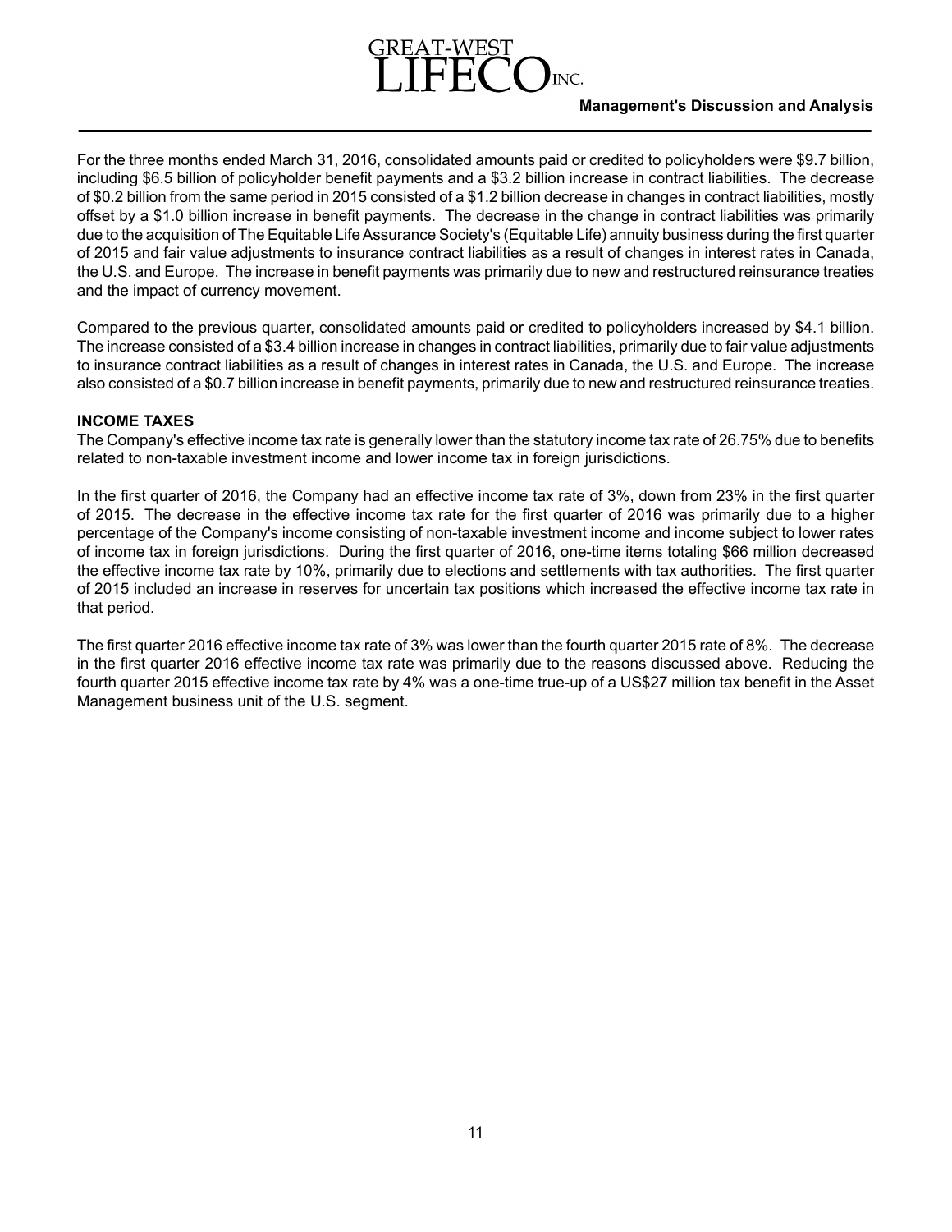For the three months ended March 31, 2016, consolidated amounts paid or credited to policyholders were $9.7 billion, including $6.5 billion of policyholder benefit payments and a $3.2 billion increase in contract liabilities. The decrease of $0.2 billion from the same period in 2015 consisted of a $1.2 billion decrease in changes in contract liabilities, mostly offset by a $1.0 billion increase in benefit payments. The decrease in the change in contract liabilities was primarily due to the acquisition of The Equitable Life Assurance Society's (Equitable Life) annuity business during the first quarter of 2015 and fair value adjustments to insurance contract liabilities as a result of changes in interest rates in Canada, the U.S. and Europe. The increase in benefit payments was primarily due to new and restructured reinsurance treaties and the impact of currency movement.

Compared to the previous quarter, consolidated amounts paid or credited to policyholders increased by $4.1 billion. The increase consisted of a $3.4 billion increase in changes in contract liabilities, primarily due to fair value adjustments to insurance contract liabilities as a result of changes in interest rates in Canada, the U.S. and Europe. The increase also consisted of a $0.7 billion increase in benefit payments, primarily due to new and restructured reinsurance treaties.

**INCOME TAXES**

The Company's effective income tax rate is generally lower than the statutory income tax rate of 26.75% due to benefits related to non-taxable investment income and lower income tax in foreign jurisdictions.

In the first quarter of 2016, the Company had an effective income tax rate of 3%, down from 23% in the first quarter of 2015. The decrease in the effective income tax rate for the first quarter of 2016 was primarily due to a higher percentage of the Company's income consisting of non-taxable investment income and income subject to lower rates of income tax in foreign jurisdictions. During the first quarter of 2016, one-time items totaling $66 million decreased the effective income tax rate by 10%, primarily due to elections and settlements with tax authorities. The first quarter of 2015 included an increase in reserves for uncertain tax positions which increased the effective income tax rate in that period.

The first quarter 2016 effective income tax rate of 3% was lower than the fourth quarter 2015 rate of 8%. The decrease in the first quarter 2016 effective income tax rate was primarily due to the reasons discussed above. Reducing the fourth quarter 2015 effective income tax rate by 4% was a one-time true-up of a US$27 million tax benefit in the Asset Management business unit of the U.S. segment.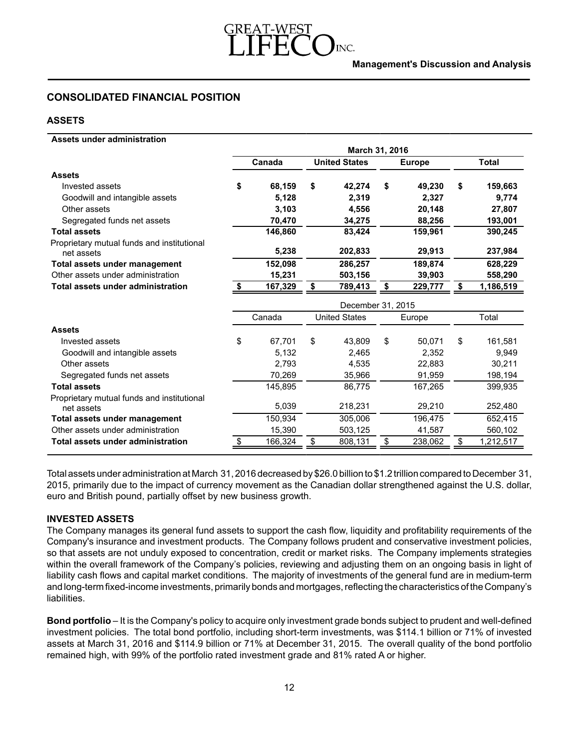## CONSOLIDATED FINANCIAL POSITION

### ASSETS

**Assets under administration**

| | March 31, 2016 | | | |
|---|---|---|---|---|
| | **Canada** | **United States** | **Europe** | **Total** |
| **Assets** | | | | |
| Invested assets | **$ 68,159** | **$ 42,274** | **$ 49,230** | **$ 159,663** |
| Goodwill and intangible assets | **5,128** | **2,319** | **2,327** | **9,774** |
| Other assets | **3,103** | **4,556** | **20,148** | **27,807** |
| Segregated funds net assets | **70,470** | **34,275** | **88,256** | **193,001** |
| **Total assets** | **146,860** | **83,424** | **159,961** | **390,245** |
| Proprietary mutual funds and institutional net assets | **5,238** | **202,833** | **29,913** | **237,984** |
| **Total assets under management** | **152,098** | **286,257** | **189,874** | **628,229** |
| Other assets under administration | **15,231** | **503,156** | **39,903** | **558,290** |
| **Total assets under administration** | **$ 167,329** | **$ 789,413** | **$ 229,777** | **$ 1,186,519** |

| | December 31, 2015 | | | |
|---|---|---|---|---|
| | Canada | United States | Europe | Total |
| **Assets** | | | | |
| Invested assets | $ 67,701 | $ 43,809 | $ 50,071 | $ 161,581 |
| Goodwill and intangible assets | 5,132 | 2,465 | 2,352 | 9,949 |
| Other assets | 2,793 | 4,535 | 22,883 | 30,211 |
| Segregated funds net assets | 70,269 | 35,966 | 91,959 | 198,194 |
| **Total assets** | 145,895 | 86,775 | 167,265 | 399,935 |
| Proprietary mutual funds and institutional net assets | 5,039 | 218,231 | 29,210 | 252,480 |
| **Total assets under management** | 150,934 | 305,006 | 196,475 | 652,415 |
| Other assets under administration | 15,390 | 503,125 | 41,587 | 560,102 |
| **Total assets under administration** | $ 166,324 | $ 808,131 | $ 238,062 | $ 1,212,517 |

Total assets under administration at March 31, 2016 decreased by $26.0 billion to $1.2 trillion compared to December 31, 2015, primarily due to the impact of currency movement as the Canadian dollar strengthened against the U.S. dollar, euro and British pound, partially offset by new business growth.

### INVESTED ASSETS

The Company manages its general fund assets to support the cash flow, liquidity and profitability requirements of the Company's insurance and investment products. The Company follows prudent and conservative investment policies, so that assets are not unduly exposed to concentration, credit or market risks. The Company implements strategies within the overall framework of the Company's policies, reviewing and adjusting them on an ongoing basis in light of liability cash flows and capital market conditions. The majority of investments of the general fund are in medium-term and long-term fixed-income investments, primarily bonds and mortgages, reflecting the characteristics of the Company's liabilities.

**Bond portfolio** – It is the Company's policy to acquire only investment grade bonds subject to prudent and well-defined investment policies. The total bond portfolio, including short-term investments, was $114.1 billion or 71% of invested assets at March 31, 2016 and $114.9 billion or 71% at December 31, 2015. The overall quality of the bond portfolio remained high, with 99% of the portfolio rated investment grade and 81% rated A or higher.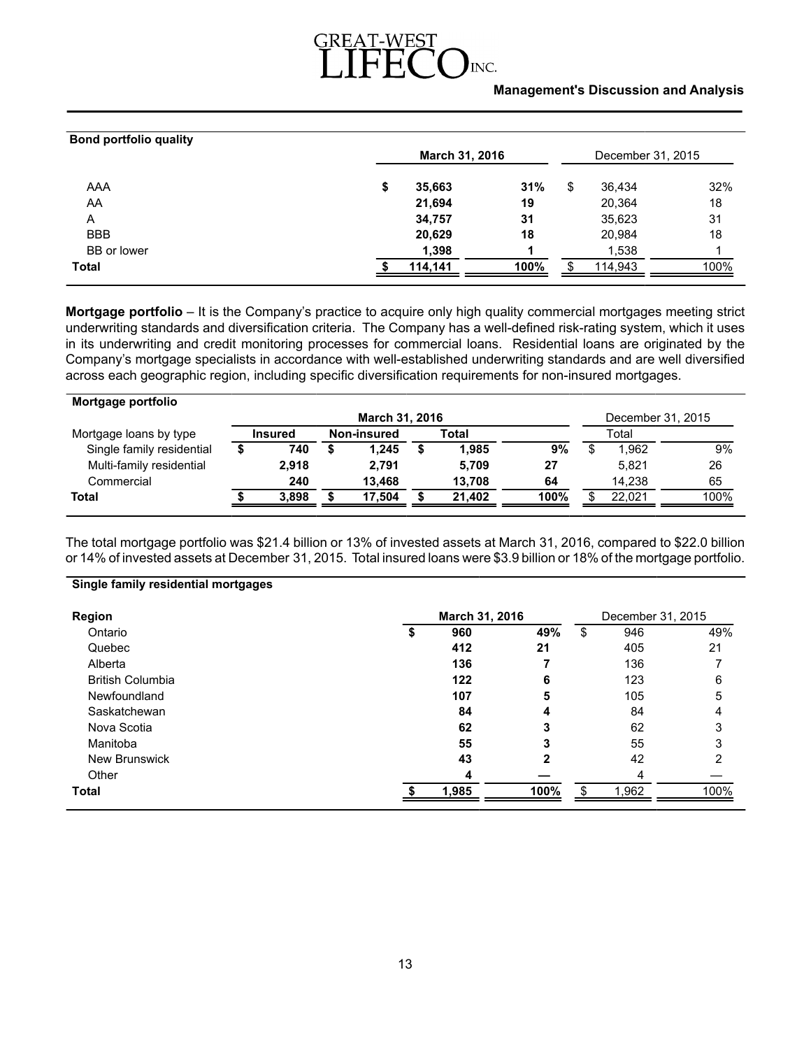**Bond portfolio quality**

| | March 31, 2016 | | December 31, 2015 | |
|---|---|---|---|---|
| AAA | $ 35,663 | 31% | $ 36,434 | 32% |
| AA | 21,694 | 19 | 20,364 | 18 |
| A | 34,757 | 31 | 35,623 | 31 |
| BBB | 20,629 | 18 | 20,984 | 18 |
| BB or lower | 1,398 | 1 | 1,538 | 1 |
| **Total** | $ 114,141 | 100% | $ 114,943 | 100% |

**Mortgage portfolio** – It is the Company's practice to acquire only high quality commercial mortgages meeting strict underwriting standards and diversification criteria. The Company has a well-defined risk-rating system, which it uses in its underwriting and credit monitoring processes for commercial loans. Residential loans are originated by the Company's mortgage specialists in accordance with well-established underwriting standards and are well diversified across each geographic region, including specific diversification requirements for non-insured mortgages.

**Mortgage portfolio**

| | March 31, 2016 | | | | December 31, 2015 | |
|---|---|---|---|---|---|---|
| Mortgage loans by type | Insured | Non-insured | Total | | Total | |
| Single family residential | $ 740 | $ 1,245 | $ 1,985 | 9% | $ 1,962 | 9% |
| Multi-family residential | 2,918 | 2,791 | 5,709 | 27 | 5,821 | 26 |
| Commercial | 240 | 13,468 | 13,708 | 64 | 14,238 | 65 |
| **Total** | $ 3,898 | $ 17,504 | $ 21,402 | 100% | $ 22,021 | 100% |

The total mortgage portfolio was $21.4 billion or 13% of invested assets at March 31, 2016, compared to $22.0 billion or 14% of invested assets at December 31, 2015. Total insured loans were $3.9 billion or 18% of the mortgage portfolio.

**Single family residential mortgages**

| Region | March 31, 2016 | | December 31, 2015 | |
|---|---|---|---|---|
| Ontario | $ 960 | 49% | $ 946 | 49% |
| Quebec | 412 | 21 | 405 | 21 |
| Alberta | 136 | 7 | 136 | 7 |
| British Columbia | 122 | 6 | 123 | 6 |
| Newfoundland | 107 | 5 | 105 | 5 |
| Saskatchewan | 84 | 4 | 84 | 4 |
| Nova Scotia | 62 | 3 | 62 | 3 |
| Manitoba | 55 | 3 | 55 | 3 |
| New Brunswick | 43 | 2 | 42 | 2 |
| Other | 4 | — | 4 | — |
| **Total** | $ 1,985 | 100% | $ 1,962 | 100% |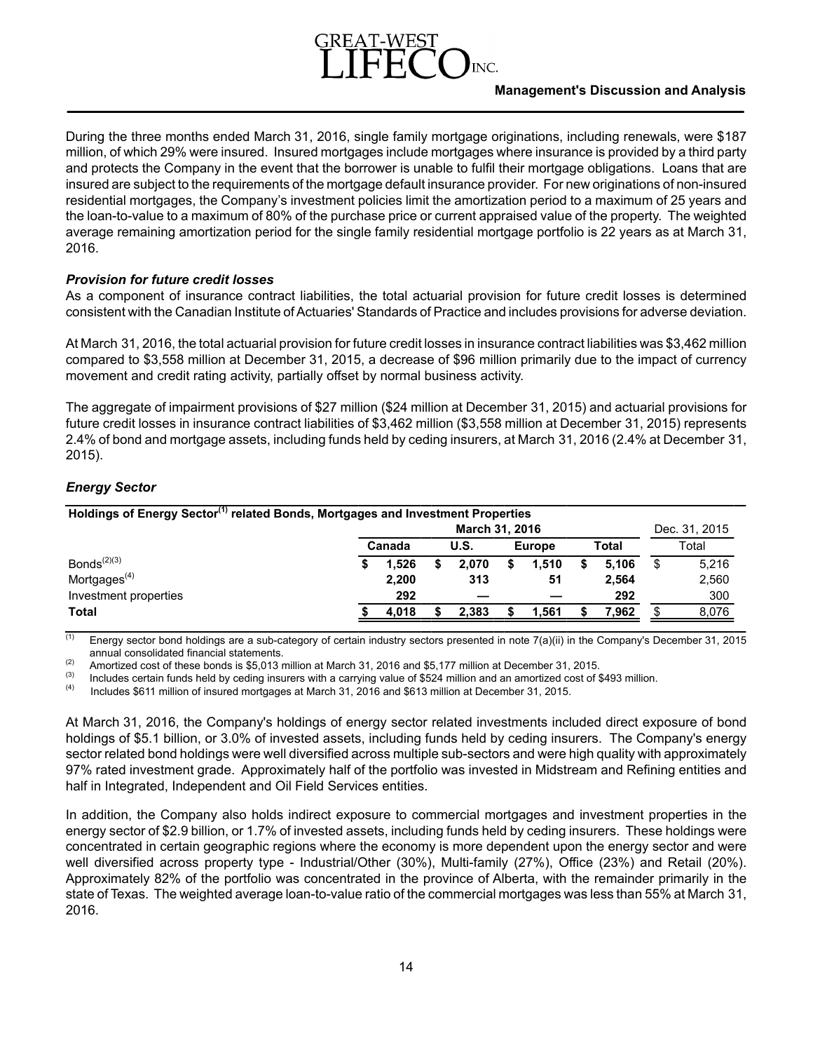During the three months ended March 31, 2016, single family mortgage originations, including renewals, were $187 million, of which 29% were insured. Insured mortgages include mortgages where insurance is provided by a third party and protects the Company in the event that the borrower is unable to fulfil their mortgage obligations. Loans that are insured are subject to the requirements of the mortgage default insurance provider. For new originations of non-insured residential mortgages, the Company's investment policies limit the amortization period to a maximum of 25 years and the loan-to-value to a maximum of 80% of the purchase price or current appraised value of the property. The weighted average remaining amortization period for the single family residential mortgage portfolio is 22 years as at March 31, 2016.

### *Provision for future credit losses*

As a component of insurance contract liabilities, the total actuarial provision for future credit losses is determined consistent with the Canadian Institute of Actuaries' Standards of Practice and includes provisions for adverse deviation.

At March 31, 2016, the total actuarial provision for future credit losses in insurance contract liabilities was $3,462 million compared to $3,558 million at December 31, 2015, a decrease of $96 million primarily due to the impact of currency movement and credit rating activity, partially offset by normal business activity.

The aggregate of impairment provisions of $27 million ($24 million at December 31, 2015) and actuarial provisions for future credit losses in insurance contract liabilities of $3,462 million ($3,558 million at December 31, 2015) represents 2.4% of bond and mortgage assets, including funds held by ceding insurers, at March 31, 2016 (2.4% at December 31, 2015).

### *Energy Sector*

**Holdings of Energy Sector[(1)] related Bonds, Mortgages and Investment Properties**

| | March 31, 2016 | | | | Dec. 31, 2015 |
|---|---|---|---|---|---|
| | **Canada** | **U.S.** | **Europe** | **Total** | Total |
| Bonds[(2)(3)] | **$ 1,526** | **$ 2,070** | **$ 1,510** | **$ 5,106** | $ 5,216 |
| Mortgages[(4)] | **2,200** | **313** | **51** | **2,564** | 2,560 |
| Investment properties | **292** | **—** | **—** | **292** | 300 |
| **Total** | **$ 4,018** | **$ 2,383** | **$ 1,561** | **$ 7,962** | $ 8,076 |

(1) Energy sector bond holdings are a sub-category of certain industry sectors presented in note 7(a)(ii) in the Company's December 31, 2015 annual consolidated financial statements.
(2) Amortized cost of these bonds is $5,013 million at March 31, 2016 and $5,177 million at December 31, 2015.
(3) Includes certain funds held by ceding insurers with a carrying value of $524 million and an amortized cost of $493 million.
(4) Includes $611 million of insured mortgages at March 31, 2016 and $613 million at December 31, 2015.

At March 31, 2016, the Company's holdings of energy sector related investments included direct exposure of bond holdings of $5.1 billion, or 3.0% of invested assets, including funds held by ceding insurers. The Company's energy sector related bond holdings were well diversified across multiple sub-sectors and were high quality with approximately 97% rated investment grade. Approximately half of the portfolio was invested in Midstream and Refining entities and half in Integrated, Independent and Oil Field Services entities.

In addition, the Company also holds indirect exposure to commercial mortgages and investment properties in the energy sector of $2.9 billion, or 1.7% of invested assets, including funds held by ceding insurers. These holdings were concentrated in certain geographic regions where the economy is more dependent upon the energy sector and were well diversified across property type - Industrial/Other (30%), Multi-family (27%), Office (23%) and Retail (20%). Approximately 82% of the portfolio was concentrated in the province of Alberta, with the remainder primarily in the state of Texas. The weighted average loan-to-value ratio of the commercial mortgages was less than 55% at March 31, 2016.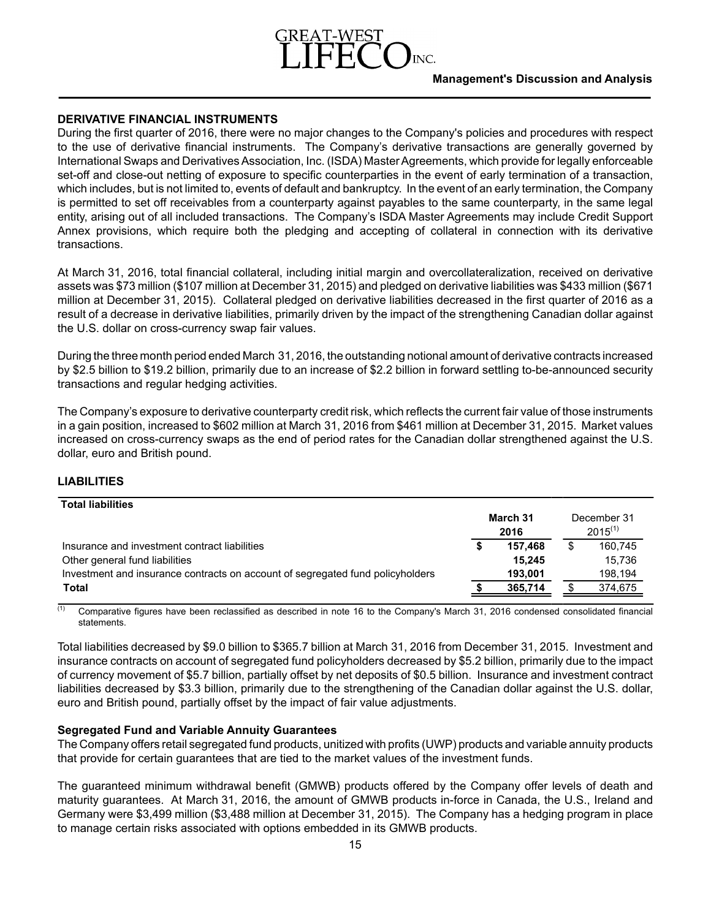## DERIVATIVE FINANCIAL INSTRUMENTS

During the first quarter of 2016, there were no major changes to the Company's policies and procedures with respect to the use of derivative financial instruments. The Company's derivative transactions are generally governed by International Swaps and Derivatives Association, Inc. (ISDA) Master Agreements, which provide for legally enforceable set-off and close-out netting of exposure to specific counterparties in the event of early termination of a transaction, which includes, but is not limited to, events of default and bankruptcy. In the event of an early termination, the Company is permitted to set off receivables from a counterparty against payables to the same counterparty, in the same legal entity, arising out of all included transactions. The Company's ISDA Master Agreements may include Credit Support Annex provisions, which require both the pledging and accepting of collateral in connection with its derivative transactions.

At March 31, 2016, total financial collateral, including initial margin and overcollateralization, received on derivative assets was $73 million ($107 million at December 31, 2015) and pledged on derivative liabilities was $433 million ($671 million at December 31, 2015). Collateral pledged on derivative liabilities decreased in the first quarter of 2016 as a result of a decrease in derivative liabilities, primarily driven by the impact of the strengthening Canadian dollar against the U.S. dollar on cross-currency swap fair values.

During the three month period ended March 31, 2016, the outstanding notional amount of derivative contracts increased by $2.5 billion to $19.2 billion, primarily due to an increase of $2.2 billion in forward settling to-be-announced security transactions and regular hedging activities.

The Company's exposure to derivative counterparty credit risk, which reflects the current fair value of those instruments in a gain position, increased to $602 million at March 31, 2016 from $461 million at December 31, 2015. Market values increased on cross-currency swaps as the end of period rates for the Canadian dollar strengthened against the U.S. dollar, euro and British pound.

## LIABILITIES

| **Total liabilities** | **March 31 2016** | December 31 2015[1] |
|---|---|---|
| Insurance and investment contract liabilities | **$ 157,468** | $ 160,745 |
| Other general fund liabilities | **15,245** | 15,736 |
| Investment and insurance contracts on account of segregated fund policyholders | **193,001** | 198,194 |
| **Total** | **$ 365,714** | $ 374,675 |

(1) Comparative figures have been reclassified as described in note 16 to the Company's March 31, 2016 condensed consolidated financial statements.

Total liabilities decreased by $9.0 billion to $365.7 billion at March 31, 2016 from December 31, 2015. Investment and insurance contracts on account of segregated fund policyholders decreased by $5.2 billion, primarily due to the impact of currency movement of $5.7 billion, partially offset by net deposits of $0.5 billion. Insurance and investment contract liabilities decreased by $3.3 billion, primarily due to the strengthening of the Canadian dollar against the U.S. dollar, euro and British pound, partially offset by the impact of fair value adjustments.

### Segregated Fund and Variable Annuity Guarantees

The Company offers retail segregated fund products, unitized with profits (UWP) products and variable annuity products that provide for certain guarantees that are tied to the market values of the investment funds.

The guaranteed minimum withdrawal benefit (GMWB) products offered by the Company offer levels of death and maturity guarantees. At March 31, 2016, the amount of GMWB products in-force in Canada, the U.S., Ireland and Germany were $3,499 million ($3,488 million at December 31, 2015). The Company has a hedging program in place to manage certain risks associated with options embedded in its GMWB products.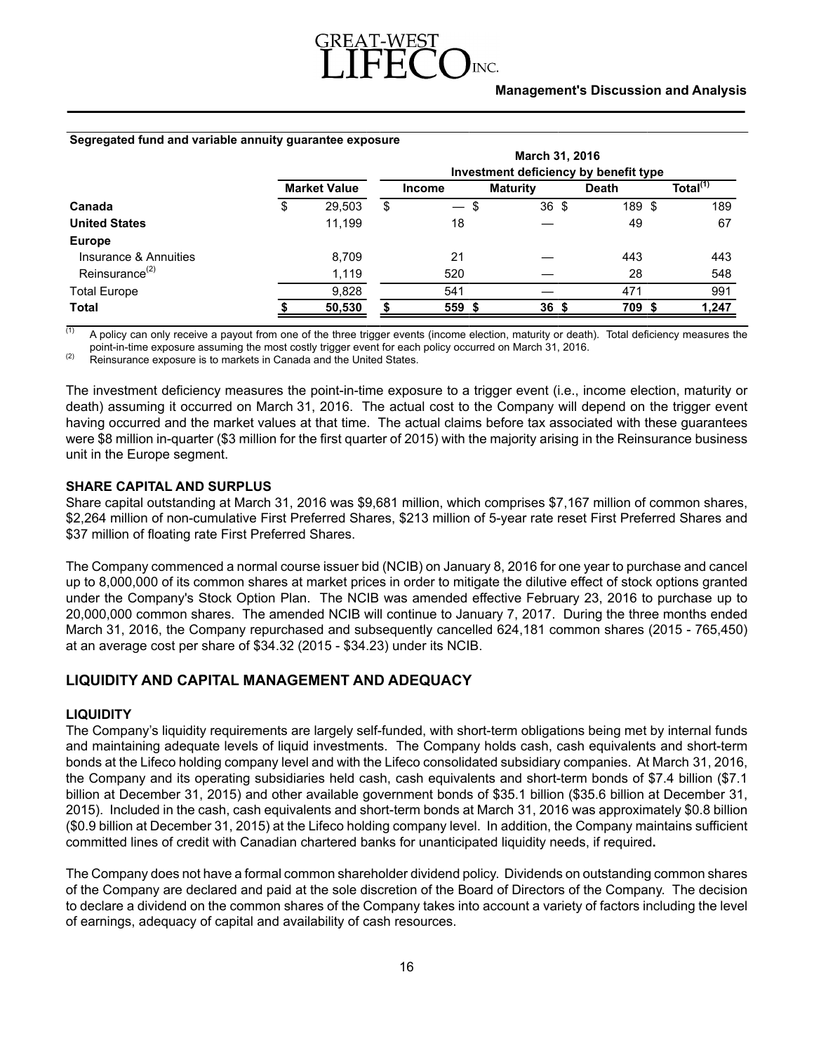**Segregated fund and variable annuity guarantee exposure**

| | | March 31, 2016 | | | |
|---|---|---|---|---|---|
| | | Investment deficiency by benefit type | | | |
| | Market Value | Income | Maturity | Death | Total[(1)] |
| **Canada** | $ 29,503 | $ — | $ 36 | $ 189 | $ 189 |
| **United States** | 11,199 | 18 | — | 49 | 67 |
| **Europe** | | | | | |
| Insurance & Annuities | 8,709 | 21 | — | 443 | 443 |
| Reinsurance[(2)] | 1,119 | 520 | — | 28 | 548 |
| Total Europe | 9,828 | 541 | — | 471 | 991 |
| **Total** | **$ 50,530** | **$ 559** | **$ 36** | **$ 709** | **$ 1,247** |

(1) A policy can only receive a payout from one of the three trigger events (income election, maturity or death). Total deficiency measures the point-in-time exposure assuming the most costly trigger event for each policy occurred on March 31, 2016.

(2) Reinsurance exposure is to markets in Canada and the United States.

The investment deficiency measures the point-in-time exposure to a trigger event (i.e., income election, maturity or death) assuming it occurred on March 31, 2016. The actual cost to the Company will depend on the trigger event having occurred and the market values at that time. The actual claims before tax associated with these guarantees were $8 million in-quarter ($3 million for the first quarter of 2015) with the majority arising in the Reinsurance business unit in the Europe segment.

### SHARE CAPITAL AND SURPLUS

Share capital outstanding at March 31, 2016 was $9,681 million, which comprises $7,167 million of common shares, $2,264 million of non-cumulative First Preferred Shares, $213 million of 5-year rate reset First Preferred Shares and $37 million of floating rate First Preferred Shares.

The Company commenced a normal course issuer bid (NCIB) on January 8, 2016 for one year to purchase and cancel up to 8,000,000 of its common shares at market prices in order to mitigate the dilutive effect of stock options granted under the Company's Stock Option Plan. The NCIB was amended effective February 23, 2016 to purchase up to 20,000,000 common shares. The amended NCIB will continue to January 7, 2017. During the three months ended March 31, 2016, the Company repurchased and subsequently cancelled 624,181 common shares (2015 - 765,450) at an average cost per share of $34.32 (2015 - $34.23) under its NCIB.

## LIQUIDITY AND CAPITAL MANAGEMENT AND ADEQUACY

### LIQUIDITY

The Company's liquidity requirements are largely self-funded, with short-term obligations being met by internal funds and maintaining adequate levels of liquid investments. The Company holds cash, cash equivalents and short-term bonds at the Lifeco holding company level and with the Lifeco consolidated subsidiary companies. At March 31, 2016, the Company and its operating subsidiaries held cash, cash equivalents and short-term bonds of $7.4 billion ($7.1 billion at December 31, 2015) and other available government bonds of $35.1 billion ($35.6 billion at December 31, 2015). Included in the cash, cash equivalents and short-term bonds at March 31, 2016 was approximately $0.8 billion ($0.9 billion at December 31, 2015) at the Lifeco holding company level. In addition, the Company maintains sufficient committed lines of credit with Canadian chartered banks for unanticipated liquidity needs, if required.

The Company does not have a formal common shareholder dividend policy. Dividends on outstanding common shares of the Company are declared and paid at the sole discretion of the Board of Directors of the Company. The decision to declare a dividend on the common shares of the Company takes into account a variety of factors including the level of earnings, adequacy of capital and availability of cash resources.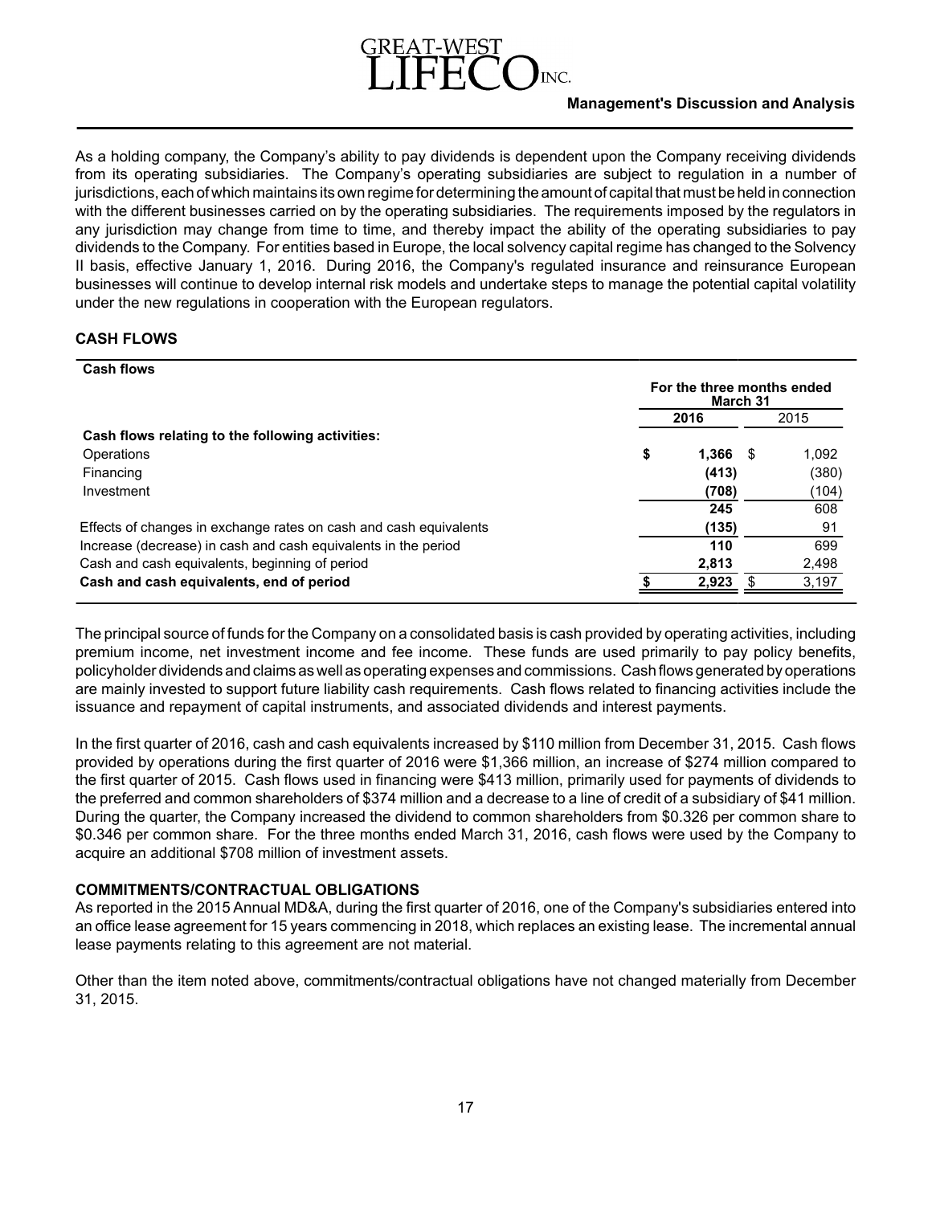As a holding company, the Company's ability to pay dividends is dependent upon the Company receiving dividends from its operating subsidiaries. The Company's operating subsidiaries are subject to regulation in a number of jurisdictions, each of which maintains its own regime for determining the amount of capital that must be held in connection with the different businesses carried on by the operating subsidiaries. The requirements imposed by the regulators in any jurisdiction may change from time to time, and thereby impact the ability of the operating subsidiaries to pay dividends to the Company. For entities based in Europe, the local solvency capital regime has changed to the Solvency II basis, effective January 1, 2016. During 2016, the Company's regulated insurance and reinsurance European businesses will continue to develop internal risk models and undertake steps to manage the potential capital volatility under the new regulations in cooperation with the European regulators.

## CASH FLOWS

| **Cash flows** | **For the three months ended March 31** | |
|---|---|---|
| | **2016** | 2015 |
| **Cash flows relating to the following activities:** | | |
| Operations | **$ 1,366** | $ 1,092 |
| Financing | **(413)** | (380) |
| Investment | **(708)** | (104) |
| | **245** | 608 |
| Effects of changes in exchange rates on cash and cash equivalents | **(135)** | 91 |
| Increase (decrease) in cash and cash equivalents in the period | **110** | 699 |
| Cash and cash equivalents, beginning of period | **2,813** | 2,498 |
| **Cash and cash equivalents, end of period** | **$ 2,923** | $ 3,197 |

The principal source of funds for the Company on a consolidated basis is cash provided by operating activities, including premium income, net investment income and fee income. These funds are used primarily to pay policy benefits, policyholder dividends and claims as well as operating expenses and commissions. Cash flows generated by operations are mainly invested to support future liability cash requirements. Cash flows related to financing activities include the issuance and repayment of capital instruments, and associated dividends and interest payments.

In the first quarter of 2016, cash and cash equivalents increased by $110 million from December 31, 2015. Cash flows provided by operations during the first quarter of 2016 were $1,366 million, an increase of $274 million compared to the first quarter of 2015. Cash flows used in financing were $413 million, primarily used for payments of dividends to the preferred and common shareholders of $374 million and a decrease to a line of credit of a subsidiary of $41 million. During the quarter, the Company increased the dividend to common shareholders from $0.326 per common share to $0.346 per common share. For the three months ended March 31, 2016, cash flows were used by the Company to acquire an additional $708 million of investment assets.

## COMMITMENTS/CONTRACTUAL OBLIGATIONS

As reported in the 2015 Annual MD&A, during the first quarter of 2016, one of the Company's subsidiaries entered into an office lease agreement for 15 years commencing in 2018, which replaces an existing lease. The incremental annual lease payments relating to this agreement are not material.

Other than the item noted above, commitments/contractual obligations have not changed materially from December 31, 2015.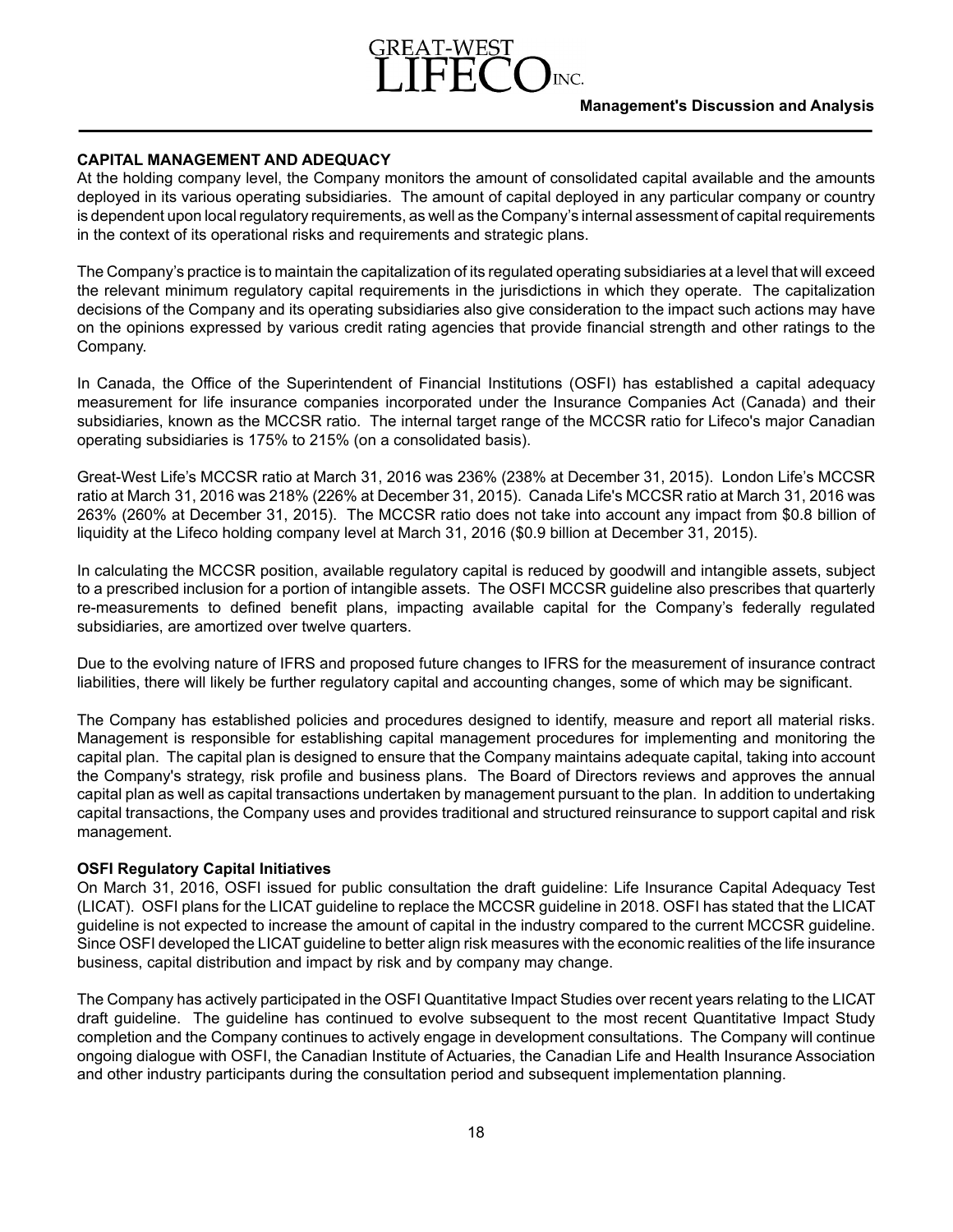## CAPITAL MANAGEMENT AND ADEQUACY

At the holding company level, the Company monitors the amount of consolidated capital available and the amounts deployed in its various operating subsidiaries. The amount of capital deployed in any particular company or country is dependent upon local regulatory requirements, as well as the Company's internal assessment of capital requirements in the context of its operational risks and requirements and strategic plans.

The Company's practice is to maintain the capitalization of its regulated operating subsidiaries at a level that will exceed the relevant minimum regulatory capital requirements in the jurisdictions in which they operate. The capitalization decisions of the Company and its operating subsidiaries also give consideration to the impact such actions may have on the opinions expressed by various credit rating agencies that provide financial strength and other ratings to the Company.

In Canada, the Office of the Superintendent of Financial Institutions (OSFI) has established a capital adequacy measurement for life insurance companies incorporated under the Insurance Companies Act (Canada) and their subsidiaries, known as the MCCSR ratio. The internal target range of the MCCSR ratio for Lifeco's major Canadian operating subsidiaries is 175% to 215% (on a consolidated basis).

Great-West Life's MCCSR ratio at March 31, 2016 was 236% (238% at December 31, 2015). London Life's MCCSR ratio at March 31, 2016 was 218% (226% at December 31, 2015). Canada Life's MCCSR ratio at March 31, 2016 was 263% (260% at December 31, 2015). The MCCSR ratio does not take into account any impact from $0.8 billion of liquidity at the Lifeco holding company level at March 31, 2016 ($0.9 billion at December 31, 2015).

In calculating the MCCSR position, available regulatory capital is reduced by goodwill and intangible assets, subject to a prescribed inclusion for a portion of intangible assets. The OSFI MCCSR guideline also prescribes that quarterly re-measurements to defined benefit plans, impacting available capital for the Company's federally regulated subsidiaries, are amortized over twelve quarters.

Due to the evolving nature of IFRS and proposed future changes to IFRS for the measurement of insurance contract liabilities, there will likely be further regulatory capital and accounting changes, some of which may be significant.

The Company has established policies and procedures designed to identify, measure and report all material risks. Management is responsible for establishing capital management procedures for implementing and monitoring the capital plan. The capital plan is designed to ensure that the Company maintains adequate capital, taking into account the Company's strategy, risk profile and business plans. The Board of Directors reviews and approves the annual capital plan as well as capital transactions undertaken by management pursuant to the plan. In addition to undertaking capital transactions, the Company uses and provides traditional and structured reinsurance to support capital and risk management.

### OSFI Regulatory Capital Initiatives

On March 31, 2016, OSFI issued for public consultation the draft guideline: Life Insurance Capital Adequacy Test (LICAT). OSFI plans for the LICAT guideline to replace the MCCSR guideline in 2018. OSFI has stated that the LICAT guideline is not expected to increase the amount of capital in the industry compared to the current MCCSR guideline. Since OSFI developed the LICAT guideline to better align risk measures with the economic realities of the life insurance business, capital distribution and impact by risk and by company may change.

The Company has actively participated in the OSFI Quantitative Impact Studies over recent years relating to the LICAT draft guideline. The guideline has continued to evolve subsequent to the most recent Quantitative Impact Study completion and the Company continues to actively engage in development consultations. The Company will continue ongoing dialogue with OSFI, the Canadian Institute of Actuaries, the Canadian Life and Health Insurance Association and other industry participants during the consultation period and subsequent implementation planning.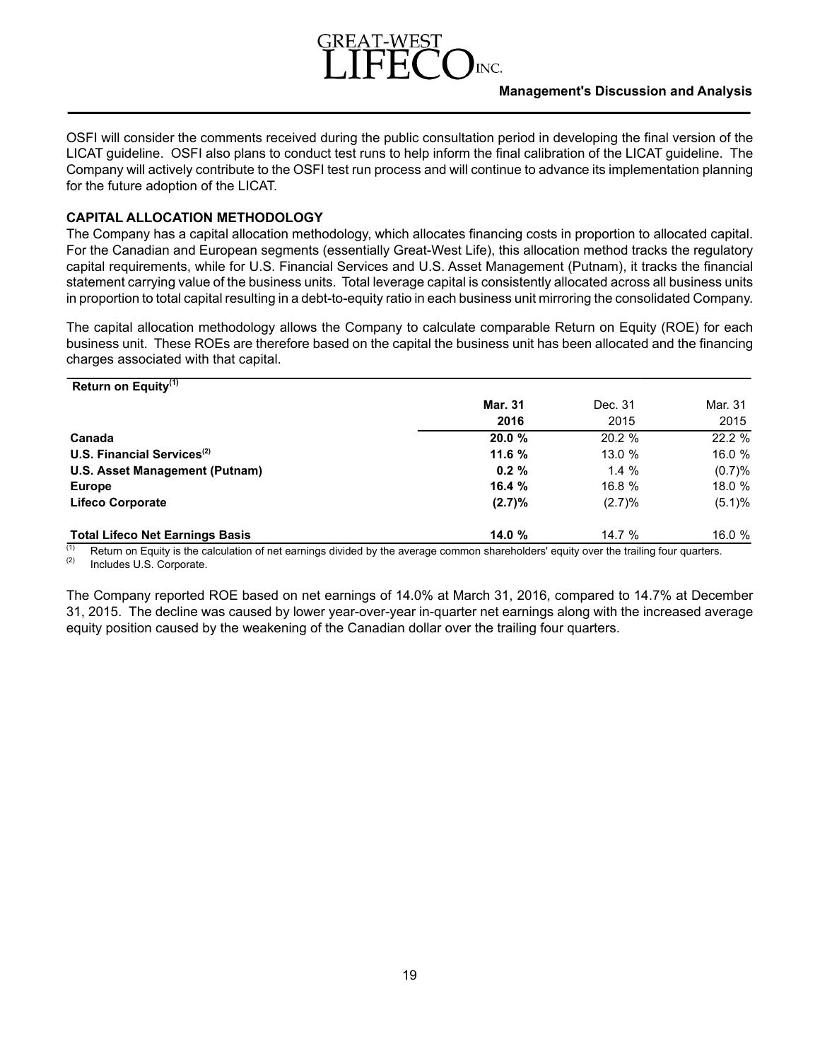OSFI will consider the comments received during the public consultation period in developing the final version of the LICAT guideline. OSFI also plans to conduct test runs to help inform the final calibration of the LICAT guideline. The Company will actively contribute to the OSFI test run process and will continue to advance its implementation planning for the future adoption of the LICAT.

### CAPITAL ALLOCATION METHODOLOGY

The Company has a capital allocation methodology, which allocates financing costs in proportion to allocated capital. For the Canadian and European segments (essentially Great-West Life), this allocation method tracks the regulatory capital requirements, while for U.S. Financial Services and U.S. Asset Management (Putnam), it tracks the financial statement carrying value of the business units. Total leverage capital is consistently allocated across all business units in proportion to total capital resulting in a debt-to-equity ratio in each business unit mirroring the consolidated Company.

The capital allocation methodology allows the Company to calculate comparable Return on Equity (ROE) for each business unit. These ROEs are therefore based on the capital the business unit has been allocated and the financing charges associated with that capital.

| **Return on Equity**[1] | **Mar. 31 2016** | Dec. 31 2015 | Mar. 31 2015 |
|---|---|---|---|
| **Canada** | **20.0 %** | 20.2 % | 22.2 % |
| **U.S. Financial Services**[2] | **11.6 %** | 13.0 % | 16.0 % |
| **U.S. Asset Management (Putnam)** | **0.2 %** | 1.4 % | (0.7)% |
| **Europe** | **16.4 %** | 16.8 % | 18.0 % |
| **Lifeco Corporate** | **(2.7)%** | (2.7)% | (5.1)% |
| **Total Lifeco Net Earnings Basis** | **14.0 %** | 14.7 % | 16.0 % |

(1) Return on Equity is the calculation of net earnings divided by the average common shareholders' equity over the trailing four quarters.
(2) Includes U.S. Corporate.

The Company reported ROE based on net earnings of 14.0% at March 31, 2016, compared to 14.7% at December 31, 2015. The decline was caused by lower year-over-year in-quarter net earnings along with the increased average equity position caused by the weakening of the Canadian dollar over the trailing four quarters.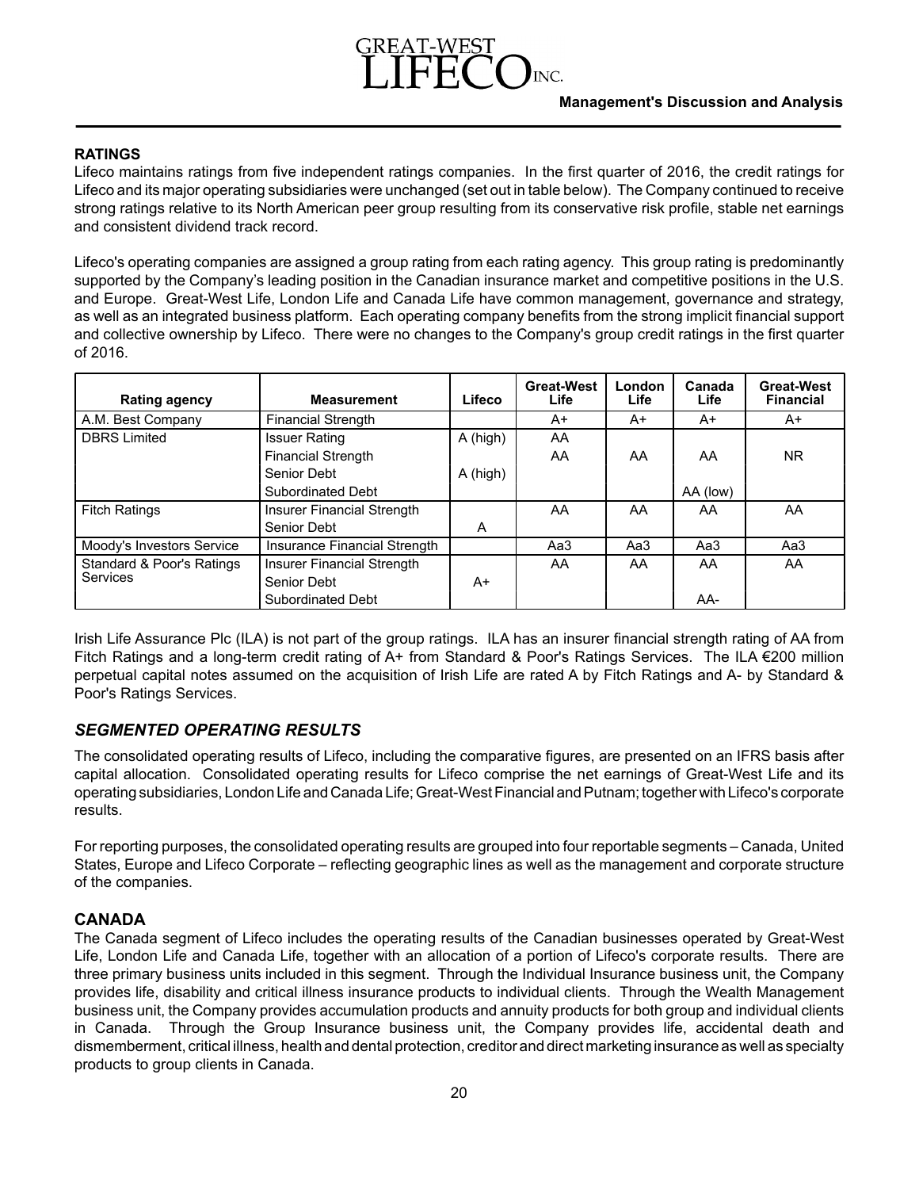## RATINGS

Lifeco maintains ratings from five independent ratings companies. In the first quarter of 2016, the credit ratings for Lifeco and its major operating subsidiaries were unchanged (set out in table below). The Company continued to receive strong ratings relative to its North American peer group resulting from its conservative risk profile, stable net earnings and consistent dividend track record.

Lifeco's operating companies are assigned a group rating from each rating agency. This group rating is predominantly supported by the Company's leading position in the Canadian insurance market and competitive positions in the U.S. and Europe. Great-West Life, London Life and Canada Life have common management, governance and strategy, as well as an integrated business platform. Each operating company benefits from the strong implicit financial support and collective ownership by Lifeco. There were no changes to the Company's group credit ratings in the first quarter of 2016.

| Rating agency | Measurement | Lifeco | Great-West Life | London Life | Canada Life | Great-West Financial |
|---|---|---|---|---|---|---|
| A.M. Best Company | Financial Strength | | A+ | A+ | A+ | A+ |
| DBRS Limited | Issuer Rating | A (high) | AA | | | |
| | Financial Strength | | AA | AA | AA | NR |
| | Senior Debt | A (high) | | | | |
| | Subordinated Debt | | | | AA (low) | |
| Fitch Ratings | Insurer Financial Strength | | AA | AA | AA | AA |
| | Senior Debt | A | | | | |
| Moody's Investors Service | Insurance Financial Strength | | Aa3 | Aa3 | Aa3 | Aa3 |
| Standard & Poor's Ratings Services | Insurer Financial Strength | | AA | AA | AA | AA |
| | Senior Debt | A+ | | | | |
| | Subordinated Debt | | | | AA- | |

Irish Life Assurance Plc (ILA) is not part of the group ratings. ILA has an insurer financial strength rating of AA from Fitch Ratings and a long-term credit rating of A+ from Standard & Poor's Ratings Services. The ILA €200 million perpetual capital notes assumed on the acquisition of Irish Life are rated A by Fitch Ratings and A- by Standard & Poor's Ratings Services.

## *SEGMENTED OPERATING RESULTS*

The consolidated operating results of Lifeco, including the comparative figures, are presented on an IFRS basis after capital allocation. Consolidated operating results for Lifeco comprise the net earnings of Great-West Life and its operating subsidiaries, London Life and Canada Life; Great-West Financial and Putnam; together with Lifeco's corporate results.

For reporting purposes, the consolidated operating results are grouped into four reportable segments – Canada, United States, Europe and Lifeco Corporate – reflecting geographic lines as well as the management and corporate structure of the companies.

## CANADA

The Canada segment of Lifeco includes the operating results of the Canadian businesses operated by Great-West Life, London Life and Canada Life, together with an allocation of a portion of Lifeco's corporate results. There are three primary business units included in this segment. Through the Individual Insurance business unit, the Company provides life, disability and critical illness insurance products to individual clients. Through the Wealth Management business unit, the Company provides accumulation products and annuity products for both group and individual clients in Canada. Through the Group Insurance business unit, the Company provides life, accidental death and dismemberment, critical illness, health and dental protection, creditor and direct marketing insurance as well as specialty products to group clients in Canada.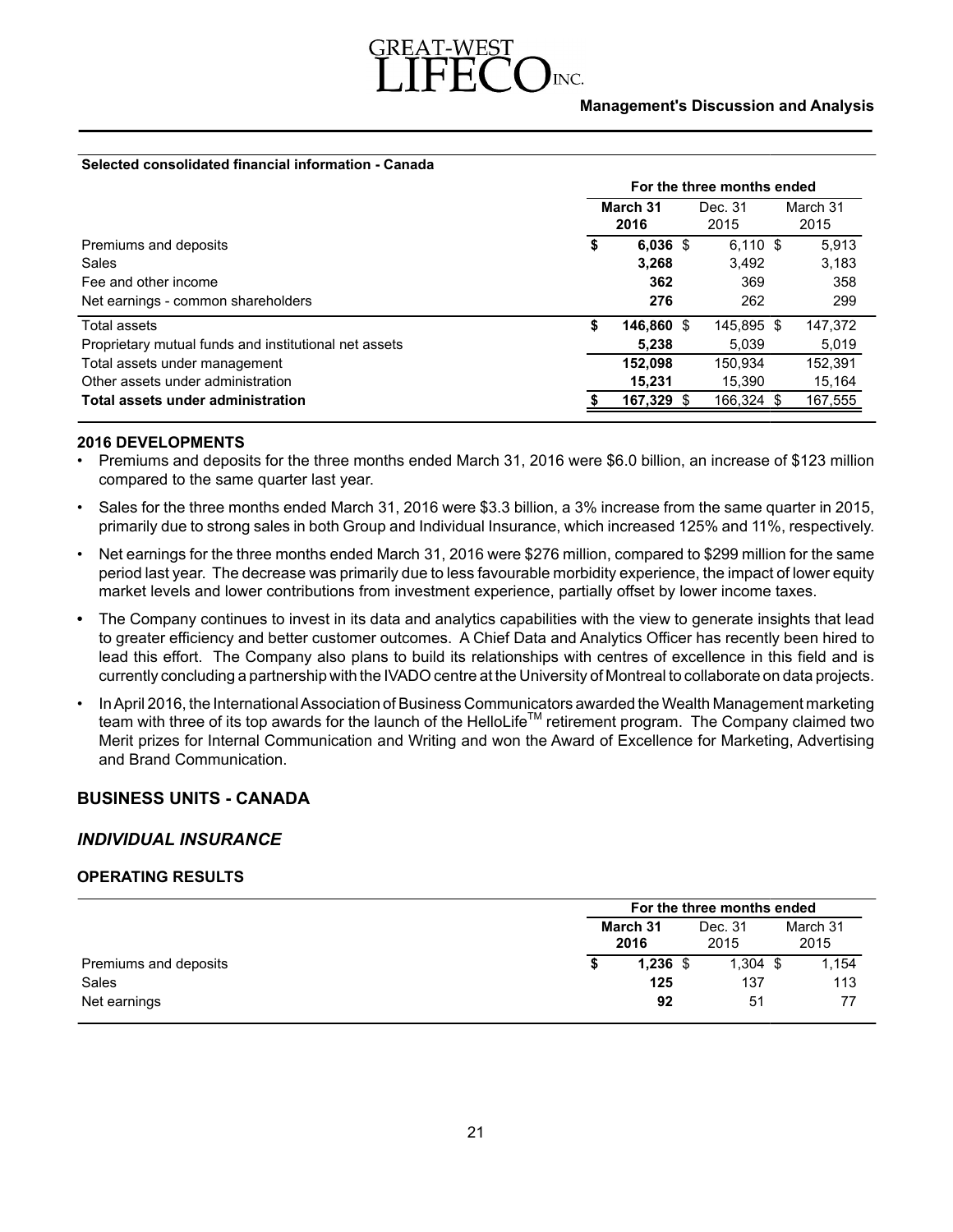**Selected consolidated financial information - Canada**

| | For the three months ended | | |
|---|---|---|---|
| | **March 31 2016** | Dec. 31 2015 | March 31 2015 |
| Premiums and deposits | **$ 6,036** | $ 6,110 | $ 5,913 |
| Sales | **3,268** | 3,492 | 3,183 |
| Fee and other income | **362** | 369 | 358 |
| Net earnings - common shareholders | **276** | 262 | 299 |
| Total assets | **$ 146,860** | $ 145,895 | $ 147,372 |
| Proprietary mutual funds and institutional net assets | **5,238** | 5,039 | 5,019 |
| Total assets under management | **152,098** | 150,934 | 152,391 |
| Other assets under administration | **15,231** | 15,390 | 15,164 |
| **Total assets under administration** | **$ 167,329** | $ 166,324 | $ 167,555 |

**2016 DEVELOPMENTS**

- Premiums and deposits for the three months ended March 31, 2016 were $6.0 billion, an increase of $123 million compared to the same quarter last year.
- Sales for the three months ended March 31, 2016 were $3.3 billion, a 3% increase from the same quarter in 2015, primarily due to strong sales in both Group and Individual Insurance, which increased 125% and 11%, respectively.
- Net earnings for the three months ended March 31, 2016 were $276 million, compared to $299 million for the same period last year. The decrease was primarily due to less favourable morbidity experience, the impact of lower equity market levels and lower contributions from investment experience, partially offset by lower income taxes.
- The Company continues to invest in its data and analytics capabilities with the view to generate insights that lead to greater efficiency and better customer outcomes. A Chief Data and Analytics Officer has recently been hired to lead this effort. The Company also plans to build its relationships with centres of excellence in this field and is currently concluding a partnership with the IVADO centre at the University of Montreal to collaborate on data projects.
- In April 2016, the International Association of Business Communicators awarded the Wealth Management marketing team with three of its top awards for the launch of the HelloLife™ retirement program. The Company claimed two Merit prizes for Internal Communication and Writing and won the Award of Excellence for Marketing, Advertising and Brand Communication.

## BUSINESS UNITS - CANADA

## *INDIVIDUAL INSURANCE*

### OPERATING RESULTS

| | For the three months ended | | |
|---|---|---|---|
| | **March 31 2016** | Dec. 31 2015 | March 31 2015 |
| Premiums and deposits | **$ 1,236** | $ 1,304 | $ 1,154 |
| Sales | **125** | 137 | 113 |
| Net earnings | **92** | 51 | 77 |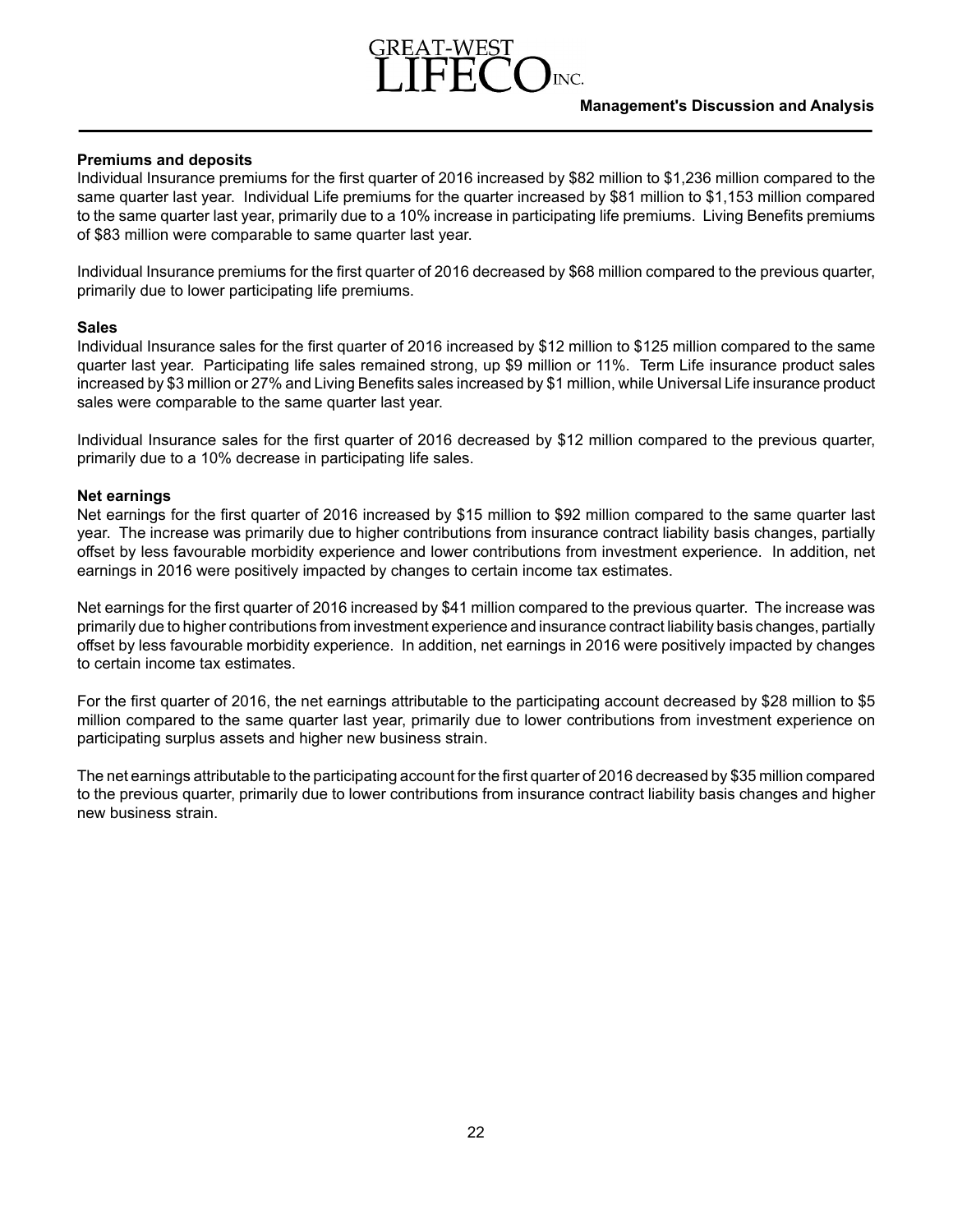**Premiums and deposits**

Individual Insurance premiums for the first quarter of 2016 increased by $82 million to $1,236 million compared to the same quarter last year. Individual Life premiums for the quarter increased by $81 million to $1,153 million compared to the same quarter last year, primarily due to a 10% increase in participating life premiums. Living Benefits premiums of $83 million were comparable to same quarter last year.

Individual Insurance premiums for the first quarter of 2016 decreased by $68 million compared to the previous quarter, primarily due to lower participating life premiums.

**Sales**

Individual Insurance sales for the first quarter of 2016 increased by $12 million to $125 million compared to the same quarter last year. Participating life sales remained strong, up $9 million or 11%. Term Life insurance product sales increased by $3 million or 27% and Living Benefits sales increased by $1 million, while Universal Life insurance product sales were comparable to the same quarter last year.

Individual Insurance sales for the first quarter of 2016 decreased by $12 million compared to the previous quarter, primarily due to a 10% decrease in participating life sales.

**Net earnings**

Net earnings for the first quarter of 2016 increased by $15 million to $92 million compared to the same quarter last year. The increase was primarily due to higher contributions from insurance contract liability basis changes, partially offset by less favourable morbidity experience and lower contributions from investment experience. In addition, net earnings in 2016 were positively impacted by changes to certain income tax estimates.

Net earnings for the first quarter of 2016 increased by $41 million compared to the previous quarter. The increase was primarily due to higher contributions from investment experience and insurance contract liability basis changes, partially offset by less favourable morbidity experience. In addition, net earnings in 2016 were positively impacted by changes to certain income tax estimates.

For the first quarter of 2016, the net earnings attributable to the participating account decreased by $28 million to $5 million compared to the same quarter last year, primarily due to lower contributions from investment experience on participating surplus assets and higher new business strain.

The net earnings attributable to the participating account for the first quarter of 2016 decreased by $35 million compared to the previous quarter, primarily due to lower contributions from insurance contract liability basis changes and higher new business strain.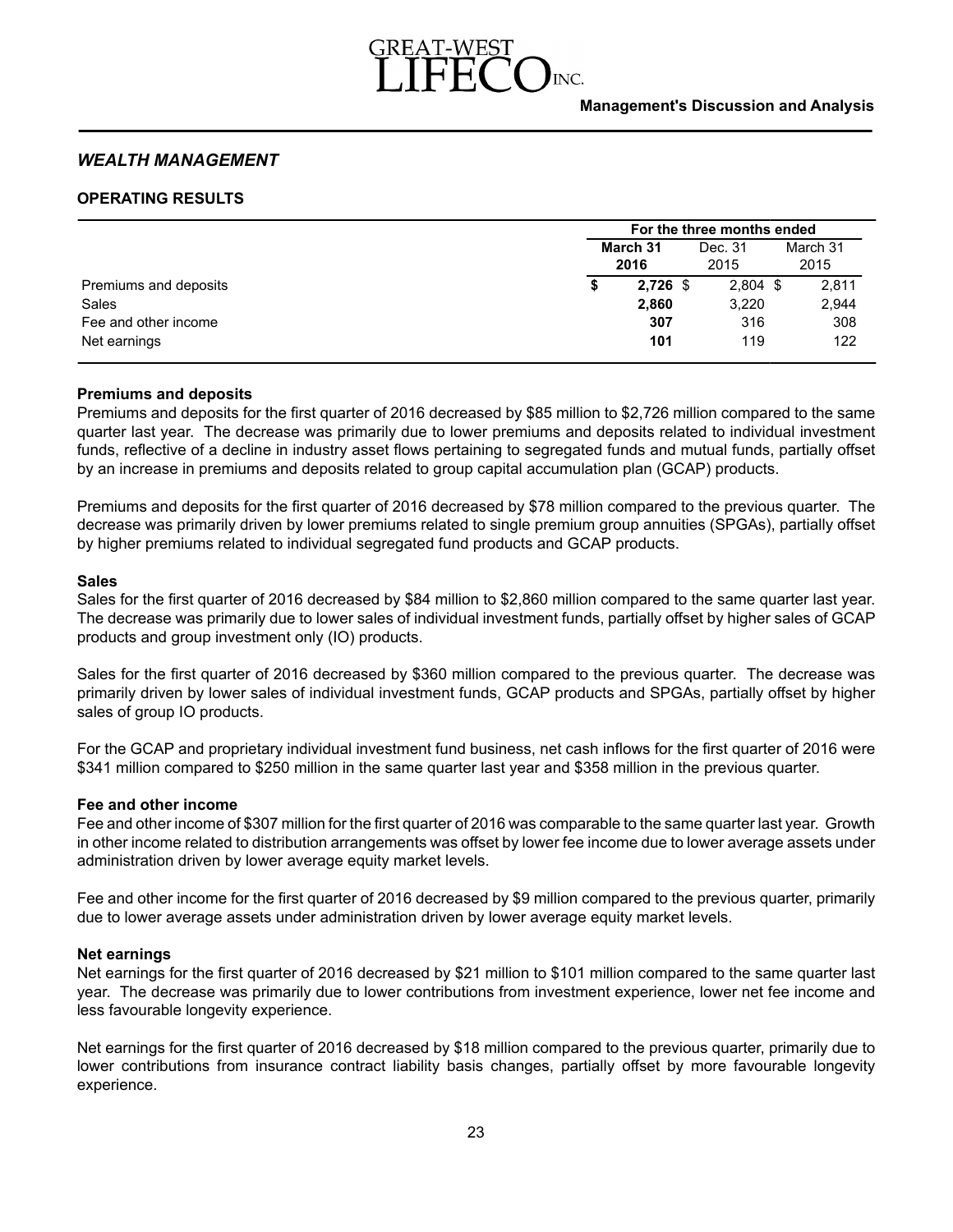## *WEALTH MANAGEMENT*

### OPERATING RESULTS

| | For the three months ended | | |
|---|---|---|---|
| | **March 31 2016** | Dec. 31 2015 | March 31 2015 |
| Premiums and deposits | **$ 2,726** | $ 2,804 | $ 2,811 |
| Sales | **2,860** | 3,220 | 2,944 |
| Fee and other income | **307** | 316 | 308 |
| Net earnings | **101** | 119 | 122 |

**Premiums and deposits**

Premiums and deposits for the first quarter of 2016 decreased by $85 million to $2,726 million compared to the same quarter last year. The decrease was primarily due to lower premiums and deposits related to individual investment funds, reflective of a decline in industry asset flows pertaining to segregated funds and mutual funds, partially offset by an increase in premiums and deposits related to group capital accumulation plan (GCAP) products.

Premiums and deposits for the first quarter of 2016 decreased by $78 million compared to the previous quarter. The decrease was primarily driven by lower premiums related to single premium group annuities (SPGAs), partially offset by higher premiums related to individual segregated fund products and GCAP products.

**Sales**

Sales for the first quarter of 2016 decreased by $84 million to $2,860 million compared to the same quarter last year. The decrease was primarily due to lower sales of individual investment funds, partially offset by higher sales of GCAP products and group investment only (IO) products.

Sales for the first quarter of 2016 decreased by $360 million compared to the previous quarter. The decrease was primarily driven by lower sales of individual investment funds, GCAP products and SPGAs, partially offset by higher sales of group IO products.

For the GCAP and proprietary individual investment fund business, net cash inflows for the first quarter of 2016 were $341 million compared to $250 million in the same quarter last year and $358 million in the previous quarter.

**Fee and other income**

Fee and other income of $307 million for the first quarter of 2016 was comparable to the same quarter last year. Growth in other income related to distribution arrangements was offset by lower fee income due to lower average assets under administration driven by lower average equity market levels.

Fee and other income for the first quarter of 2016 decreased by $9 million compared to the previous quarter, primarily due to lower average assets under administration driven by lower average equity market levels.

**Net earnings**

Net earnings for the first quarter of 2016 decreased by $21 million to $101 million compared to the same quarter last year. The decrease was primarily due to lower contributions from investment experience, lower net fee income and less favourable longevity experience.

Net earnings for the first quarter of 2016 decreased by $18 million compared to the previous quarter, primarily due to lower contributions from insurance contract liability basis changes, partially offset by more favourable longevity experience.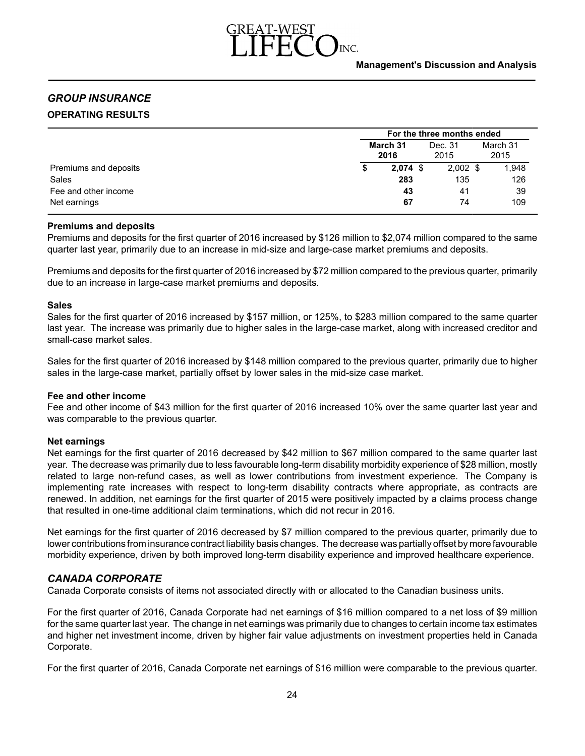## *GROUP INSURANCE*

### OPERATING RESULTS

| | For the three months ended | | |
|---|---|---|---|
| | **March 31 2016** | Dec. 31 2015 | March 31 2015 |
| Premiums and deposits | **$ 2,074** | $ 2,002 | $ 1,948 |
| Sales | **283** | 135 | 126 |
| Fee and other income | **43** | 41 | 39 |
| Net earnings | **67** | 74 | 109 |

**Premiums and deposits**

Premiums and deposits for the first quarter of 2016 increased by $126 million to $2,074 million compared to the same quarter last year, primarily due to an increase in mid-size and large-case market premiums and deposits.

Premiums and deposits for the first quarter of 2016 increased by $72 million compared to the previous quarter, primarily due to an increase in large-case market premiums and deposits.

**Sales**

Sales for the first quarter of 2016 increased by $157 million, or 125%, to $283 million compared to the same quarter last year. The increase was primarily due to higher sales in the large-case market, along with increased creditor and small-case market sales.

Sales for the first quarter of 2016 increased by $148 million compared to the previous quarter, primarily due to higher sales in the large-case market, partially offset by lower sales in the mid-size case market.

**Fee and other income**

Fee and other income of $43 million for the first quarter of 2016 increased 10% over the same quarter last year and was comparable to the previous quarter.

**Net earnings**

Net earnings for the first quarter of 2016 decreased by $42 million to $67 million compared to the same quarter last year. The decrease was primarily due to less favourable long-term disability morbidity experience of $28 million, mostly related to large non-refund cases, as well as lower contributions from investment experience. The Company is implementing rate increases with respect to long-term disability contracts where appropriate, as contracts are renewed. In addition, net earnings for the first quarter of 2015 were positively impacted by a claims process change that resulted in one-time additional claim terminations, which did not recur in 2016.

Net earnings for the first quarter of 2016 decreased by $7 million compared to the previous quarter, primarily due to lower contributions from insurance contract liability basis changes. The decrease was partially offset by more favourable morbidity experience, driven by both improved long-term disability experience and improved healthcare experience.

## *CANADA CORPORATE*

Canada Corporate consists of items not associated directly with or allocated to the Canadian business units.

For the first quarter of 2016, Canada Corporate had net earnings of $16 million compared to a net loss of $9 million for the same quarter last year. The change in net earnings was primarily due to changes to certain income tax estimates and higher net investment income, driven by higher fair value adjustments on investment properties held in Canada Corporate.

For the first quarter of 2016, Canada Corporate net earnings of $16 million were comparable to the previous quarter.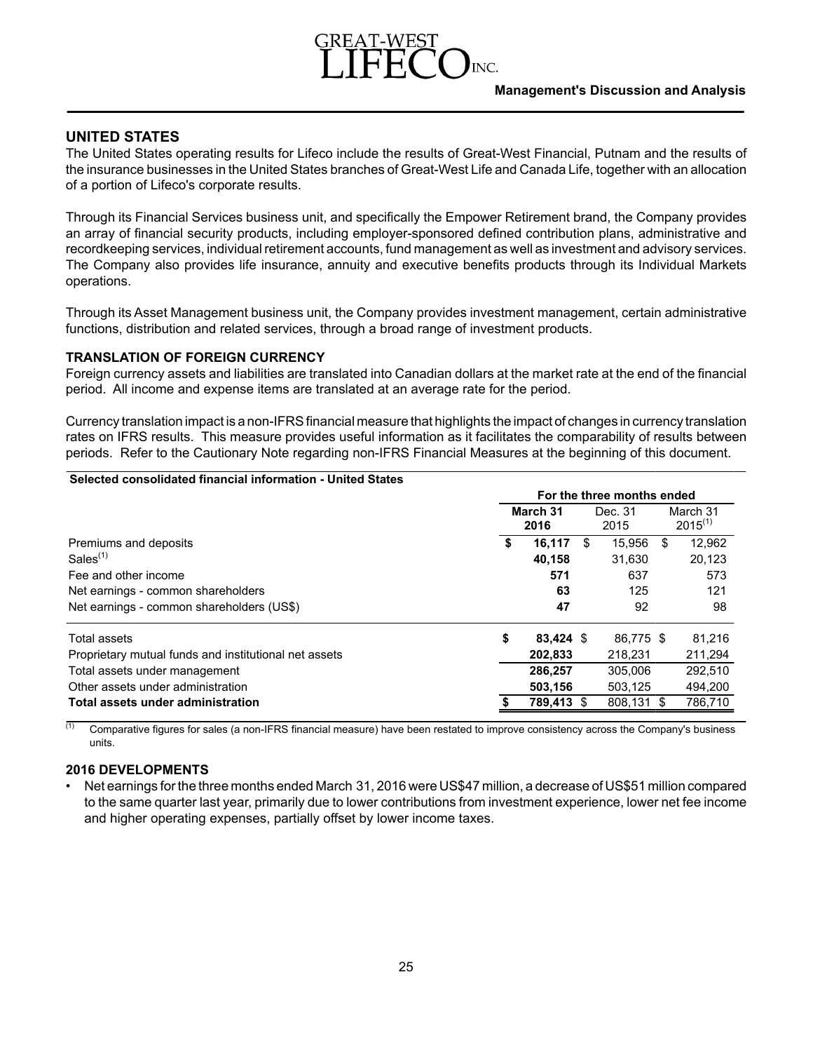## UNITED STATES

The United States operating results for Lifeco include the results of Great-West Financial, Putnam and the results of the insurance businesses in the United States branches of Great-West Life and Canada Life, together with an allocation of a portion of Lifeco's corporate results.

Through its Financial Services business unit, and specifically the Empower Retirement brand, the Company provides an array of financial security products, including employer-sponsored defined contribution plans, administrative and recordkeeping services, individual retirement accounts, fund management as well as investment and advisory services. The Company also provides life insurance, annuity and executive benefits products through its Individual Markets operations.

Through its Asset Management business unit, the Company provides investment management, certain administrative functions, distribution and related services, through a broad range of investment products.

### TRANSLATION OF FOREIGN CURRENCY

Foreign currency assets and liabilities are translated into Canadian dollars at the market rate at the end of the financial period. All income and expense items are translated at an average rate for the period.

Currency translation impact is a non-IFRS financial measure that highlights the impact of changes in currency translation rates on IFRS results. This measure provides useful information as it facilitates the comparability of results between periods. Refer to the Cautionary Note regarding non-IFRS Financial Measures at the beginning of this document.

**Selected consolidated financial information - United States**

| | For the three months ended | | |
|---|---|---|---|
| | **March 31 2016** | Dec. 31 2015 | March 31 2015[1] |
| Premiums and deposits | **$ 16,117** | $ 15,956 | $ 12,962 |
| Sales[1] | **40,158** | 31,630 | 20,123 |
| Fee and other income | **571** | 637 | 573 |
| Net earnings - common shareholders | **63** | 125 | 121 |
| Net earnings - common shareholders (US$) | **47** | 92 | 98 |
| Total assets | **$ 83,424** | $ 86,775 | $ 81,216 |
| Proprietary mutual funds and institutional net assets | **202,833** | 218,231 | 211,294 |
| Total assets under management | **286,257** | 305,006 | 292,510 |
| Other assets under administration | **503,156** | 503,125 | 494,200 |
| **Total assets under administration** | **$ 789,413** | $ 808,131 | $ 786,710 |

[1] Comparative figures for sales (a non-IFRS financial measure) have been restated to improve consistency across the Company's business units.

### 2016 DEVELOPMENTS

- Net earnings for the three months ended March 31, 2016 were US$47 million, a decrease of US$51 million compared to the same quarter last year, primarily due to lower contributions from investment experience, lower net fee income and higher operating expenses, partially offset by lower income taxes.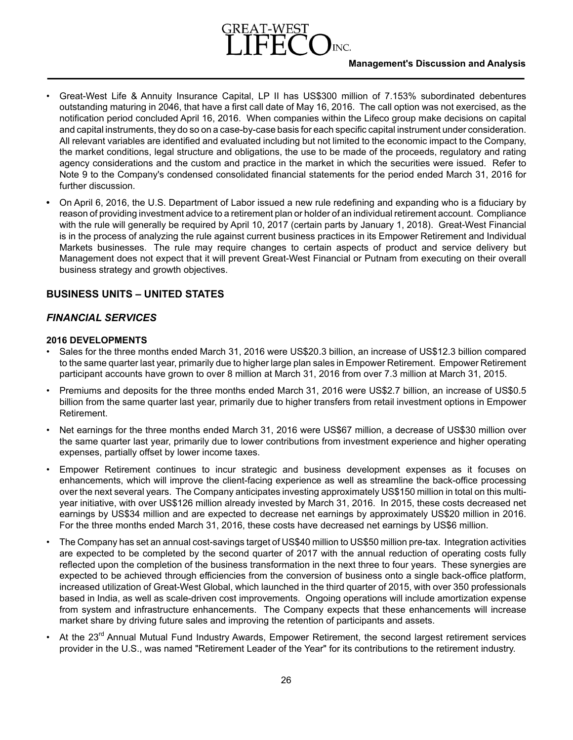- Great-West Life & Annuity Insurance Capital, LP II has US$300 million of 7.153% subordinated debentures outstanding maturing in 2046, that have a first call date of May 16, 2016. The call option was not exercised, as the notification period concluded April 16, 2016. When companies within the Lifeco group make decisions on capital and capital instruments, they do so on a case-by-case basis for each specific capital instrument under consideration. All relevant variables are identified and evaluated including but not limited to the economic impact to the Company, the market conditions, legal structure and obligations, the use to be made of the proceeds, regulatory and rating agency considerations and the custom and practice in the market in which the securities were issued. Refer to Note 9 to the Company's condensed consolidated financial statements for the period ended March 31, 2016 for further discussion.
- On April 6, 2016, the U.S. Department of Labor issued a new rule redefining and expanding who is a fiduciary by reason of providing investment advice to a retirement plan or holder of an individual retirement account. Compliance with the rule will generally be required by April 10, 2017 (certain parts by January 1, 2018). Great-West Financial is in the process of analyzing the rule against current business practices in its Empower Retirement and Individual Markets businesses. The rule may require changes to certain aspects of product and service delivery but Management does not expect that it will prevent Great-West Financial or Putnam from executing on their overall business strategy and growth objectives.

## BUSINESS UNITS – UNITED STATES

## *FINANCIAL SERVICES*

### 2016 DEVELOPMENTS

- Sales for the three months ended March 31, 2016 were US$20.3 billion, an increase of US$12.3 billion compared to the same quarter last year, primarily due to higher large plan sales in Empower Retirement. Empower Retirement participant accounts have grown to over 8 million at March 31, 2016 from over 7.3 million at March 31, 2015.
- Premiums and deposits for the three months ended March 31, 2016 were US$2.7 billion, an increase of US$0.5 billion from the same quarter last year, primarily due to higher transfers from retail investment options in Empower Retirement.
- Net earnings for the three months ended March 31, 2016 were US$67 million, a decrease of US$30 million over the same quarter last year, primarily due to lower contributions from investment experience and higher operating expenses, partially offset by lower income taxes.
- Empower Retirement continues to incur strategic and business development expenses as it focuses on enhancements, which will improve the client-facing experience as well as streamline the back-office processing over the next several years. The Company anticipates investing approximately US$150 million in total on this multi-year initiative, with over US$126 million already invested by March 31, 2016. In 2015, these costs decreased net earnings by US$34 million and are expected to decrease net earnings by approximately US$20 million in 2016. For the three months ended March 31, 2016, these costs have decreased net earnings by US$6 million.
- The Company has set an annual cost-savings target of US$40 million to US$50 million pre-tax. Integration activities are expected to be completed by the second quarter of 2017 with the annual reduction of operating costs fully reflected upon the completion of the business transformation in the next three to four years. These synergies are expected to be achieved through efficiencies from the conversion of business onto a single back-office platform, increased utilization of Great-West Global, which launched in the third quarter of 2015, with over 350 professionals based in India, as well as scale-driven cost improvements. Ongoing operations will include amortization expense from system and infrastructure enhancements. The Company expects that these enhancements will increase market share by driving future sales and improving the retention of participants and assets.
- At the 23rd Annual Mutual Fund Industry Awards, Empower Retirement, the second largest retirement services provider in the U.S., was named "Retirement Leader of the Year" for its contributions to the retirement industry.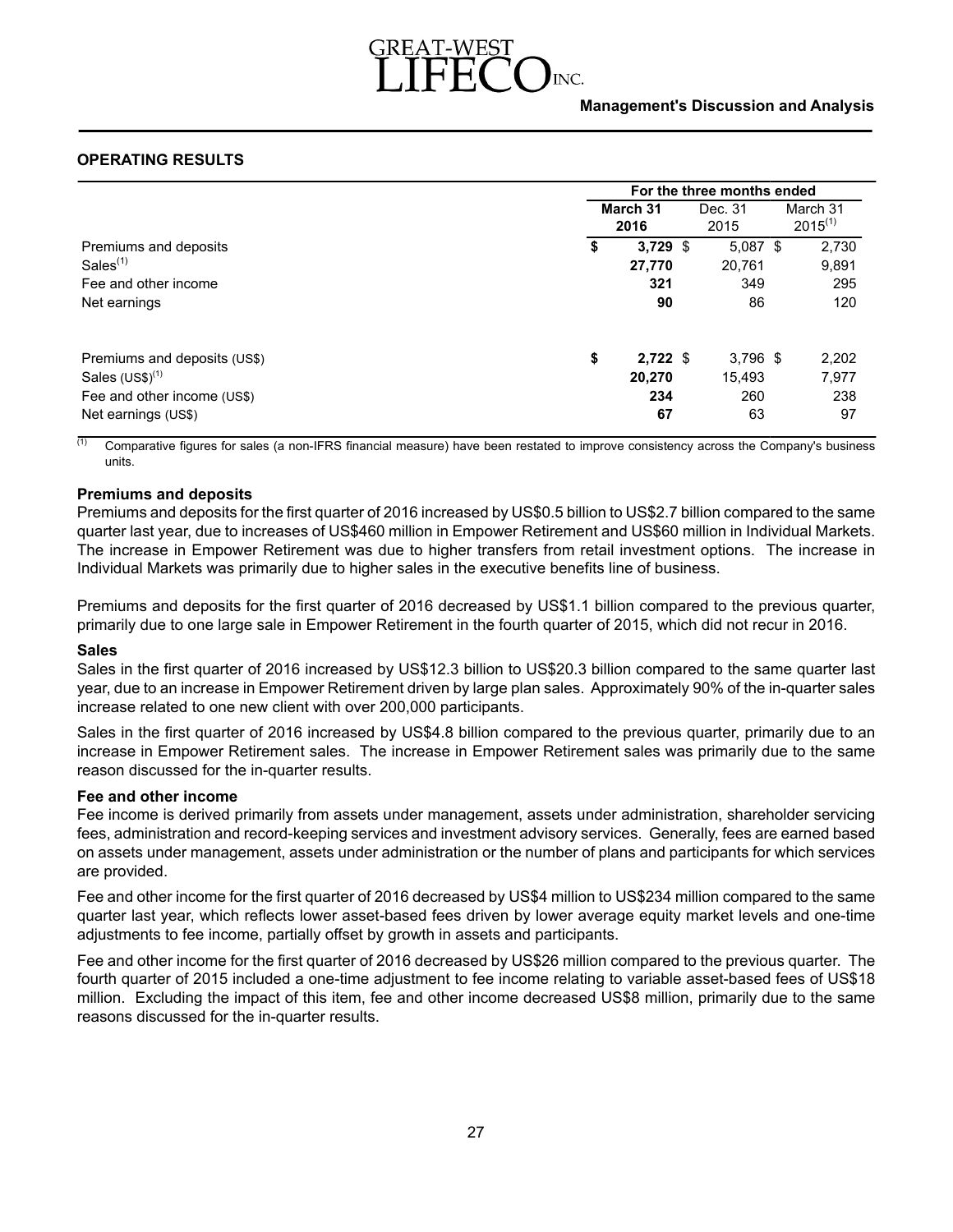## OPERATING RESULTS

| | For the three months ended | | |
|---|---|---|---|
| | **March 31 2016** | Dec. 31 2015 | March 31 2015[(1)] |
| Premiums and deposits | **$ 3,729** | $ 5,087 | $ 2,730 |
| Sales[(1)] | **27,770** | 20,761 | 9,891 |
| Fee and other income | **321** | 349 | 295 |
| Net earnings | **90** | 86 | 120 |
| | | | |
| Premiums and deposits (US$) | **$ 2,722** | $ 3,796 | $ 2,202 |
| Sales (US$)[(1)] | **20,270** | 15,493 | 7,977 |
| Fee and other income (US$) | **234** | 260 | 238 |
| Net earnings (US$) | **67** | 63 | 97 |

(1) Comparative figures for sales (a non-IFRS financial measure) have been restated to improve consistency across the Company's business units.

**Premiums and deposits**

Premiums and deposits for the first quarter of 2016 increased by US$0.5 billion to US$2.7 billion compared to the same quarter last year, due to increases of US$460 million in Empower Retirement and US$60 million in Individual Markets. The increase in Empower Retirement was due to higher transfers from retail investment options. The increase in Individual Markets was primarily due to higher sales in the executive benefits line of business.

Premiums and deposits for the first quarter of 2016 decreased by US$1.1 billion compared to the previous quarter, primarily due to one large sale in Empower Retirement in the fourth quarter of 2015, which did not recur in 2016.

**Sales**

Sales in the first quarter of 2016 increased by US$12.3 billion to US$20.3 billion compared to the same quarter last year, due to an increase in Empower Retirement driven by large plan sales. Approximately 90% of the in-quarter sales increase related to one new client with over 200,000 participants.

Sales in the first quarter of 2016 increased by US$4.8 billion compared to the previous quarter, primarily due to an increase in Empower Retirement sales. The increase in Empower Retirement sales was primarily due to the same reason discussed for the in-quarter results.

**Fee and other income**

Fee income is derived primarily from assets under management, assets under administration, shareholder servicing fees, administration and record-keeping services and investment advisory services. Generally, fees are earned based on assets under management, assets under administration or the number of plans and participants for which services are provided.

Fee and other income for the first quarter of 2016 decreased by US$4 million to US$234 million compared to the same quarter last year, which reflects lower asset-based fees driven by lower average equity market levels and one-time adjustments to fee income, partially offset by growth in assets and participants.

Fee and other income for the first quarter of 2016 decreased by US$26 million compared to the previous quarter. The fourth quarter of 2015 included a one-time adjustment to fee income relating to variable asset-based fees of US$18 million. Excluding the impact of this item, fee and other income decreased US$8 million, primarily due to the same reasons discussed for the in-quarter results.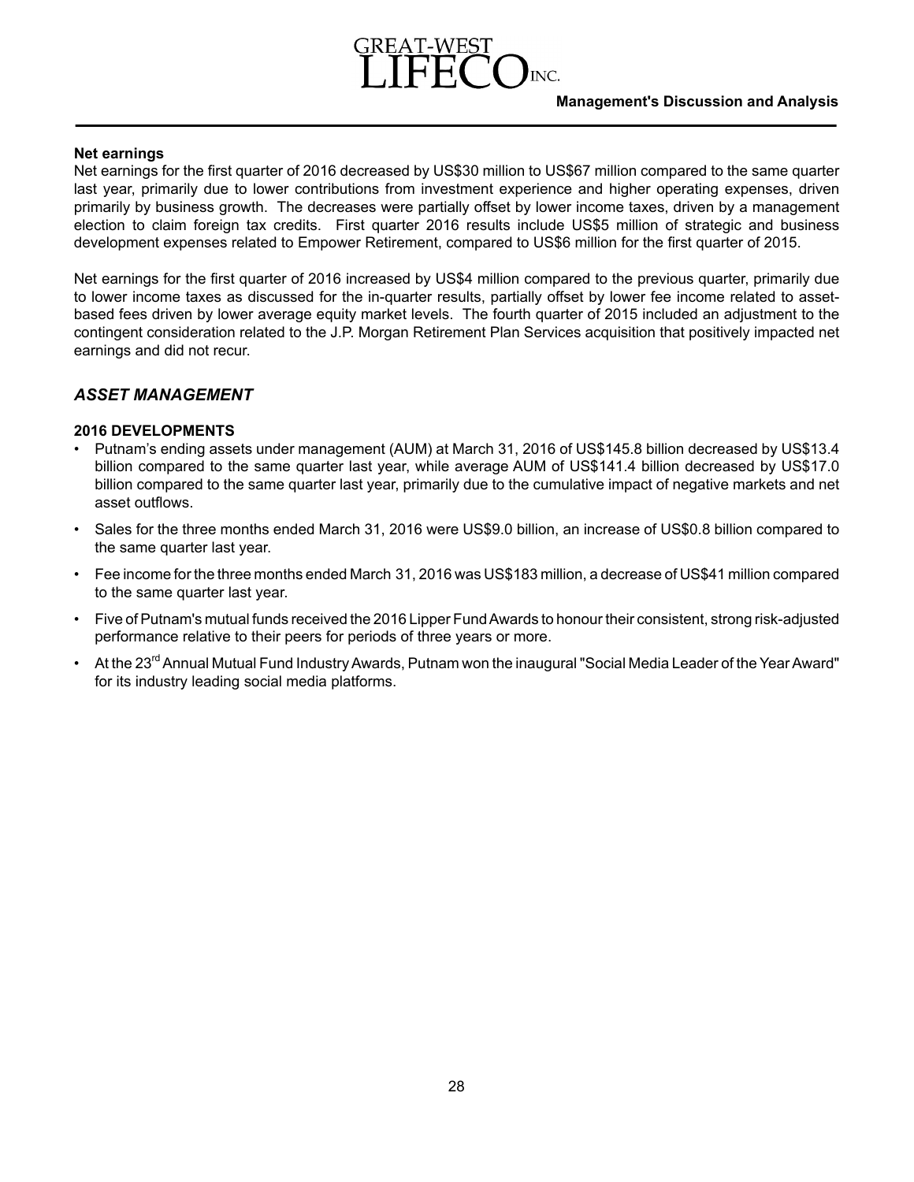**Net earnings**

Net earnings for the first quarter of 2016 decreased by US$30 million to US$67 million compared to the same quarter last year, primarily due to lower contributions from investment experience and higher operating expenses, driven primarily by business growth. The decreases were partially offset by lower income taxes, driven by a management election to claim foreign tax credits. First quarter 2016 results include US$5 million of strategic and business development expenses related to Empower Retirement, compared to US$6 million for the first quarter of 2015.

Net earnings for the first quarter of 2016 increased by US$4 million compared to the previous quarter, primarily due to lower income taxes as discussed for the in-quarter results, partially offset by lower fee income related to asset-based fees driven by lower average equity market levels. The fourth quarter of 2015 included an adjustment to the contingent consideration related to the J.P. Morgan Retirement Plan Services acquisition that positively impacted net earnings and did not recur.

## *ASSET MANAGEMENT*

**2016 DEVELOPMENTS**

- Putnam's ending assets under management (AUM) at March 31, 2016 of US$145.8 billion decreased by US$13.4 billion compared to the same quarter last year, while average AUM of US$141.4 billion decreased by US$17.0 billion compared to the same quarter last year, primarily due to the cumulative impact of negative markets and net asset outflows.
- Sales for the three months ended March 31, 2016 were US$9.0 billion, an increase of US$0.8 billion compared to the same quarter last year.
- Fee income for the three months ended March 31, 2016 was US$183 million, a decrease of US$41 million compared to the same quarter last year.
- Five of Putnam's mutual funds received the 2016 Lipper Fund Awards to honour their consistent, strong risk-adjusted performance relative to their peers for periods of three years or more.
- At the 23rd Annual Mutual Fund Industry Awards, Putnam won the inaugural "Social Media Leader of the Year Award" for its industry leading social media platforms.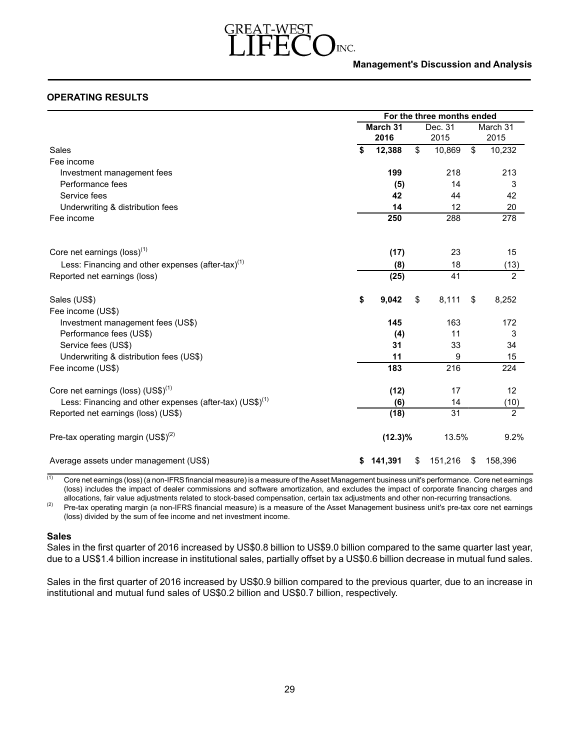## OPERATING RESULTS

| | For the three months ended | | |
|---|---|---|---|
| | **March 31 2016** | Dec. 31 2015 | March 31 2015 |
| Sales | **$ 12,388** | $ 10,869 | $ 10,232 |
| Fee income | | | |
| Investment management fees | **199** | 218 | 213 |
| Performance fees | **(5)** | 14 | 3 |
| Service fees | **42** | 44 | 42 |
| Underwriting & distribution fees | **14** | 12 | 20 |
| Fee income | **250** | 288 | 278 |
| | | | |
| Core net earnings (loss)[(1)] | **(17)** | 23 | 15 |
| Less: Financing and other expenses (after-tax)[(1)] | **(8)** | 18 | (13) |
| Reported net earnings (loss) | **(25)** | 41 | 2 |
| | | | |
| Sales (US$) | **$ 9,042** | $ 8,111 | $ 8,252 |
| Fee income (US$) | | | |
| Investment management fees (US$) | **145** | 163 | 172 |
| Performance fees (US$) | **(4)** | 11 | 3 |
| Service fees (US$) | **31** | 33 | 34 |
| Underwriting & distribution fees (US$) | **11** | 9 | 15 |
| Fee income (US$) | **183** | 216 | 224 |
| | | | |
| Core net earnings (loss) (US$)[(1)] | **(12)** | 17 | 12 |
| Less: Financing and other expenses (after-tax) (US$)[(1)] | **(6)** | 14 | (10) |
| Reported net earnings (loss) (US$) | **(18)** | 31 | 2 |
| | | | |
| Pre-tax operating margin (US$)[(2)] | **(12.3)%** | 13.5% | 9.2% |
| | | | |
| Average assets under management (US$) | **$ 141,391** | $ 151,216 | $ 158,396 |

(1) Core net earnings (loss) (a non-IFRS financial measure) is a measure of the Asset Management business unit's performance. Core net earnings (loss) includes the impact of dealer commissions and software amortization, and excludes the impact of corporate financing charges and allocations, fair value adjustments related to stock-based compensation, certain tax adjustments and other non-recurring transactions.

(2) Pre-tax operating margin (a non-IFRS financial measure) is a measure of the Asset Management business unit's pre-tax core net earnings (loss) divided by the sum of fee income and net investment income.

### Sales

Sales in the first quarter of 2016 increased by US$0.8 billion to US$9.0 billion compared to the same quarter last year, due to a US$1.4 billion increase in institutional sales, partially offset by a US$0.6 billion decrease in mutual fund sales.

Sales in the first quarter of 2016 increased by US$0.9 billion compared to the previous quarter, due to an increase in institutional and mutual fund sales of US$0.2 billion and US$0.7 billion, respectively.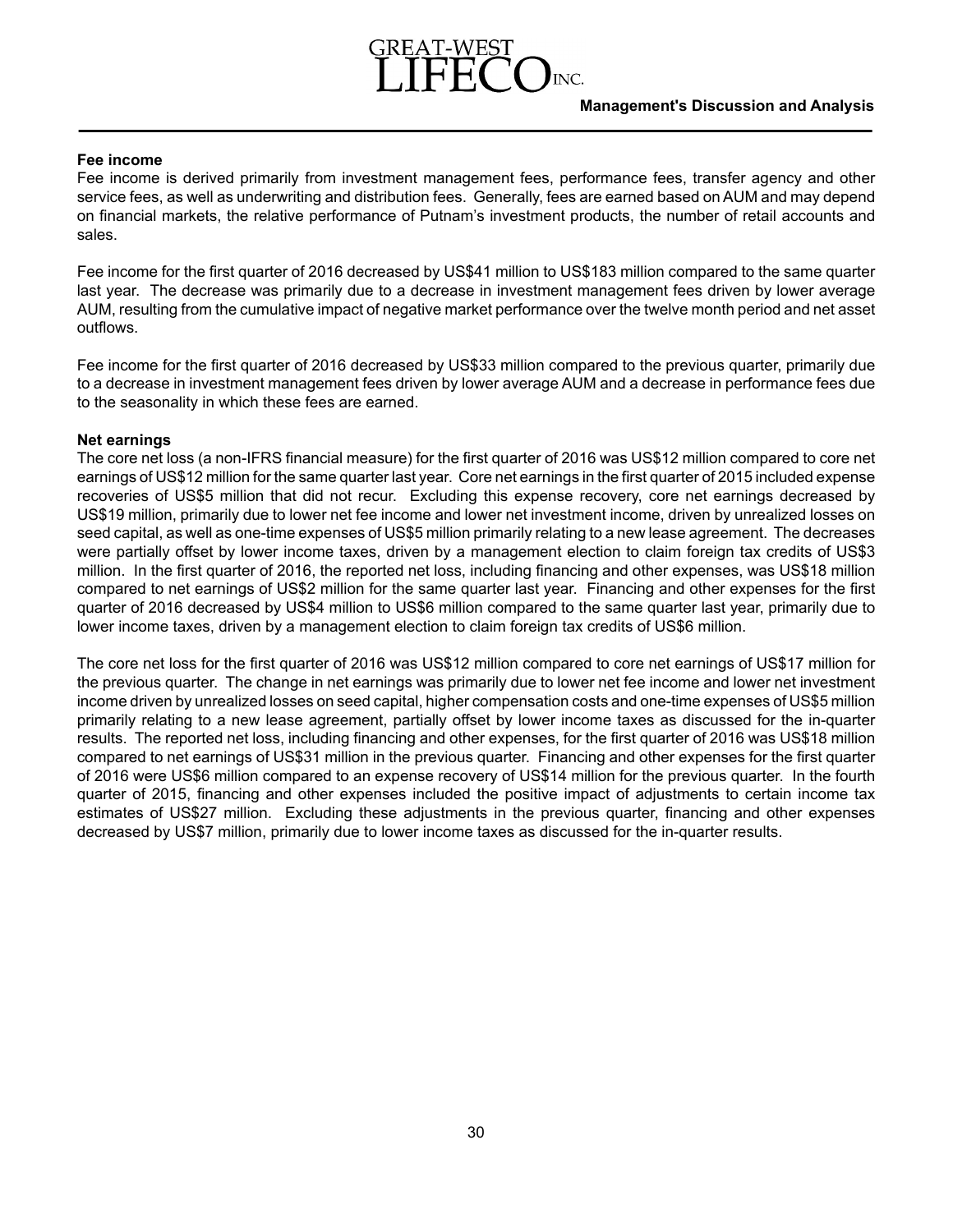### Fee income

Fee income is derived primarily from investment management fees, performance fees, transfer agency and other service fees, as well as underwriting and distribution fees. Generally, fees are earned based on AUM and may depend on financial markets, the relative performance of Putnam's investment products, the number of retail accounts and sales.

Fee income for the first quarter of 2016 decreased by US$41 million to US$183 million compared to the same quarter last year. The decrease was primarily due to a decrease in investment management fees driven by lower average AUM, resulting from the cumulative impact of negative market performance over the twelve month period and net asset outflows.

Fee income for the first quarter of 2016 decreased by US$33 million compared to the previous quarter, primarily due to a decrease in investment management fees driven by lower average AUM and a decrease in performance fees due to the seasonality in which these fees are earned.

### Net earnings

The core net loss (a non-IFRS financial measure) for the first quarter of 2016 was US$12 million compared to core net earnings of US$12 million for the same quarter last year. Core net earnings in the first quarter of 2015 included expense recoveries of US$5 million that did not recur. Excluding this expense recovery, core net earnings decreased by US$19 million, primarily due to lower net fee income and lower net investment income, driven by unrealized losses on seed capital, as well as one-time expenses of US$5 million primarily relating to a new lease agreement. The decreases were partially offset by lower income taxes, driven by a management election to claim foreign tax credits of US$3 million. In the first quarter of 2016, the reported net loss, including financing and other expenses, was US$18 million compared to net earnings of US$2 million for the same quarter last year. Financing and other expenses for the first quarter of 2016 decreased by US$4 million to US$6 million compared to the same quarter last year, primarily due to lower income taxes, driven by a management election to claim foreign tax credits of US$6 million.

The core net loss for the first quarter of 2016 was US$12 million compared to core net earnings of US$17 million for the previous quarter. The change in net earnings was primarily due to lower net fee income and lower net investment income driven by unrealized losses on seed capital, higher compensation costs and one-time expenses of US$5 million primarily relating to a new lease agreement, partially offset by lower income taxes as discussed for the in-quarter results. The reported net loss, including financing and other expenses, for the first quarter of 2016 was US$18 million compared to net earnings of US$31 million in the previous quarter. Financing and other expenses for the first quarter of 2016 were US$6 million compared to an expense recovery of US$14 million for the previous quarter. In the fourth quarter of 2015, financing and other expenses included the positive impact of adjustments to certain income tax estimates of US$27 million. Excluding these adjustments in the previous quarter, financing and other expenses decreased by US$7 million, primarily due to lower income taxes as discussed for the in-quarter results.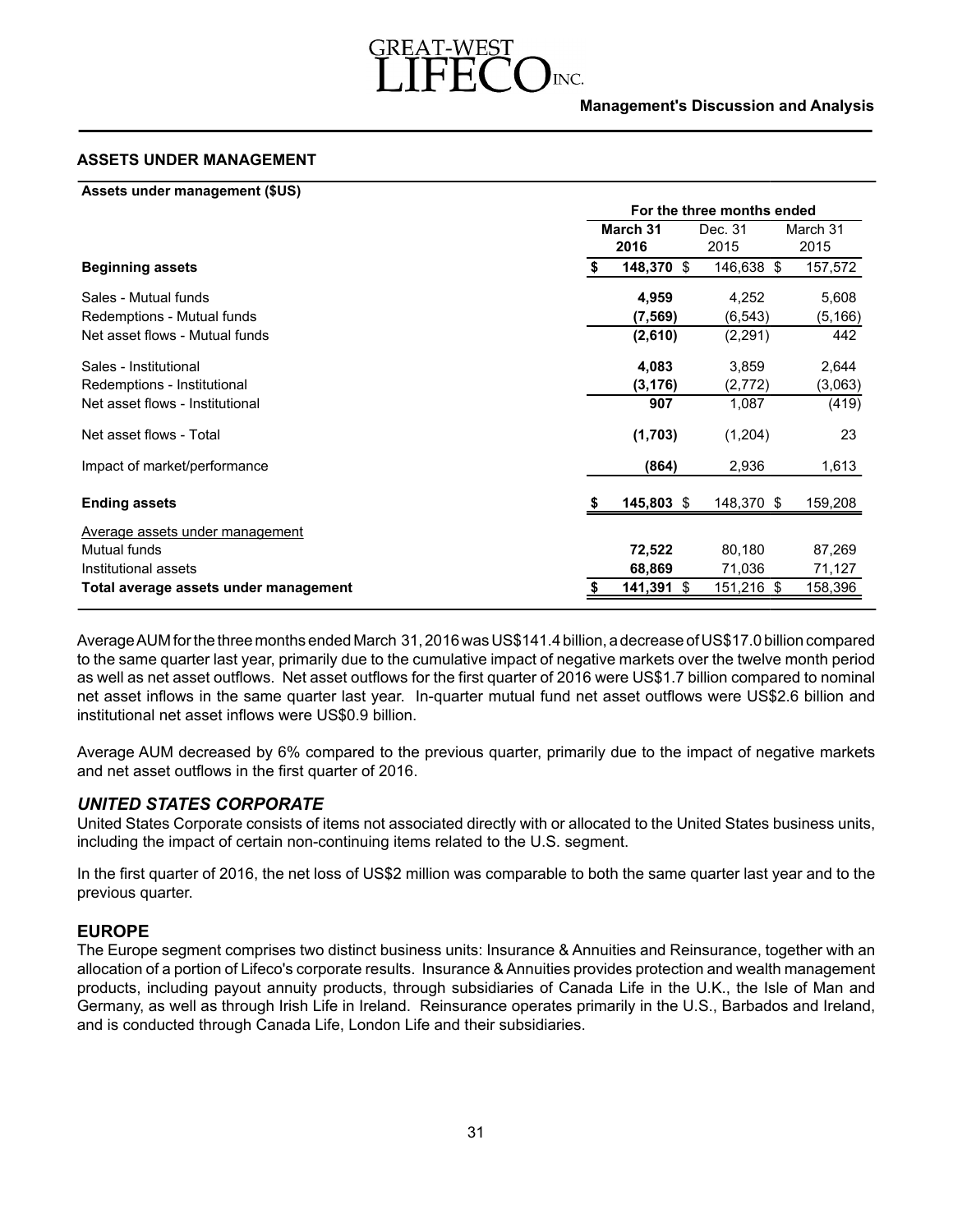## ASSETS UNDER MANAGEMENT

**Assets under management ($US)**

| | For the three months ended | | |
|---|---|---|---|
| | **March 31 2016** | Dec. 31 2015 | March 31 2015 |
| **Beginning assets** | **$ 148,370** | $ 146,638 | $ 157,572 |
| Sales - Mutual funds | **4,959** | 4,252 | 5,608 |
| Redemptions - Mutual funds | **(7,569)** | (6,543) | (5,166) |
| Net asset flows - Mutual funds | **(2,610)** | (2,291) | 442 |
| Sales - Institutional | **4,083** | 3,859 | 2,644 |
| Redemptions - Institutional | **(3,176)** | (2,772) | (3,063) |
| Net asset flows - Institutional | **907** | 1,087 | (419) |
| Net asset flows - Total | **(1,703)** | (1,204) | 23 |
| Impact of market/performance | **(864)** | 2,936 | 1,613 |
| **Ending assets** | **$ 145,803** | $ 148,370 | $ 159,208 |
| Average assets under management | | | |
| Mutual funds | **72,522** | 80,180 | 87,269 |
| Institutional assets | **68,869** | 71,036 | 71,127 |
| **Total average assets under management** | **$ 141,391** | $ 151,216 | $ 158,396 |

Average AUM for the three months ended March 31, 2016 was US$141.4 billion, a decrease of US$17.0 billion compared to the same quarter last year, primarily due to the cumulative impact of negative markets over the twelve month period as well as net asset outflows. Net asset outflows for the first quarter of 2016 were US$1.7 billion compared to nominal net asset inflows in the same quarter last year. In-quarter mutual fund net asset outflows were US$2.6 billion and institutional net asset inflows were US$0.9 billion.

Average AUM decreased by 6% compared to the previous quarter, primarily due to the impact of negative markets and net asset outflows in the first quarter of 2016.

## *UNITED STATES CORPORATE*

United States Corporate consists of items not associated directly with or allocated to the United States business units, including the impact of certain non-continuing items related to the U.S. segment.

In the first quarter of 2016, the net loss of US$2 million was comparable to both the same quarter last year and to the previous quarter.

## EUROPE

The Europe segment comprises two distinct business units: Insurance & Annuities and Reinsurance, together with an allocation of a portion of Lifeco's corporate results. Insurance & Annuities provides protection and wealth management products, including payout annuity products, through subsidiaries of Canada Life in the U.K., the Isle of Man and Germany, as well as through Irish Life in Ireland. Reinsurance operates primarily in the U.S., Barbados and Ireland, and is conducted through Canada Life, London Life and their subsidiaries.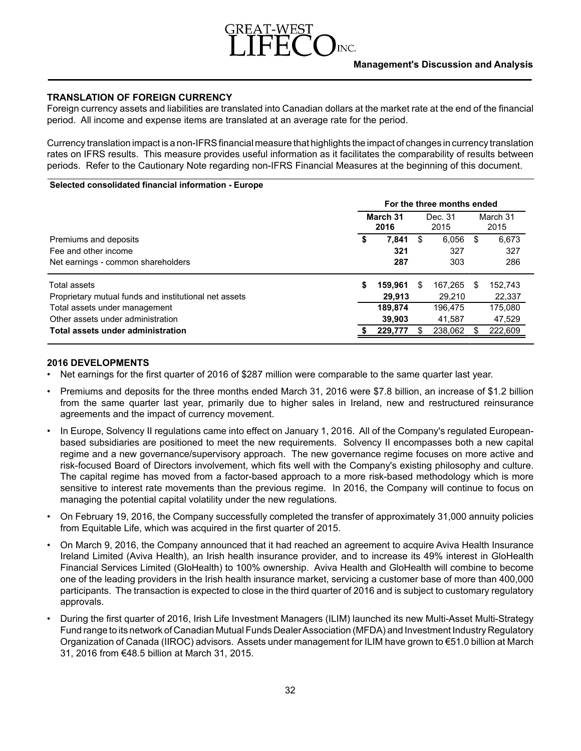## TRANSLATION OF FOREIGN CURRENCY

Foreign currency assets and liabilities are translated into Canadian dollars at the market rate at the end of the financial period. All income and expense items are translated at an average rate for the period.

Currency translation impact is a non-IFRS financial measure that highlights the impact of changes in currency translation rates on IFRS results. This measure provides useful information as it facilitates the comparability of results between periods. Refer to the Cautionary Note regarding non-IFRS Financial Measures at the beginning of this document.

**Selected consolidated financial information - Europe**

| | For the three months ended | | |
|---|---|---|---|
| | **March 31 2016** | Dec. 31 2015 | March 31 2015 |
| Premiums and deposits | **$ 7,841** | $ 6,056 | $ 6,673 |
| Fee and other income | **321** | 327 | 327 |
| Net earnings - common shareholders | **287** | 303 | 286 |
| Total assets | **$ 159,961** | $ 167,265 | $ 152,743 |
| Proprietary mutual funds and institutional net assets | **29,913** | 29,210 | 22,337 |
| Total assets under management | **189,874** | 196,475 | 175,080 |
| Other assets under administration | **39,903** | 41,587 | 47,529 |
| **Total assets under administration** | **$ 229,777** | $ 238,062 | $ 222,609 |

## 2016 DEVELOPMENTS

- Net earnings for the first quarter of 2016 of $287 million were comparable to the same quarter last year.
- Premiums and deposits for the three months ended March 31, 2016 were $7.8 billion, an increase of $1.2 billion from the same quarter last year, primarily due to higher sales in Ireland, new and restructured reinsurance agreements and the impact of currency movement.
- In Europe, Solvency II regulations came into effect on January 1, 2016. All of the Company's regulated European-based subsidiaries are positioned to meet the new requirements. Solvency II encompasses both a new capital regime and a new governance/supervisory approach. The new governance regime focuses on more active and risk-focused Board of Directors involvement, which fits well with the Company's existing philosophy and culture. The capital regime has moved from a factor-based approach to a more risk-based methodology which is more sensitive to interest rate movements than the previous regime. In 2016, the Company will continue to focus on managing the potential capital volatility under the new regulations.
- On February 19, 2016, the Company successfully completed the transfer of approximately 31,000 annuity policies from Equitable Life, which was acquired in the first quarter of 2015.
- On March 9, 2016, the Company announced that it had reached an agreement to acquire Aviva Health Insurance Ireland Limited (Aviva Health), an Irish health insurance provider, and to increase its 49% interest in GloHealth Financial Services Limited (GloHealth) to 100% ownership. Aviva Health and GloHealth will combine to become one of the leading providers in the Irish health insurance market, servicing a customer base of more than 400,000 participants. The transaction is expected to close in the third quarter of 2016 and is subject to customary regulatory approvals.
- During the first quarter of 2016, Irish Life Investment Managers (ILIM) launched its new Multi-Asset Multi-Strategy Fund range to its network of Canadian Mutual Funds Dealer Association (MFDA) and Investment Industry Regulatory Organization of Canada (IIROC) advisors. Assets under management for ILIM have grown to €51.0 billion at March 31, 2016 from €48.5 billion at March 31, 2015.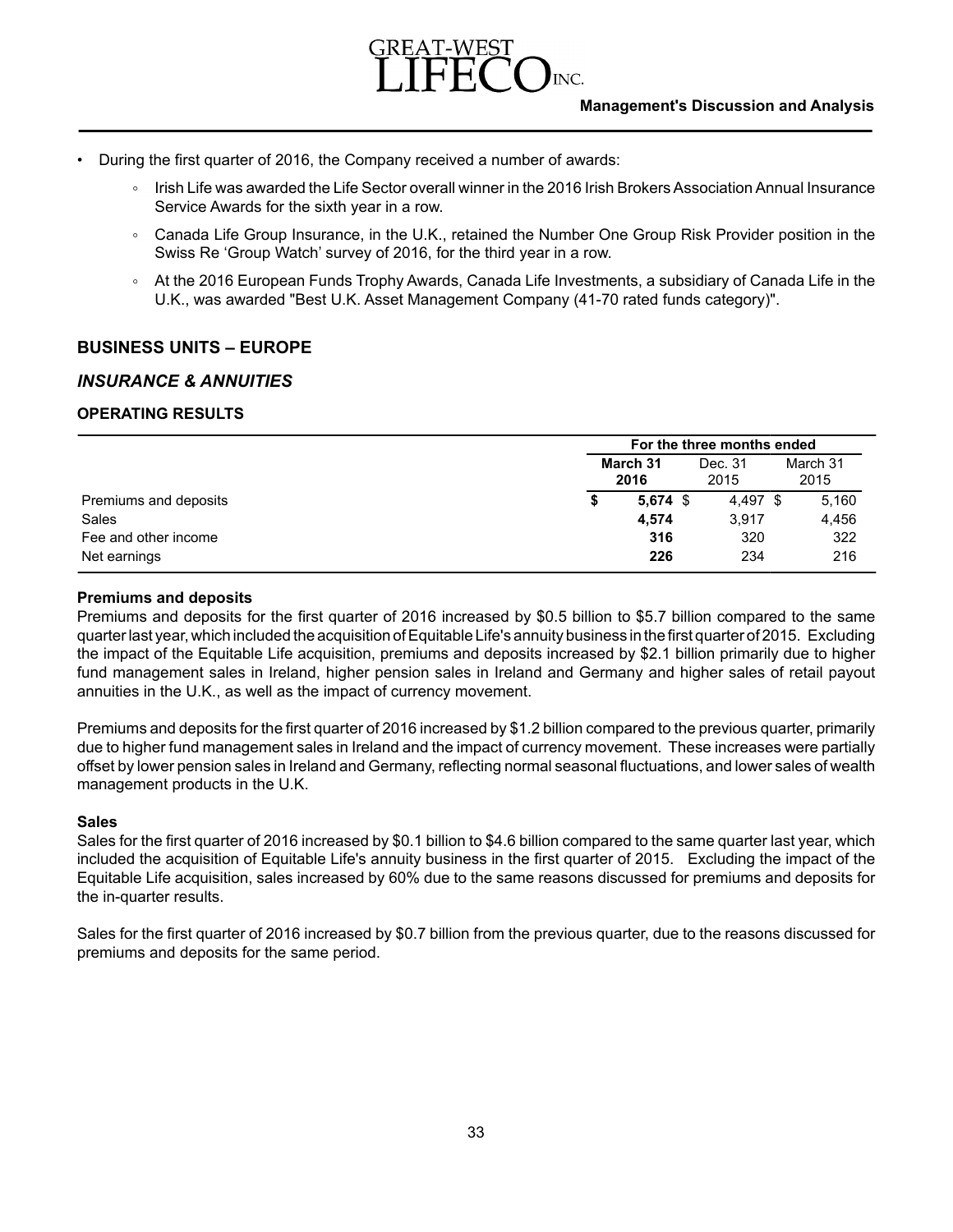- During the first quarter of 2016, the Company received a number of awards:
    - Irish Life was awarded the Life Sector overall winner in the 2016 Irish Brokers Association Annual Insurance Service Awards for the sixth year in a row.
    - Canada Life Group Insurance, in the U.K., retained the Number One Group Risk Provider position in the Swiss Re 'Group Watch' survey of 2016, for the third year in a row.
    - At the 2016 European Funds Trophy Awards, Canada Life Investments, a subsidiary of Canada Life in the U.K., was awarded "Best U.K. Asset Management Company (41-70 rated funds category)".

## BUSINESS UNITS – EUROPE

## *INSURANCE & ANNUITIES*

### OPERATING RESULTS

| | For the three months ended | | |
|---|---|---|---|
| | **March 31 2016** | Dec. 31 2015 | March 31 2015 |
| Premiums and deposits | **$ 5,674** | $ 4,497 | $ 5,160 |
| Sales | **4,574** | 3,917 | 4,456 |
| Fee and other income | **316** | 320 | 322 |
| Net earnings | **226** | 234 | 216 |

**Premiums and deposits**

Premiums and deposits for the first quarter of 2016 increased by \$0.5 billion to \$5.7 billion compared to the same quarter last year, which included the acquisition of Equitable Life's annuity business in the first quarter of 2015. Excluding the impact of the Equitable Life acquisition, premiums and deposits increased by \$2.1 billion primarily due to higher fund management sales in Ireland, higher pension sales in Ireland and Germany and higher sales of retail payout annuities in the U.K., as well as the impact of currency movement.

Premiums and deposits for the first quarter of 2016 increased by \$1.2 billion compared to the previous quarter, primarily due to higher fund management sales in Ireland and the impact of currency movement. These increases were partially offset by lower pension sales in Ireland and Germany, reflecting normal seasonal fluctuations, and lower sales of wealth management products in the U.K.

**Sales**

Sales for the first quarter of 2016 increased by \$0.1 billion to \$4.6 billion compared to the same quarter last year, which included the acquisition of Equitable Life's annuity business in the first quarter of 2015. Excluding the impact of the Equitable Life acquisition, sales increased by 60% due to the same reasons discussed for premiums and deposits for the in-quarter results.

Sales for the first quarter of 2016 increased by \$0.7 billion from the previous quarter, due to the reasons discussed for premiums and deposits for the same period.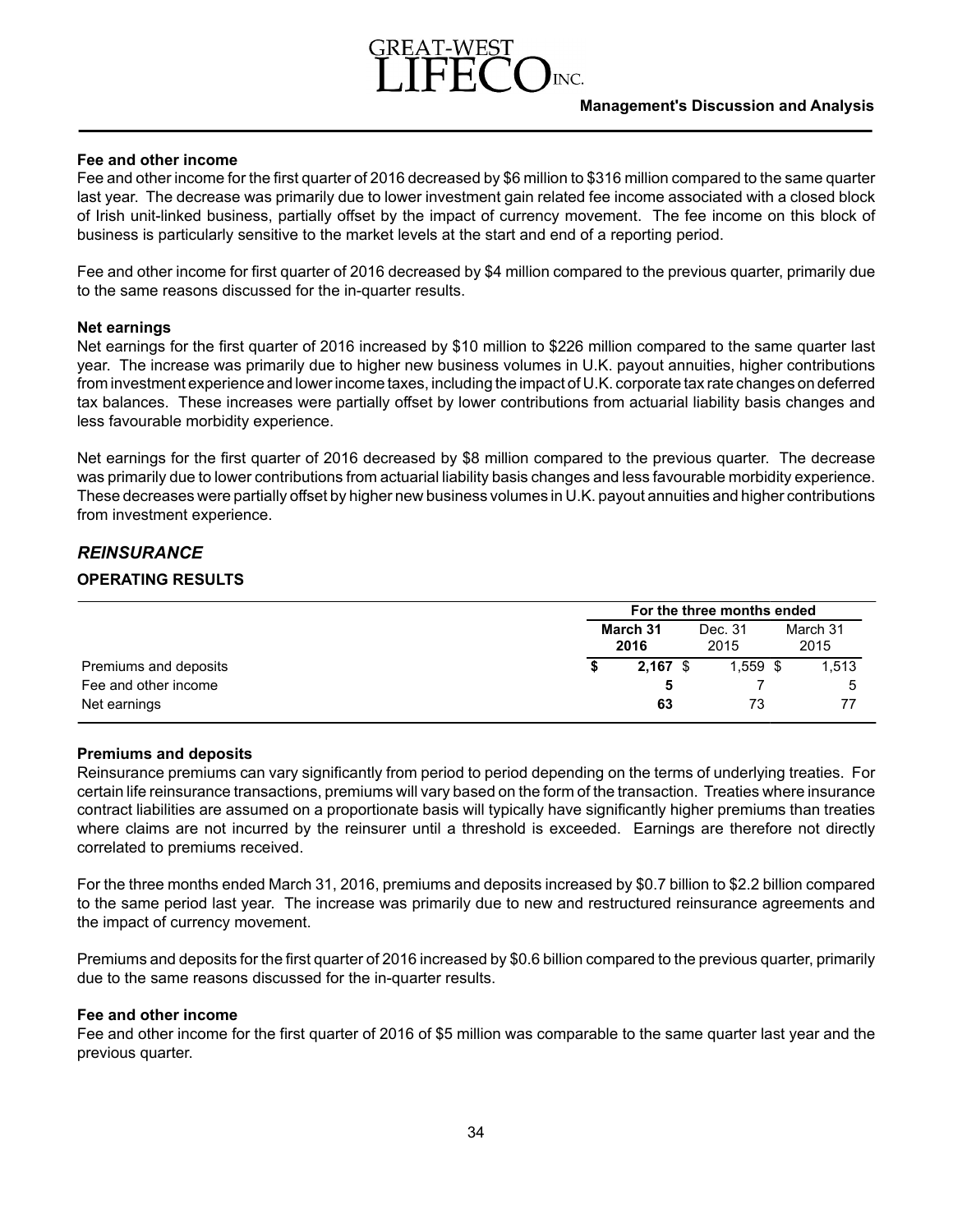**Fee and other income**

Fee and other income for the first quarter of 2016 decreased by $6 million to $316 million compared to the same quarter last year. The decrease was primarily due to lower investment gain related fee income associated with a closed block of Irish unit-linked business, partially offset by the impact of currency movement. The fee income on this block of business is particularly sensitive to the market levels at the start and end of a reporting period.

Fee and other income for first quarter of 2016 decreased by $4 million compared to the previous quarter, primarily due to the same reasons discussed for the in-quarter results.

**Net earnings**

Net earnings for the first quarter of 2016 increased by $10 million to $226 million compared to the same quarter last year. The increase was primarily due to higher new business volumes in U.K. payout annuities, higher contributions from investment experience and lower income taxes, including the impact of U.K. corporate tax rate changes on deferred tax balances. These increases were partially offset by lower contributions from actuarial liability basis changes and less favourable morbidity experience.

Net earnings for the first quarter of 2016 decreased by $8 million compared to the previous quarter. The decrease was primarily due to lower contributions from actuarial liability basis changes and less favourable morbidity experience. These decreases were partially offset by higher new business volumes in U.K. payout annuities and higher contributions from investment experience.

## *REINSURANCE*

### OPERATING RESULTS

| | For the three months ended | | |
|---|---|---|---|
| | **March 31 2016** | Dec. 31 2015 | March 31 2015 |
| Premiums and deposits | **$ 2,167** | $ 1,559 | $ 1,513 |
| Fee and other income | **5** | 7 | 5 |
| Net earnings | **63** | 73 | 77 |

**Premiums and deposits**

Reinsurance premiums can vary significantly from period to period depending on the terms of underlying treaties. For certain life reinsurance transactions, premiums will vary based on the form of the transaction. Treaties where insurance contract liabilities are assumed on a proportionate basis will typically have significantly higher premiums than treaties where claims are not incurred by the reinsurer until a threshold is exceeded. Earnings are therefore not directly correlated to premiums received.

For the three months ended March 31, 2016, premiums and deposits increased by $0.7 billion to $2.2 billion compared to the same period last year. The increase was primarily due to new and restructured reinsurance agreements and the impact of currency movement.

Premiums and deposits for the first quarter of 2016 increased by $0.6 billion compared to the previous quarter, primarily due to the same reasons discussed for the in-quarter results.

**Fee and other income**

Fee and other income for the first quarter of 2016 of $5 million was comparable to the same quarter last year and the previous quarter.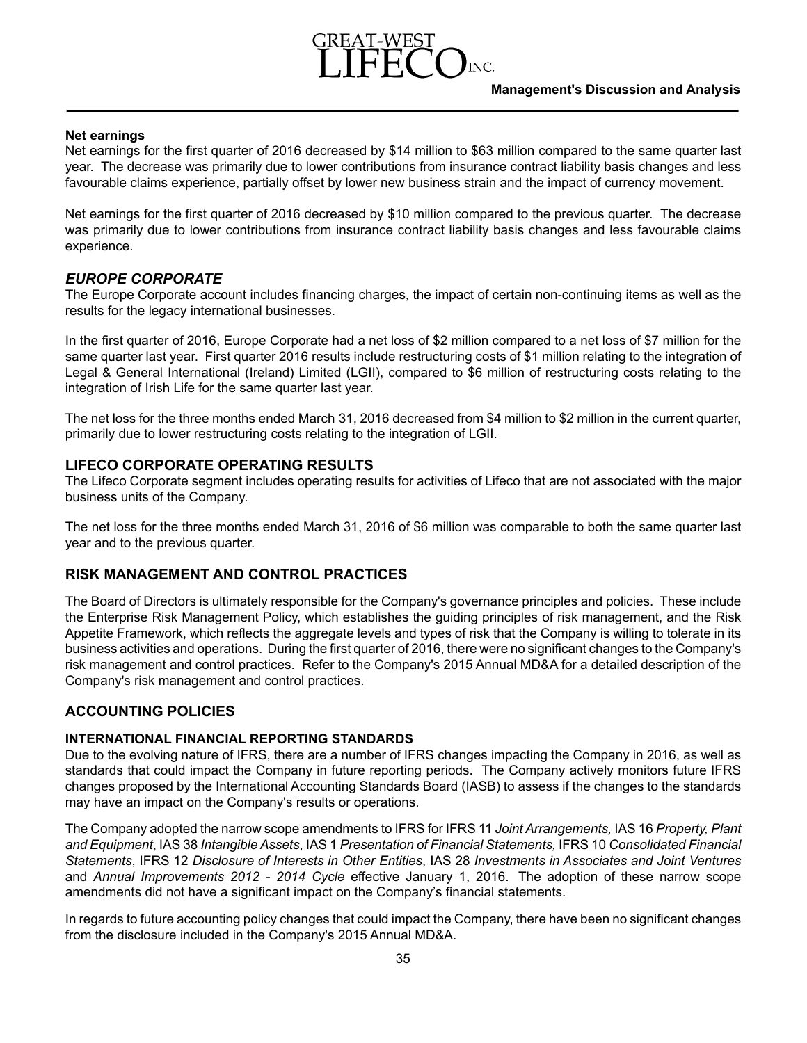**Net earnings**

Net earnings for the first quarter of 2016 decreased by $14 million to $63 million compared to the same quarter last year. The decrease was primarily due to lower contributions from insurance contract liability basis changes and less favourable claims experience, partially offset by lower new business strain and the impact of currency movement.

Net earnings for the first quarter of 2016 decreased by $10 million compared to the previous quarter. The decrease was primarily due to lower contributions from insurance contract liability basis changes and less favourable claims experience.

### *EUROPE CORPORATE*

The Europe Corporate account includes financing charges, the impact of certain non-continuing items as well as the results for the legacy international businesses.

In the first quarter of 2016, Europe Corporate had a net loss of $2 million compared to a net loss of $7 million for the same quarter last year. First quarter 2016 results include restructuring costs of $1 million relating to the integration of Legal & General International (Ireland) Limited (LGII), compared to $6 million of restructuring costs relating to the integration of Irish Life for the same quarter last year.

The net loss for the three months ended March 31, 2016 decreased from $4 million to $2 million in the current quarter, primarily due to lower restructuring costs relating to the integration of LGII.

## LIFECO CORPORATE OPERATING RESULTS

The Lifeco Corporate segment includes operating results for activities of Lifeco that are not associated with the major business units of the Company.

The net loss for the three months ended March 31, 2016 of $6 million was comparable to both the same quarter last year and to the previous quarter.

## RISK MANAGEMENT AND CONTROL PRACTICES

The Board of Directors is ultimately responsible for the Company's governance principles and policies. These include the Enterprise Risk Management Policy, which establishes the guiding principles of risk management, and the Risk Appetite Framework, which reflects the aggregate levels and types of risk that the Company is willing to tolerate in its business activities and operations. During the first quarter of 2016, there were no significant changes to the Company's risk management and control practices. Refer to the Company's 2015 Annual MD&A for a detailed description of the Company's risk management and control practices.

## ACCOUNTING POLICIES

### INTERNATIONAL FINANCIAL REPORTING STANDARDS

Due to the evolving nature of IFRS, there are a number of IFRS changes impacting the Company in 2016, as well as standards that could impact the Company in future reporting periods. The Company actively monitors future IFRS changes proposed by the International Accounting Standards Board (IASB) to assess if the changes to the standards may have an impact on the Company's results or operations.

The Company adopted the narrow scope amendments to IFRS for IFRS 11 *Joint Arrangements,* IAS 16 *Property, Plant and Equipment*, IAS 38 *Intangible Assets*, IAS 1 *Presentation of Financial Statements,* IFRS 10 *Consolidated Financial Statements*, IFRS 12 *Disclosure of Interests in Other Entities*, IAS 28 *Investments in Associates and Joint Ventures* and *Annual Improvements 2012 - 2014 Cycle* effective January 1, 2016. The adoption of these narrow scope amendments did not have a significant impact on the Company's financial statements.

In regards to future accounting policy changes that could impact the Company, there have been no significant changes from the disclosure included in the Company's 2015 Annual MD&A.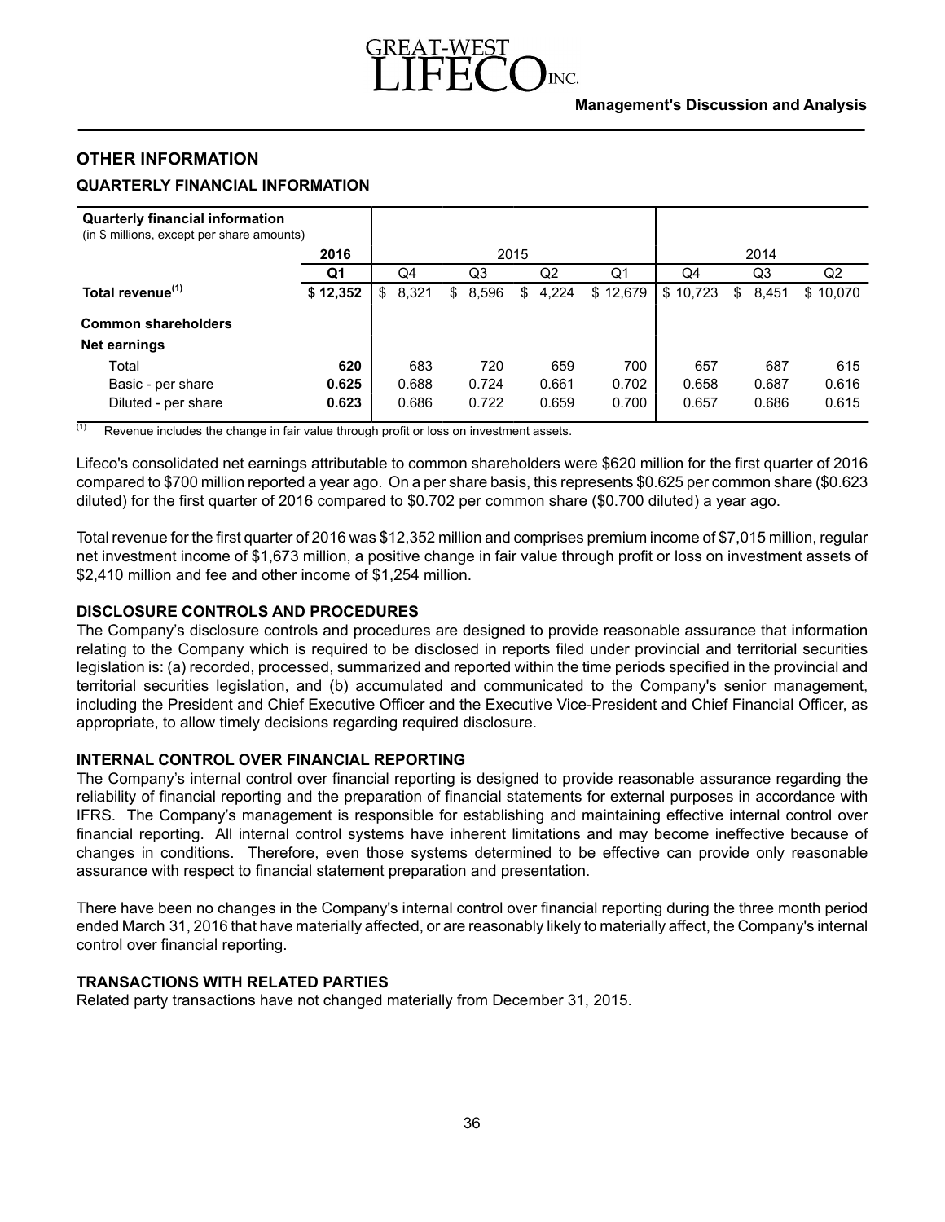## OTHER INFORMATION

### QUARTERLY FINANCIAL INFORMATION

| **Quarterly financial information** (in $ millions, except per share amounts) | 2016 | 2015 | | | | 2014 | | |
|---|---|---|---|---|---|---|---|---|
| | **Q1** | Q4 | Q3 | Q2 | Q1 | Q4 | Q3 | Q2 |
| **Total revenue[1]** | **$ 12,352** | $ 8,321 | $ 8,596 | $ 4,224 | $ 12,679 | $ 10,723 | $ 8,451 | $ 10,070 |
| **Common shareholders** | | | | | | | | |
| **Net earnings** | | | | | | | | |
| Total | **620** | 683 | 720 | 659 | 700 | 657 | 687 | 615 |
| Basic - per share | **0.625** | 0.688 | 0.724 | 0.661 | 0.702 | 0.658 | 0.687 | 0.616 |
| Diluted - per share | **0.623** | 0.686 | 0.722 | 0.659 | 0.700 | 0.657 | 0.686 | 0.615 |

[1] Revenue includes the change in fair value through profit or loss on investment assets.

Lifeco's consolidated net earnings attributable to common shareholders were $620 million for the first quarter of 2016 compared to $700 million reported a year ago. On a per share basis, this represents $0.625 per common share ($0.623 diluted) for the first quarter of 2016 compared to $0.702 per common share ($0.700 diluted) a year ago.

Total revenue for the first quarter of 2016 was $12,352 million and comprises premium income of $7,015 million, regular net investment income of $1,673 million, a positive change in fair value through profit or loss on investment assets of $2,410 million and fee and other income of $1,254 million.

### DISCLOSURE CONTROLS AND PROCEDURES

The Company's disclosure controls and procedures are designed to provide reasonable assurance that information relating to the Company which is required to be disclosed in reports filed under provincial and territorial securities legislation is: (a) recorded, processed, summarized and reported within the time periods specified in the provincial and territorial securities legislation, and (b) accumulated and communicated to the Company's senior management, including the President and Chief Executive Officer and the Executive Vice-President and Chief Financial Officer, as appropriate, to allow timely decisions regarding required disclosure.

### INTERNAL CONTROL OVER FINANCIAL REPORTING

The Company's internal control over financial reporting is designed to provide reasonable assurance regarding the reliability of financial reporting and the preparation of financial statements for external purposes in accordance with IFRS. The Company's management is responsible for establishing and maintaining effective internal control over financial reporting. All internal control systems have inherent limitations and may become ineffective because of changes in conditions. Therefore, even those systems determined to be effective can provide only reasonable assurance with respect to financial statement preparation and presentation.

There have been no changes in the Company's internal control over financial reporting during the three month period ended March 31, 2016 that have materially affected, or are reasonably likely to materially affect, the Company's internal control over financial reporting.

### TRANSACTIONS WITH RELATED PARTIES

Related party transactions have not changed materially from December 31, 2015.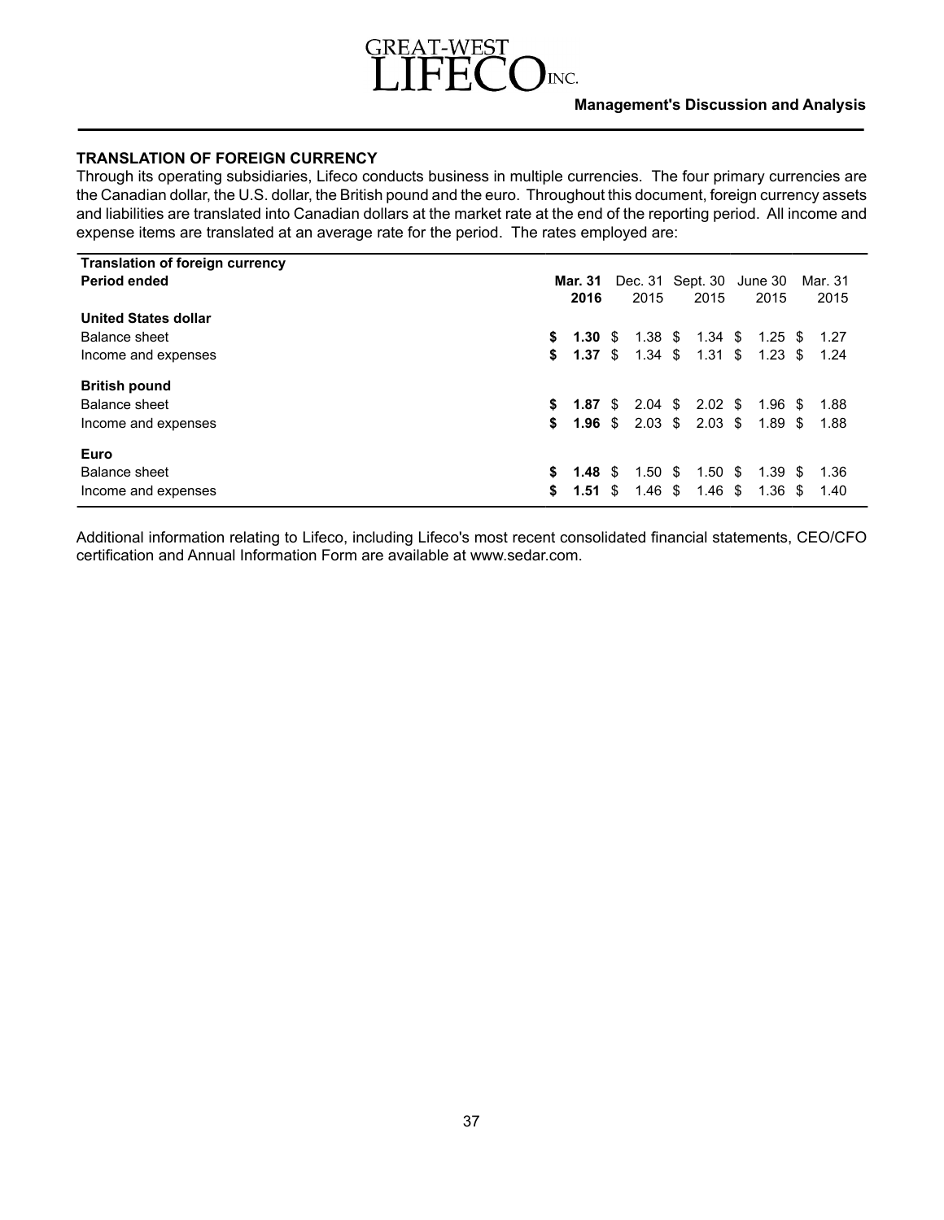## TRANSLATION OF FOREIGN CURRENCY

Through its operating subsidiaries, Lifeco conducts business in multiple currencies. The four primary currencies are the Canadian dollar, the U.S. dollar, the British pound and the euro. Throughout this document, foreign currency assets and liabilities are translated into Canadian dollars at the market rate at the end of the reporting period. All income and expense items are translated at an average rate for the period. The rates employed are:

| Translation of foreign currency<br>Period ended | **Mar. 31 2016** | Dec. 31 2015 | Sept. 30 2015 | June 30 2015 | Mar. 31 2015 |
|---|---|---|---|---|---|
| **United States dollar** | | | | | |
| Balance sheet | **$ 1.30** | $ 1.38 | $ 1.34 | $ 1.25 | $ 1.27 |
| Income and expenses | **$ 1.37** | $ 1.34 | $ 1.31 | $ 1.23 | $ 1.24 |
| **British pound** | | | | | |
| Balance sheet | **$ 1.87** | $ 2.04 | $ 2.02 | $ 1.96 | $ 1.88 |
| Income and expenses | **$ 1.96** | $ 2.03 | $ 2.03 | $ 1.89 | $ 1.88 |
| **Euro** | | | | | |
| Balance sheet | **$ 1.48** | $ 1.50 | $ 1.50 | $ 1.39 | $ 1.36 |
| Income and expenses | **$ 1.51** | $ 1.46 | $ 1.46 | $ 1.36 | $ 1.40 |

Additional information relating to Lifeco, including Lifeco's most recent consolidated financial statements, CEO/CFO certification and Annual Information Form are available at www.sedar.com.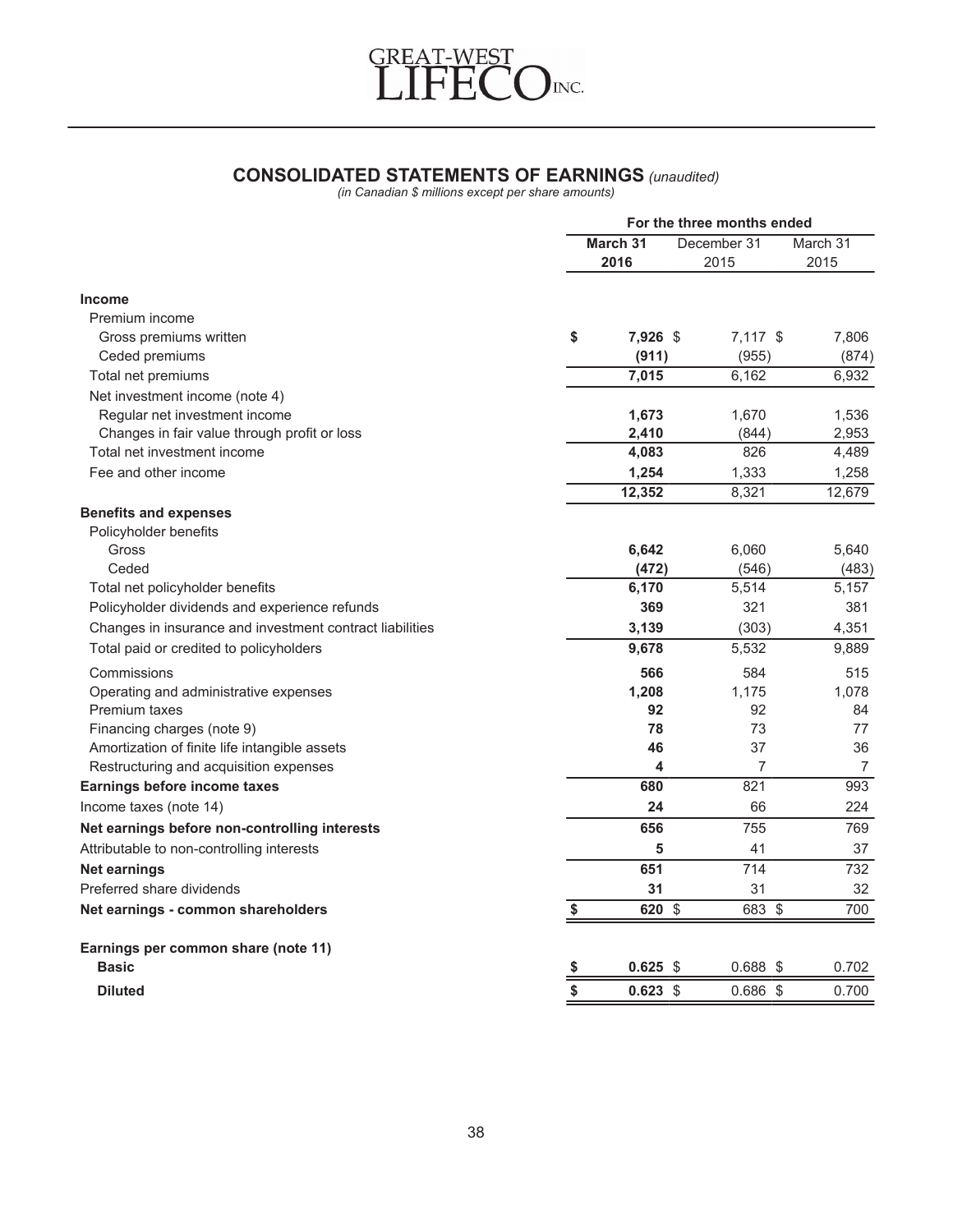# GREAT-WEST LIFECO INC.

## CONSOLIDATED STATEMENTS OF EARNINGS *(unaudited)*

*(in Canadian $ millions except per share amounts)*

| | For the three months ended | | |
|---|---|---|---|
| | **March 31 2016** | December 31 2015 | March 31 2015 |
| **Income** | | | |
| Premium income | | | |
| Gross premiums written | **$ 7,926** | $ 7,117 | $ 7,806 |
| Ceded premiums | **(911)** | (955) | (874) |
| Total net premiums | **7,015** | 6,162 | 6,932 |
| Net investment income (note 4) | | | |
| Regular net investment income | **1,673** | 1,670 | 1,536 |
| Changes in fair value through profit or loss | **2,410** | (844) | 2,953 |
| Total net investment income | **4,083** | 826 | 4,489 |
| Fee and other income | **1,254** | 1,333 | 1,258 |
| | **12,352** | 8,321 | 12,679 |
| **Benefits and expenses** | | | |
| Policyholder benefits | | | |
| Gross | **6,642** | 6,060 | 5,640 |
| Ceded | **(472)** | (546) | (483) |
| Total net policyholder benefits | **6,170** | 5,514 | 5,157 |
| Policyholder dividends and experience refunds | **369** | 321 | 381 |
| Changes in insurance and investment contract liabilities | **3,139** | (303) | 4,351 |
| Total paid or credited to policyholders | **9,678** | 5,532 | 9,889 |
| Commissions | **566** | 584 | 515 |
| Operating and administrative expenses | **1,208** | 1,175 | 1,078 |
| Premium taxes | **92** | 92 | 84 |
| Financing charges (note 9) | **78** | 73 | 77 |
| Amortization of finite life intangible assets | **46** | 37 | 36 |
| Restructuring and acquisition expenses | **4** | 7 | 7 |
| **Earnings before income taxes** | **680** | 821 | 993 |
| Income taxes (note 14) | **24** | 66 | 224 |
| **Net earnings before non-controlling interests** | **656** | 755 | 769 |
| Attributable to non-controlling interests | **5** | 41 | 37 |
| **Net earnings** | **651** | 714 | 732 |
| Preferred share dividends | **31** | 31 | 32 |
| **Net earnings - common shareholders** | **$ 620** | $ 683 | $ 700 |
| | | | |
| **Earnings per common share (note 11)** | | | |
| **Basic** | **$ 0.625** | $ 0.688 | $ 0.702 |
| **Diluted** | **$ 0.623** | $ 0.686 | $ 0.700 |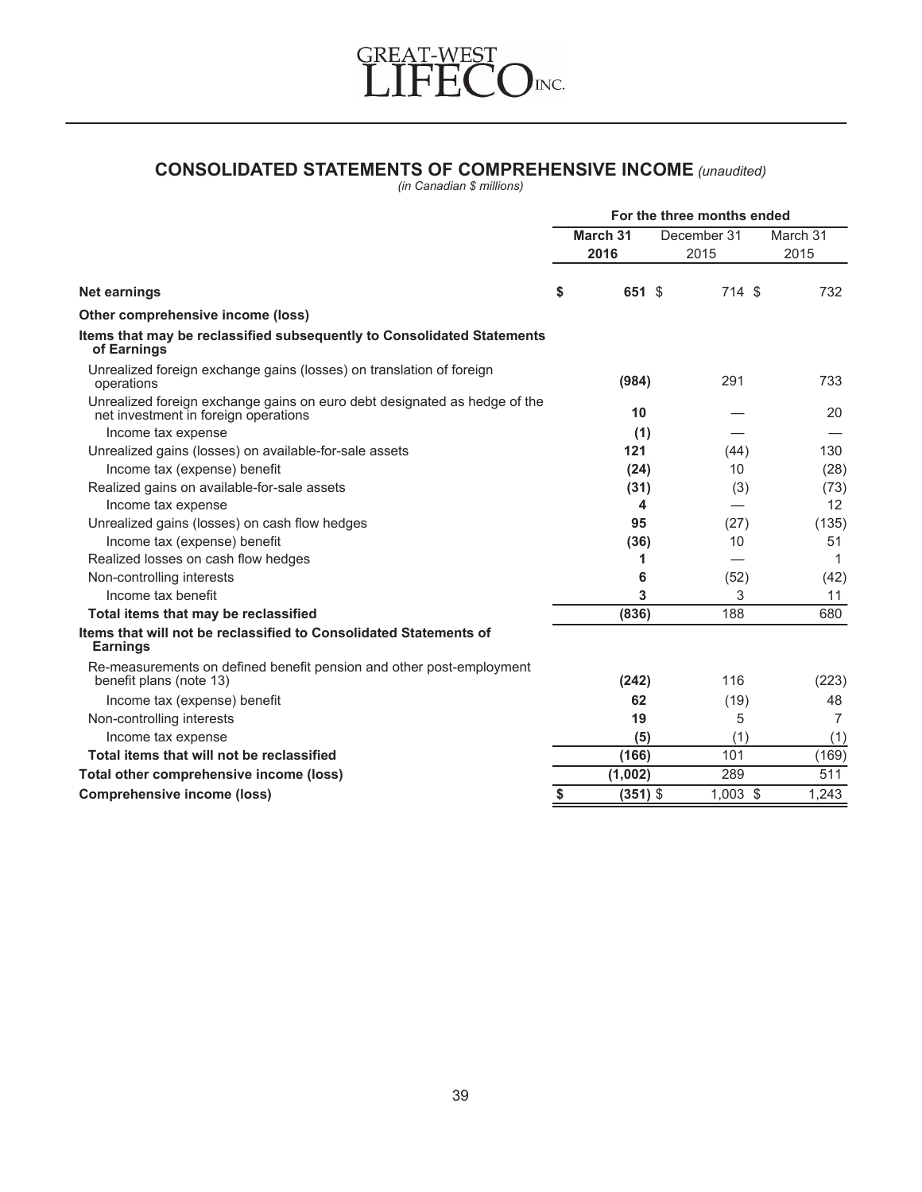GREAT-WEST LIFECO INC.

# CONSOLIDATED STATEMENTS OF COMPREHENSIVE INCOME *(unaudited)*

*(in Canadian $ millions)*

| | For the three months ended | | |
|---|---|---|---|
| | **March 31 2016** | December 31 2015 | March 31 2015 |
| **Net earnings** | **$ 651** | $ 714 | $ 732 |
| **Other comprehensive income (loss)** | | | |
| **Items that may be reclassified subsequently to Consolidated Statements of Earnings** | | | |
| Unrealized foreign exchange gains (losses) on translation of foreign operations | **(984)** | 291 | 733 |
| Unrealized foreign exchange gains on euro debt designated as hedge of the net investment in foreign operations | **10** | — | 20 |
| Income tax expense | **(1)** | — | — |
| Unrealized gains (losses) on available-for-sale assets | **121** | (44) | 130 |
| Income tax (expense) benefit | **(24)** | 10 | (28) |
| Realized gains on available-for-sale assets | **(31)** | (3) | (73) |
| Income tax expense | **4** | — | 12 |
| Unrealized gains (losses) on cash flow hedges | **95** | (27) | (135) |
| Income tax (expense) benefit | **(36)** | 10 | 51 |
| Realized losses on cash flow hedges | **1** | — | 1 |
| Non-controlling interests | **6** | (52) | (42) |
| Income tax benefit | **3** | 3 | 11 |
| **Total items that may be reclassified** | **(836)** | 188 | 680 |
| **Items that will not be reclassified to Consolidated Statements of Earnings** | | | |
| Re-measurements on defined benefit pension and other post-employment benefit plans (note 13) | **(242)** | 116 | (223) |
| Income tax (expense) benefit | **62** | (19) | 48 |
| Non-controlling interests | **19** | 5 | 7 |
| Income tax expense | **(5)** | (1) | (1) |
| **Total items that will not be reclassified** | **(166)** | 101 | (169) |
| **Total other comprehensive income (loss)** | **(1,002)** | 289 | 511 |
| **Comprehensive income (loss)** | **$ (351)** | $ 1,003 | $ 1,243 |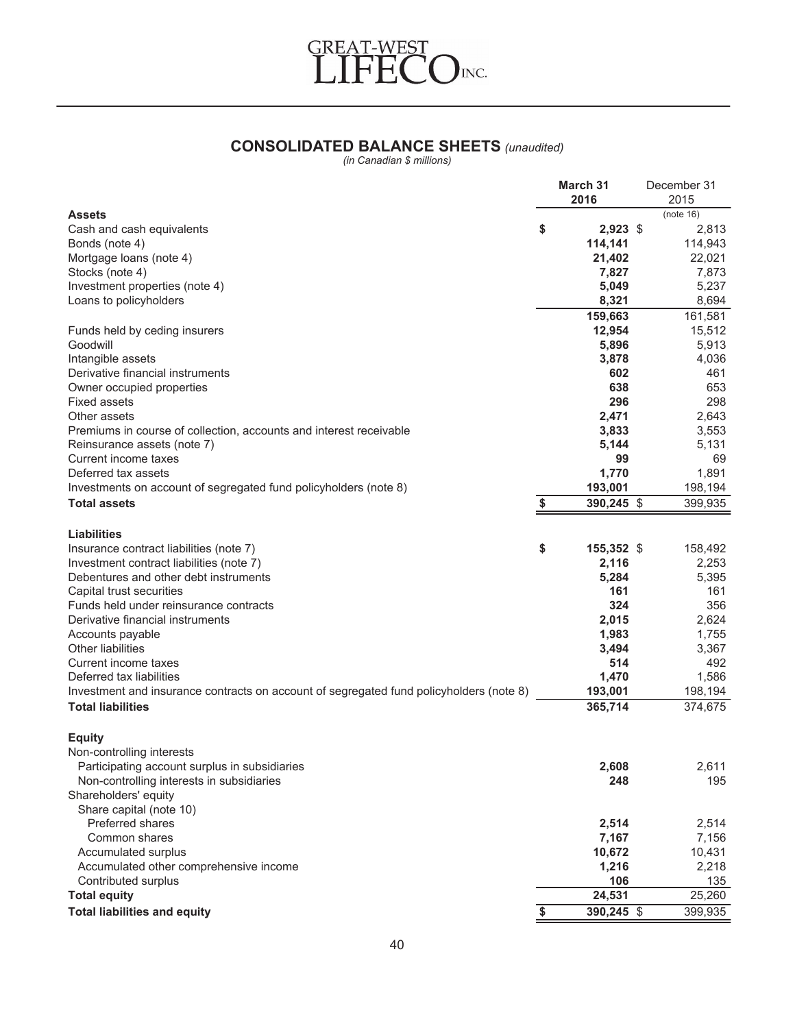GREAT-WEST LIFECO INC.

## CONSOLIDATED BALANCE SHEETS *(unaudited)*

*(in Canadian $ millions)*

| | March 31 2016 | December 31 2015 |
|---|---|---|
| | | (note 16) |
| **Assets** | | |
| Cash and cash equivalents | $ **2,923** | $ 2,813 |
| Bonds (note 4) | **114,141** | 114,943 |
| Mortgage loans (note 4) | **21,402** | 22,021 |
| Stocks (note 4) | **7,827** | 7,873 |
| Investment properties (note 4) | **5,049** | 5,237 |
| Loans to policyholders | **8,321** | 8,694 |
| | **159,663** | 161,581 |
| Funds held by ceding insurers | **12,954** | 15,512 |
| Goodwill | **5,896** | 5,913 |
| Intangible assets | **3,878** | 4,036 |
| Derivative financial instruments | **602** | 461 |
| Owner occupied properties | **638** | 653 |
| Fixed assets | **296** | 298 |
| Other assets | **2,471** | 2,643 |
| Premiums in course of collection, accounts and interest receivable | **3,833** | 3,553 |
| Reinsurance assets (note 7) | **5,144** | 5,131 |
| Current income taxes | **99** | 69 |
| Deferred tax assets | **1,770** | 1,891 |
| Investments on account of segregated fund policyholders (note 8) | **193,001** | 198,194 |
| **Total assets** | $ **390,245** | $ 399,935 |
| **Liabilities** | | |
| Insurance contract liabilities (note 7) | $ **155,352** | $ 158,492 |
| Investment contract liabilities (note 7) | **2,116** | 2,253 |
| Debentures and other debt instruments | **5,284** | 5,395 |
| Capital trust securities | **161** | 161 |
| Funds held under reinsurance contracts | **324** | 356 |
| Derivative financial instruments | **2,015** | 2,624 |
| Accounts payable | **1,983** | 1,755 |
| Other liabilities | **3,494** | 3,367 |
| Current income taxes | **514** | 492 |
| Deferred tax liabilities | **1,470** | 1,586 |
| Investment and insurance contracts on account of segregated fund policyholders (note 8) | **193,001** | 198,194 |
| **Total liabilities** | **365,714** | 374,675 |
| **Equity** | | |
| Non-controlling interests | | |
| Participating account surplus in subsidiaries | **2,608** | 2,611 |
| Non-controlling interests in subsidiaries | **248** | 195 |
| Shareholders' equity | | |
| Share capital (note 10) | | |
| Preferred shares | **2,514** | 2,514 |
| Common shares | **7,167** | 7,156 |
| Accumulated surplus | **10,672** | 10,431 |
| Accumulated other comprehensive income | **1,216** | 2,218 |
| Contributed surplus | **106** | 135 |
| **Total equity** | **24,531** | 25,260 |
| **Total liabilities and equity** | $ **390,245** | $ 399,935 |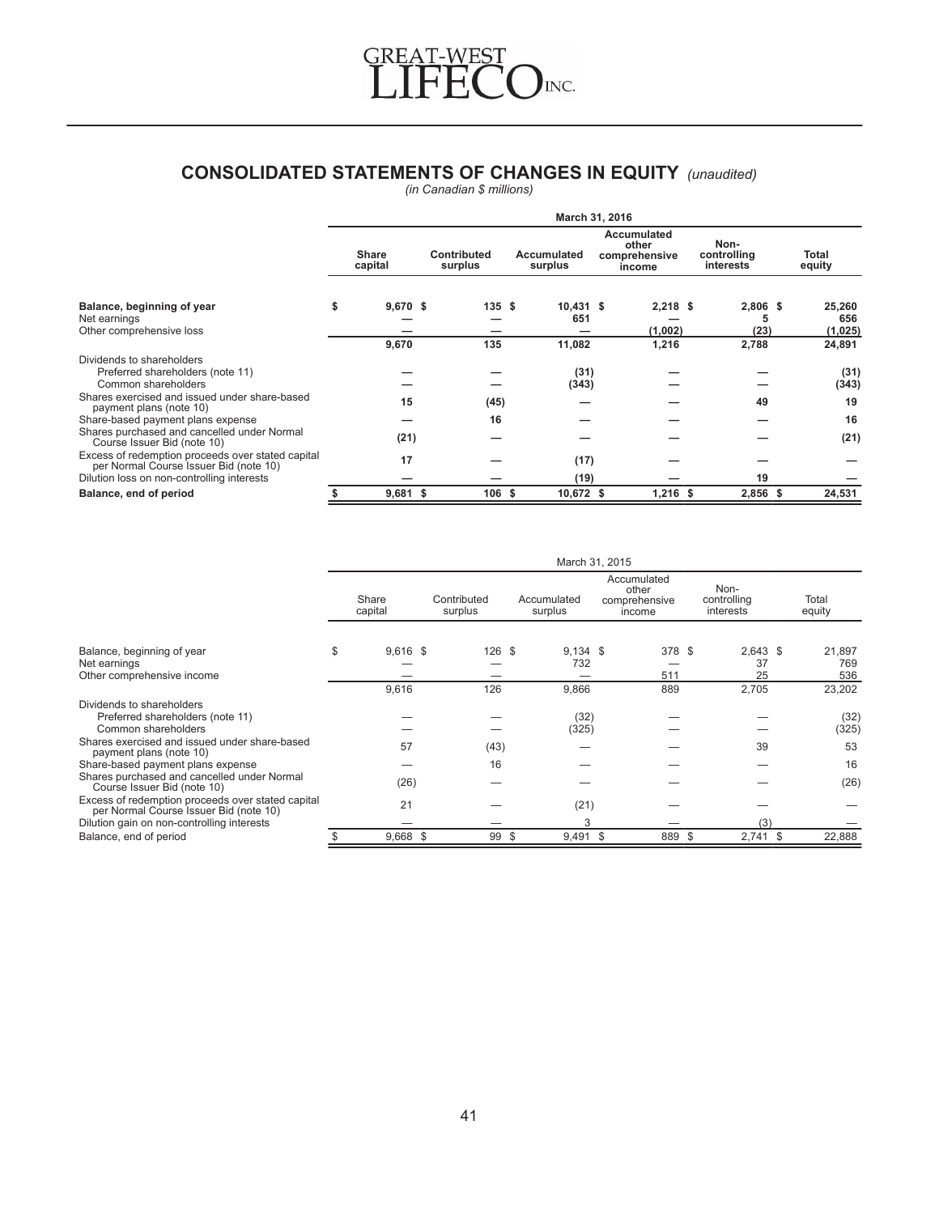# CONSOLIDATED STATEMENTS OF CHANGES IN EQUITY *(unaudited)*

*(in Canadian $ millions)*

| | March 31, 2016 | | | | | |
|---|---|---|---|---|---|---|
| | **Share capital** | **Contributed surplus** | **Accumulated surplus** | **Accumulated other comprehensive income** | **Non-controlling interests** | **Total equity** |
| **Balance, beginning of year** | **$ 9,670** | **$ 135** | **$ 10,431** | **$ 2,218** | **$ 2,806** | **$ 25,260** |
| Net earnings | **—** | **—** | **651** | **—** | **5** | **656** |
| Other comprehensive loss | **—** | **—** | **—** | **(1,002)** | **(23)** | **(1,025)** |
| | **9,670** | **135** | **11,082** | **1,216** | **2,788** | **24,891** |
| Dividends to shareholders | | | | | | |
| Preferred shareholders (note 11) | **—** | **—** | **(31)** | **—** | **—** | **(31)** |
| Common shareholders | **—** | **—** | **(343)** | **—** | **—** | **(343)** |
| Shares exercised and issued under share-based payment plans (note 10) | **15** | **(45)** | **—** | **—** | **49** | **19** |
| Share-based payment plans expense | **—** | **16** | **—** | **—** | **—** | **16** |
| Shares purchased and cancelled under Normal Course Issuer Bid (note 10) | **(21)** | **—** | **—** | **—** | **—** | **(21)** |
| Excess of redemption proceeds over stated capital per Normal Course Issuer Bid (note 10) | **17** | **—** | **(17)** | **—** | **—** | **—** |
| Dilution loss on non-controlling interests | **—** | **—** | **(19)** | **—** | **19** | **—** |
| **Balance, end of period** | **$ 9,681** | **$ 106** | **$ 10,672** | **$ 1,216** | **$ 2,856** | **$ 24,531** |

| | March 31, 2015 | | | | | |
|---|---|---|---|---|---|---|
| | Share capital | Contributed surplus | Accumulated surplus | Accumulated other comprehensive income | Non-controlling interests | Total equity |
| Balance, beginning of year | $ 9,616 | $ 126 | $ 9,134 | $ 378 | $ 2,643 | $ 21,897 |
| Net earnings | — | — | 732 | — | 37 | 769 |
| Other comprehensive income | — | — | — | 511 | 25 | 536 |
| | 9,616 | 126 | 9,866 | 889 | 2,705 | 23,202 |
| Dividends to shareholders | | | | | | |
| Preferred shareholders (note 11) | — | — | (32) | — | — | (32) |
| Common shareholders | — | — | (325) | — | — | (325) |
| Shares exercised and issued under share-based payment plans (note 10) | 57 | (43) | — | — | 39 | 53 |
| Share-based payment plans expense | — | 16 | — | — | — | 16 |
| Shares purchased and cancelled under Normal Course Issuer Bid (note 10) | (26) | — | — | — | — | (26) |
| Excess of redemption proceeds over stated capital per Normal Course Issuer Bid (note 10) | 21 | — | (21) | — | — | — |
| Dilution gain on non-controlling interests | — | — | 3 | — | (3) | — |
| Balance, end of period | $ 9,668 | $ 99 | $ 9,491 | $ 889 | $ 2,741 | $ 22,888 |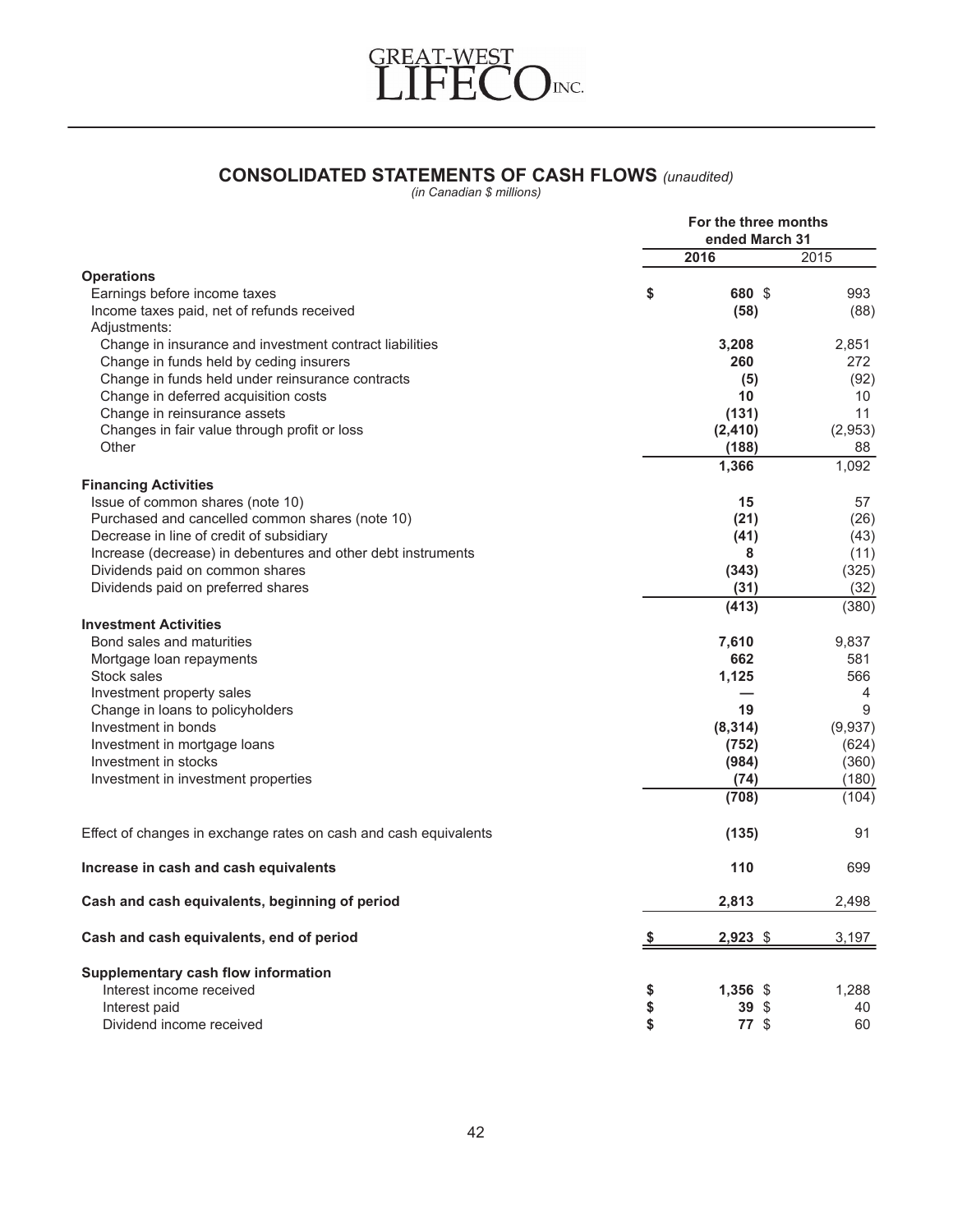# GREAT-WEST LIFECO INC.

## CONSOLIDATED STATEMENTS OF CASH FLOWS *(unaudited)*

*(in Canadian $ millions)*

| | For the three months ended March 31 | |
|---|---|---|
| | **2016** | 2015 |
| **Operations** | | |
| Earnings before income taxes | **$ 680** | $ 993 |
| Income taxes paid, net of refunds received | **(58)** | (88) |
| Adjustments: | | |
| Change in insurance and investment contract liabilities | **3,208** | 2,851 |
| Change in funds held by ceding insurers | **260** | 272 |
| Change in funds held under reinsurance contracts | **(5)** | (92) |
| Change in deferred acquisition costs | **10** | 10 |
| Change in reinsurance assets | **(131)** | 11 |
| Changes in fair value through profit or loss | **(2,410)** | (2,953) |
| Other | **(188)** | 88 |
| | **1,366** | 1,092 |
| **Financing Activities** | | |
| Issue of common shares (note 10) | **15** | 57 |
| Purchased and cancelled common shares (note 10) | **(21)** | (26) |
| Decrease in line of credit of subsidiary | **(41)** | (43) |
| Increase (decrease) in debentures and other debt instruments | **8** | (11) |
| Dividends paid on common shares | **(343)** | (325) |
| Dividends paid on preferred shares | **(31)** | (32) |
| | **(413)** | (380) |
| **Investment Activities** | | |
| Bond sales and maturities | **7,610** | 9,837 |
| Mortgage loan repayments | **662** | 581 |
| Stock sales | **1,125** | 566 |
| Investment property sales | **—** | 4 |
| Change in loans to policyholders | **19** | 9 |
| Investment in bonds | **(8,314)** | (9,937) |
| Investment in mortgage loans | **(752)** | (624) |
| Investment in stocks | **(984)** | (360) |
| Investment in investment properties | **(74)** | (180) |
| | **(708)** | (104) |
| Effect of changes in exchange rates on cash and cash equivalents | **(135)** | 91 |
| **Increase in cash and cash equivalents** | **110** | 699 |
| **Cash and cash equivalents, beginning of period** | **2,813** | 2,498 |
| **Cash and cash equivalents, end of period** | **$ 2,923** | $ 3,197 |
| **Supplementary cash flow information** | | |
| Interest income received | **$ 1,356** | $ 1,288 |
| Interest paid | **$ 39** | $ 40 |
| Dividend income received | **$ 77** | $ 60 |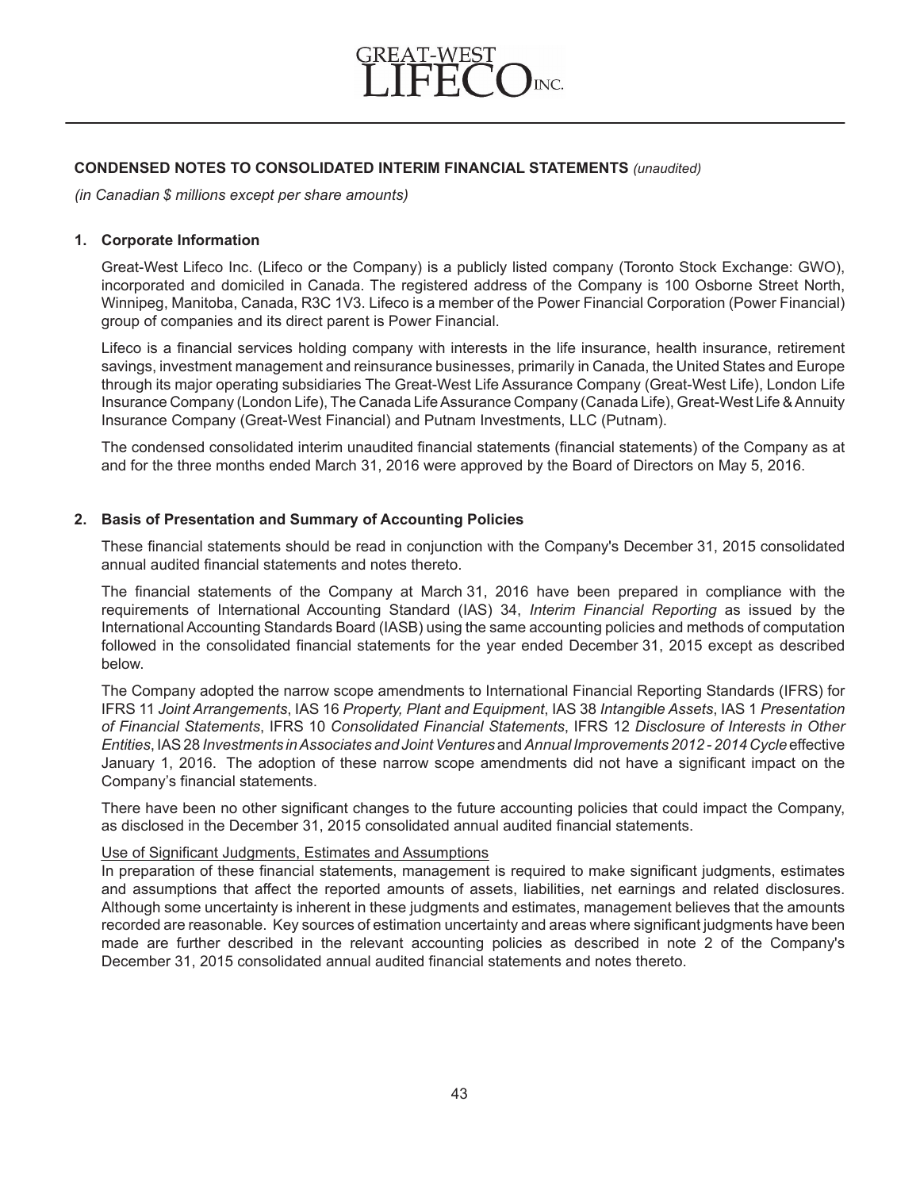## CONDENSED NOTES TO CONSOLIDATED INTERIM FINANCIAL STATEMENTS *(unaudited)*

*(in Canadian $ millions except per share amounts)*

### 1. Corporate Information

Great-West Lifeco Inc. (Lifeco or the Company) is a publicly listed company (Toronto Stock Exchange: GWO), incorporated and domiciled in Canada. The registered address of the Company is 100 Osborne Street North, Winnipeg, Manitoba, Canada, R3C 1V3. Lifeco is a member of the Power Financial Corporation (Power Financial) group of companies and its direct parent is Power Financial.

Lifeco is a financial services holding company with interests in the life insurance, health insurance, retirement savings, investment management and reinsurance businesses, primarily in Canada, the United States and Europe through its major operating subsidiaries The Great-West Life Assurance Company (Great-West Life), London Life Insurance Company (London Life), The Canada Life Assurance Company (Canada Life), Great-West Life & Annuity Insurance Company (Great-West Financial) and Putnam Investments, LLC (Putnam).

The condensed consolidated interim unaudited financial statements (financial statements) of the Company as at and for the three months ended March 31, 2016 were approved by the Board of Directors on May 5, 2016.

### 2. Basis of Presentation and Summary of Accounting Policies

These financial statements should be read in conjunction with the Company's December 31, 2015 consolidated annual audited financial statements and notes thereto.

The financial statements of the Company at March 31, 2016 have been prepared in compliance with the requirements of International Accounting Standard (IAS) 34, *Interim Financial Reporting* as issued by the International Accounting Standards Board (IASB) using the same accounting policies and methods of computation followed in the consolidated financial statements for the year ended December 31, 2015 except as described below.

The Company adopted the narrow scope amendments to International Financial Reporting Standards (IFRS) for IFRS 11 *Joint Arrangements*, IAS 16 *Property, Plant and Equipment*, IAS 38 *Intangible Assets*, IAS 1 *Presentation of Financial Statements*, IFRS 10 *Consolidated Financial Statements*, IFRS 12 *Disclosure of Interests in Other Entities*, IAS 28 *Investments in Associates and Joint Ventures* and *Annual Improvements 2012 - 2014 Cycle* effective January 1, 2016. The adoption of these narrow scope amendments did not have a significant impact on the Company's financial statements.

There have been no other significant changes to the future accounting policies that could impact the Company, as disclosed in the December 31, 2015 consolidated annual audited financial statements.

Use of Significant Judgments, Estimates and Assumptions

In preparation of these financial statements, management is required to make significant judgments, estimates and assumptions that affect the reported amounts of assets, liabilities, net earnings and related disclosures. Although some uncertainty is inherent in these judgments and estimates, management believes that the amounts recorded are reasonable. Key sources of estimation uncertainty and areas where significant judgments have been made are further described in the relevant accounting policies as described in note 2 of the Company's December 31, 2015 consolidated annual audited financial statements and notes thereto.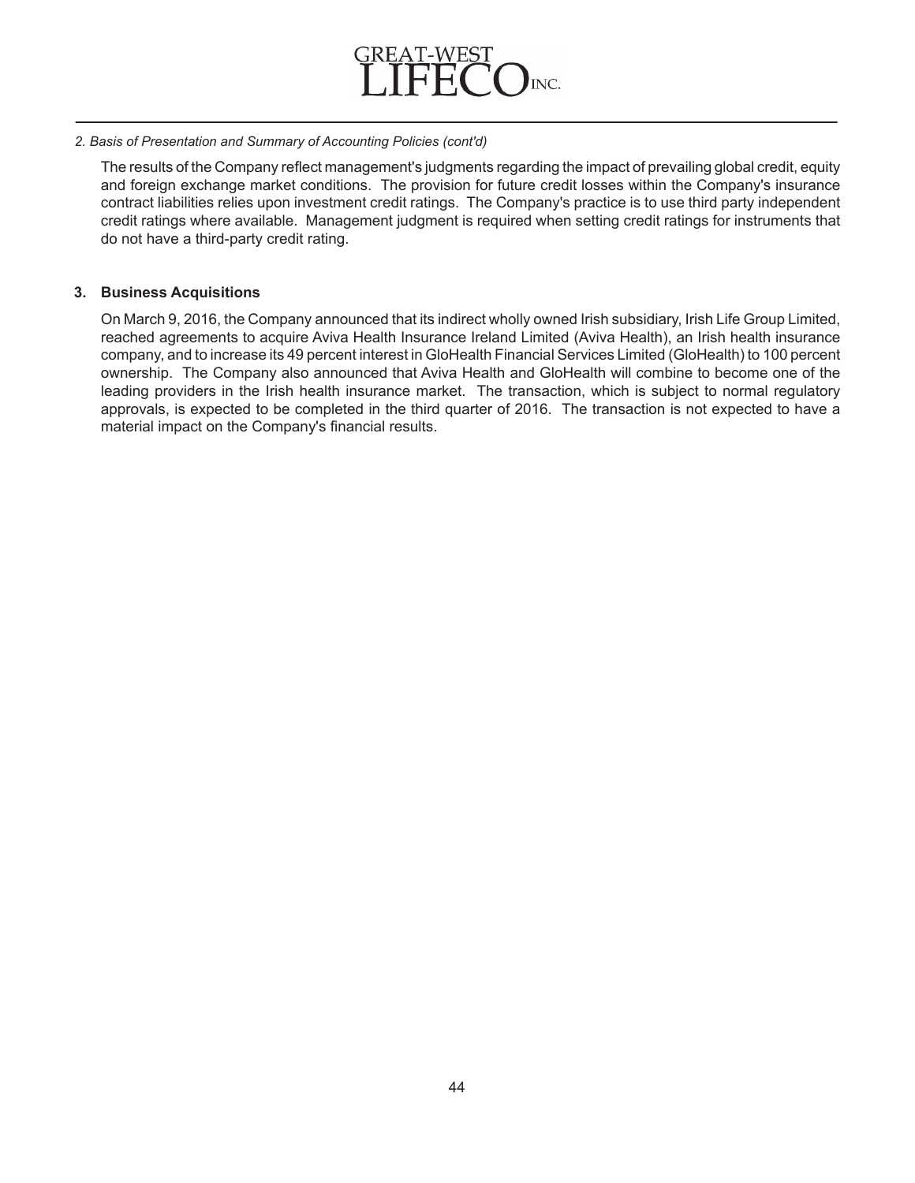*2. Basis of Presentation and Summary of Accounting Policies (cont'd)*

The results of the Company reflect management's judgments regarding the impact of prevailing global credit, equity and foreign exchange market conditions. The provision for future credit losses within the Company's insurance contract liabilities relies upon investment credit ratings. The Company's practice is to use third party independent credit ratings where available. Management judgment is required when setting credit ratings for instruments that do not have a third-party credit rating.

## 3. Business Acquisitions

On March 9, 2016, the Company announced that its indirect wholly owned Irish subsidiary, Irish Life Group Limited, reached agreements to acquire Aviva Health Insurance Ireland Limited (Aviva Health), an Irish health insurance company, and to increase its 49 percent interest in GloHealth Financial Services Limited (GloHealth) to 100 percent ownership. The Company also announced that Aviva Health and GloHealth will combine to become one of the leading providers in the Irish health insurance market. The transaction, which is subject to normal regulatory approvals, is expected to be completed in the third quarter of 2016. The transaction is not expected to have a material impact on the Company's financial results.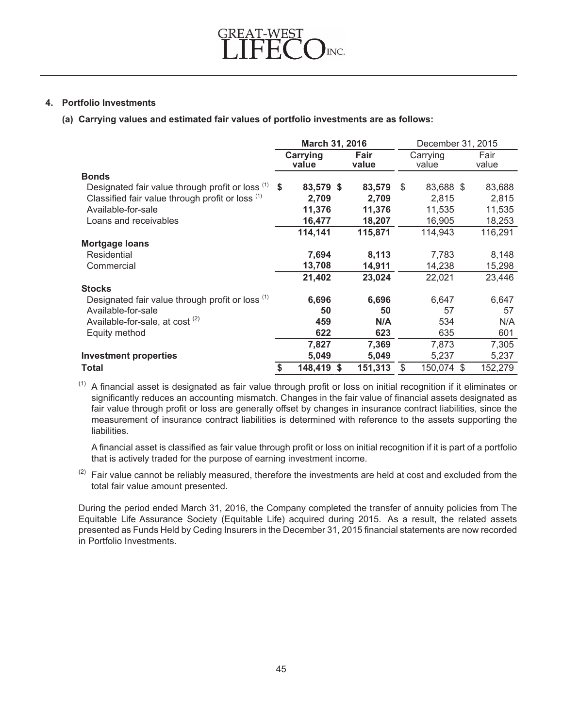## 4. Portfolio Investments

### (a) Carrying values and estimated fair values of portfolio investments are as follows:

| | March 31, 2016 | | December 31, 2015 | |
|---|---|---|---|---|
| | **Carrying value** | **Fair value** | Carrying value | Fair value |
| **Bonds** | | | | |
| Designated fair value through profit or loss [(1)] | **$ 83,579** | **$ 83,579** | $ 83,688 | $ 83,688 |
| Classified fair value through profit or loss [(1)] | **2,709** | **2,709** | 2,815 | 2,815 |
| Available-for-sale | **11,376** | **11,376** | 11,535 | 11,535 |
| Loans and receivables | **16,477** | **18,207** | 16,905 | 18,253 |
| | **114,141** | **115,871** | 114,943 | 116,291 |
| **Mortgage loans** | | | | |
| Residential | **7,694** | **8,113** | 7,783 | 8,148 |
| Commercial | **13,708** | **14,911** | 14,238 | 15,298 |
| | **21,402** | **23,024** | 22,021 | 23,446 |
| **Stocks** | | | | |
| Designated fair value through profit or loss [(1)] | **6,696** | **6,696** | 6,647 | 6,647 |
| Available-for-sale | **50** | **50** | 57 | 57 |
| Available-for-sale, at cost [(2)] | **459** | **N/A** | 534 | N/A |
| Equity method | **622** | **623** | 635 | 601 |
| | **7,827** | **7,369** | 7,873 | 7,305 |
| **Investment properties** | **5,049** | **5,049** | 5,237 | 5,237 |
| **Total** | **$ 148,419** | **$ 151,313** | $ 150,074 | $ 152,279 |

[(1)] A financial asset is designated as fair value through profit or loss on initial recognition if it eliminates or significantly reduces an accounting mismatch. Changes in the fair value of financial assets designated as fair value through profit or loss are generally offset by changes in insurance contract liabilities, since the measurement of insurance contract liabilities is determined with reference to the assets supporting the liabilities.

A financial asset is classified as fair value through profit or loss on initial recognition if it is part of a portfolio that is actively traded for the purpose of earning investment income.

[(2)] Fair value cannot be reliably measured, therefore the investments are held at cost and excluded from the total fair value amount presented.

During the period ended March 31, 2016, the Company completed the transfer of annuity policies from The Equitable Life Assurance Society (Equitable Life) acquired during 2015. As a result, the related assets presented as Funds Held by Ceding Insurers in the December 31, 2015 financial statements are now recorded in Portfolio Investments.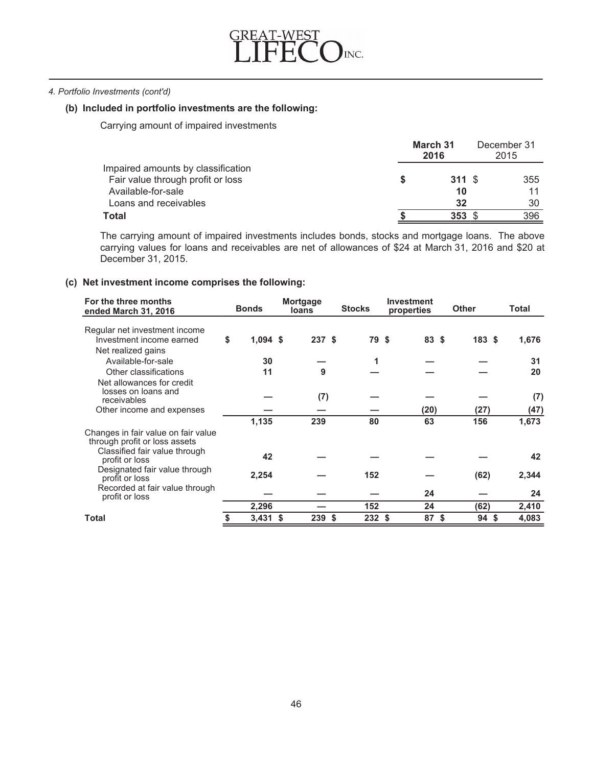*4. Portfolio Investments (cont'd)*

**(b) Included in portfolio investments are the following:**

Carrying amount of impaired investments

| | March 31 2016 | December 31 2015 |
|---|---|---|
| Impaired amounts by classification | | |
| Fair value through profit or loss | $ 311 | $ 355 |
| Available-for-sale | 10 | 11 |
| Loans and receivables | 32 | 30 |
| **Total** | $ 353 | $ 396 |

The carrying amount of impaired investments includes bonds, stocks and mortgage loans. The above carrying values for loans and receivables are net of allowances of $24 at March 31, 2016 and $20 at December 31, 2015.

**(c) Net investment income comprises the following:**

| For the three months ended March 31, 2016 | Bonds | Mortgage loans | Stocks | Investment properties | Other | Total |
|---|---|---|---|---|---|---|
| Regular net investment income | | | | | | |
| Investment income earned | $ 1,094 | $ 237 | $ 79 | $ 83 | $ 183 | $ 1,676 |
| Net realized gains | | | | | | |
| Available-for-sale | 30 | — | 1 | — | — | 31 |
| Other classifications | 11 | 9 | — | — | — | 20 |
| Net allowances for credit losses on loans and receivables | — | (7) | — | — | — | (7) |
| Other income and expenses | — | — | — | (20) | (27) | (47) |
| | 1,135 | 239 | 80 | 63 | 156 | 1,673 |
| Changes in fair value on fair value through profit or loss assets | | | | | | |
| Classified fair value through profit or loss | 42 | — | — | — | — | 42 |
| Designated fair value through profit or loss | 2,254 | — | 152 | — | (62) | 2,344 |
| Recorded at fair value through profit or loss | — | — | — | 24 | — | 24 |
| | 2,296 | — | 152 | 24 | (62) | 2,410 |
| **Total** | $ 3,431 | $ 239 | $ 232 | $ 87 | $ 94 | $ 4,083 |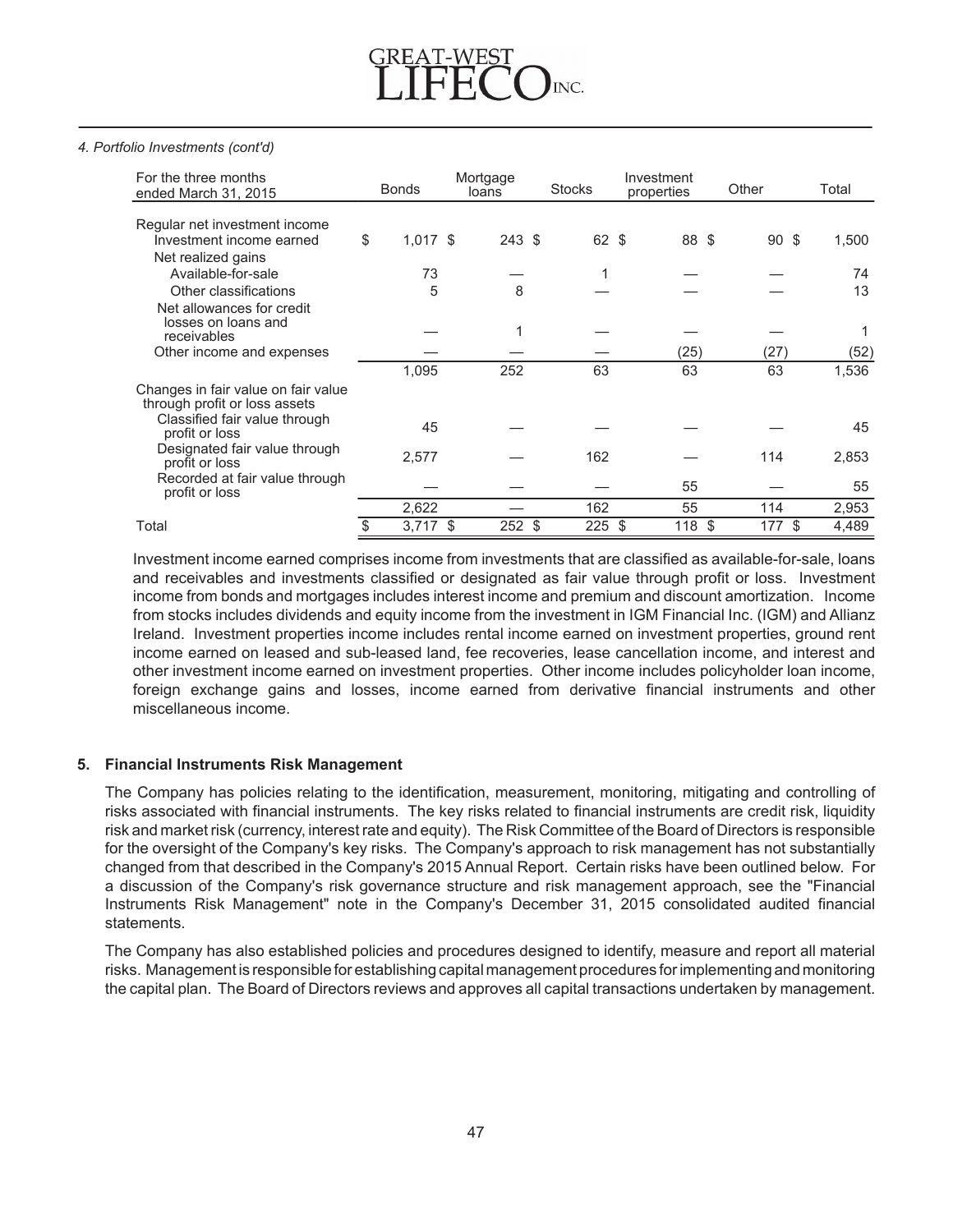*4. Portfolio Investments (cont'd)*

| For the three months ended March 31, 2015 | Bonds | Mortgage loans | Stocks | Investment properties | Other | Total |
|---|---|---|---|---|---|---|
| Regular net investment income | | | | | | |
| Investment income earned | $ 1,017 | $ 243 | $ 62 | $ 88 | $ 90 | $ 1,500 |
| Net realized gains | | | | | | |
| Available-for-sale | 73 | — | 1 | — | — | 74 |
| Other classifications | 5 | 8 | — | — | — | 13 |
| Net allowances for credit losses on loans and receivables | — | 1 | — | — | — | 1 |
| Other income and expenses | — | — | — | (25) | (27) | (52) |
| | 1,095 | 252 | 63 | 63 | 63 | 1,536 |
| Changes in fair value on fair value through profit or loss assets | | | | | | |
| Classified fair value through profit or loss | 45 | — | — | — | — | 45 |
| Designated fair value through profit or loss | 2,577 | — | 162 | — | 114 | 2,853 |
| Recorded at fair value through profit or loss | — | — | — | 55 | — | 55 |
| | 2,622 | — | 162 | 55 | 114 | 2,953 |
| Total | $ 3,717 | $ 252 | $ 225 | $ 118 | $ 177 | $ 4,489 |

Investment income earned comprises income from investments that are classified as available-for-sale, loans and receivables and investments classified or designated as fair value through profit or loss. Investment income from bonds and mortgages includes interest income and premium and discount amortization. Income from stocks includes dividends and equity income from the investment in IGM Financial Inc. (IGM) and Allianz Ireland. Investment properties income includes rental income earned on investment properties, ground rent income earned on leased and sub-leased land, fee recoveries, lease cancellation income, and interest and other investment income earned on investment properties. Other income includes policyholder loan income, foreign exchange gains and losses, income earned from derivative financial instruments and other miscellaneous income.

## 5. Financial Instruments Risk Management

The Company has policies relating to the identification, measurement, monitoring, mitigating and controlling of risks associated with financial instruments. The key risks related to financial instruments are credit risk, liquidity risk and market risk (currency, interest rate and equity). The Risk Committee of the Board of Directors is responsible for the oversight of the Company's key risks. The Company's approach to risk management has not substantially changed from that described in the Company's 2015 Annual Report. Certain risks have been outlined below. For a discussion of the Company's risk governance structure and risk management approach, see the "Financial Instruments Risk Management" note in the Company's December 31, 2015 consolidated audited financial statements.

The Company has also established policies and procedures designed to identify, measure and report all material risks. Management is responsible for establishing capital management procedures for implementing and monitoring the capital plan. The Board of Directors reviews and approves all capital transactions undertaken by management.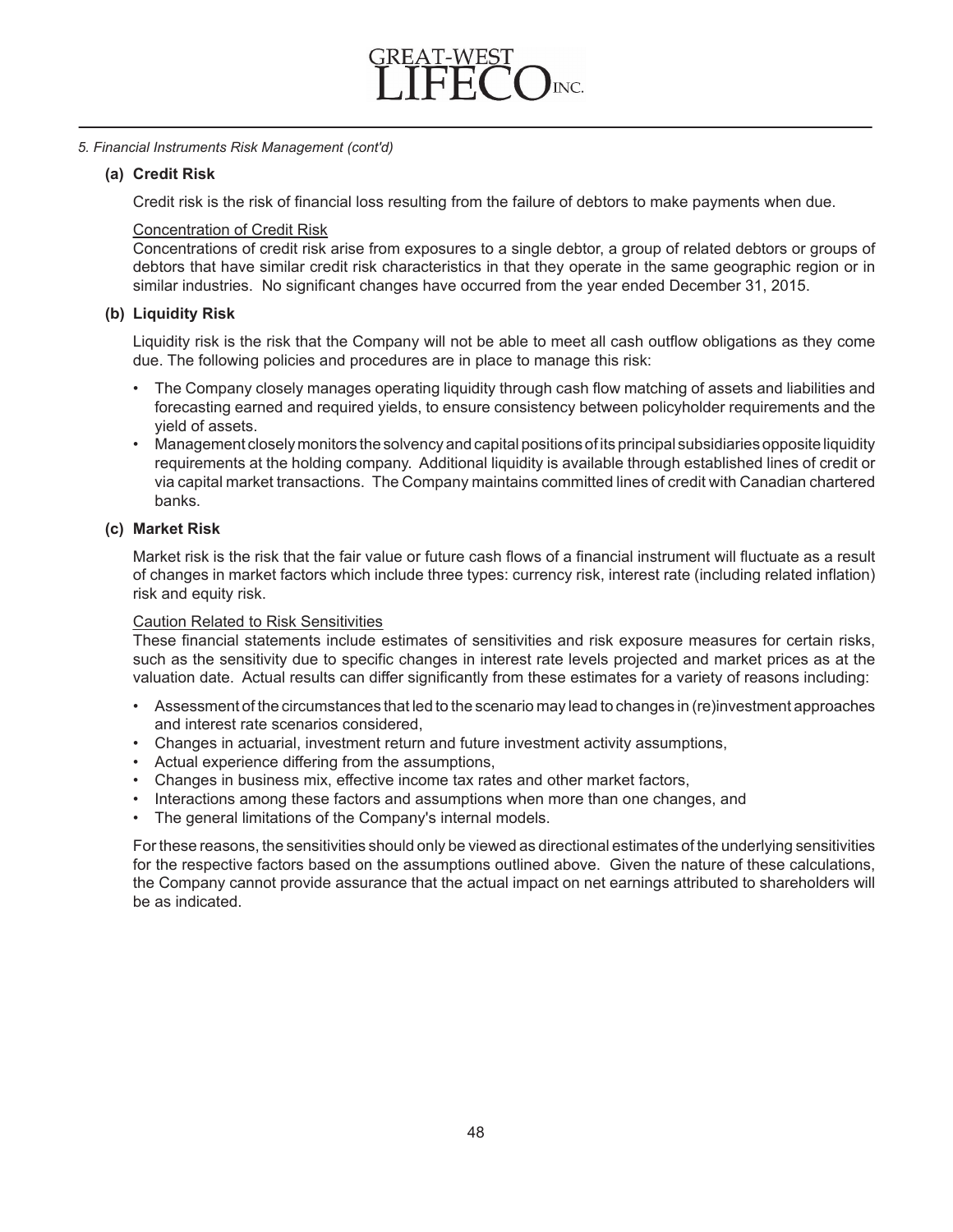*5. Financial Instruments Risk Management (cont'd)*

**(a) Credit Risk**

Credit risk is the risk of financial loss resulting from the failure of debtors to make payments when due.

Concentration of Credit Risk

Concentrations of credit risk arise from exposures to a single debtor, a group of related debtors or groups of debtors that have similar credit risk characteristics in that they operate in the same geographic region or in similar industries. No significant changes have occurred from the year ended December 31, 2015.

**(b) Liquidity Risk**

Liquidity risk is the risk that the Company will not be able to meet all cash outflow obligations as they come due. The following policies and procedures are in place to manage this risk:

- The Company closely manages operating liquidity through cash flow matching of assets and liabilities and forecasting earned and required yields, to ensure consistency between policyholder requirements and the yield of assets.
- Management closely monitors the solvency and capital positions of its principal subsidiaries opposite liquidity requirements at the holding company. Additional liquidity is available through established lines of credit or via capital market transactions. The Company maintains committed lines of credit with Canadian chartered banks.

**(c) Market Risk**

Market risk is the risk that the fair value or future cash flows of a financial instrument will fluctuate as a result of changes in market factors which include three types: currency risk, interest rate (including related inflation) risk and equity risk.

Caution Related to Risk Sensitivities

These financial statements include estimates of sensitivities and risk exposure measures for certain risks, such as the sensitivity due to specific changes in interest rate levels projected and market prices as at the valuation date. Actual results can differ significantly from these estimates for a variety of reasons including:

- Assessment of the circumstances that led to the scenario may lead to changes in (re)investment approaches and interest rate scenarios considered,
- Changes in actuarial, investment return and future investment activity assumptions,
- Actual experience differing from the assumptions,
- Changes in business mix, effective income tax rates and other market factors,
- Interactions among these factors and assumptions when more than one changes, and
- The general limitations of the Company's internal models.

For these reasons, the sensitivities should only be viewed as directional estimates of the underlying sensitivities for the respective factors based on the assumptions outlined above. Given the nature of these calculations, the Company cannot provide assurance that the actual impact on net earnings attributed to shareholders will be as indicated.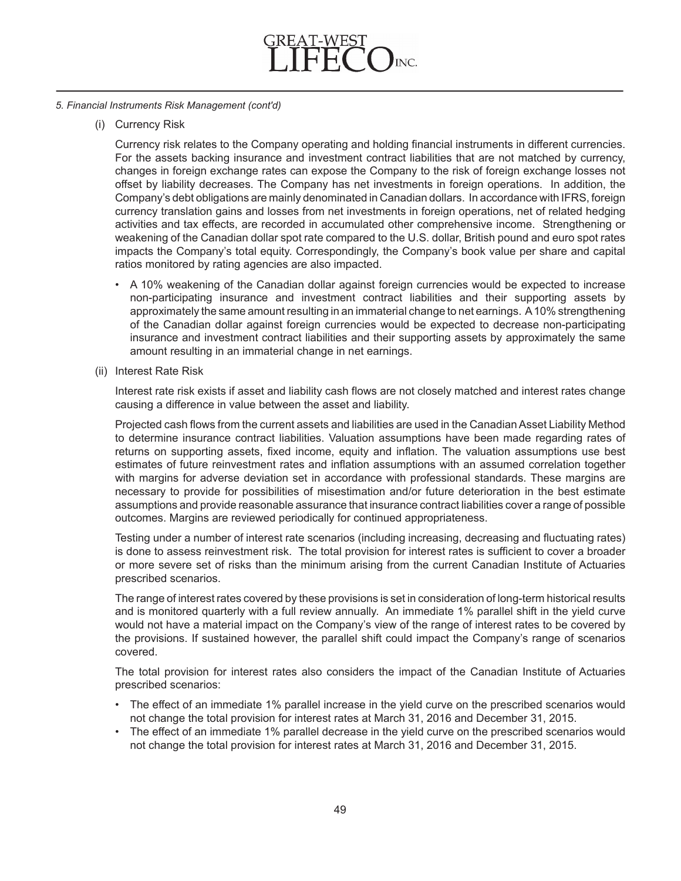*5. Financial Instruments Risk Management (cont'd)*

(i) Currency Risk

Currency risk relates to the Company operating and holding financial instruments in different currencies. For the assets backing insurance and investment contract liabilities that are not matched by currency, changes in foreign exchange rates can expose the Company to the risk of foreign exchange losses not offset by liability decreases. The Company has net investments in foreign operations. In addition, the Company's debt obligations are mainly denominated in Canadian dollars. In accordance with IFRS, foreign currency translation gains and losses from net investments in foreign operations, net of related hedging activities and tax effects, are recorded in accumulated other comprehensive income. Strengthening or weakening of the Canadian dollar spot rate compared to the U.S. dollar, British pound and euro spot rates impacts the Company's total equity. Correspondingly, the Company's book value per share and capital ratios monitored by rating agencies are also impacted.

- A 10% weakening of the Canadian dollar against foreign currencies would be expected to increase non-participating insurance and investment contract liabilities and their supporting assets by approximately the same amount resulting in an immaterial change to net earnings. A 10% strengthening of the Canadian dollar against foreign currencies would be expected to decrease non-participating insurance and investment contract liabilities and their supporting assets by approximately the same amount resulting in an immaterial change in net earnings.

(ii) Interest Rate Risk

Interest rate risk exists if asset and liability cash flows are not closely matched and interest rates change causing a difference in value between the asset and liability.

Projected cash flows from the current assets and liabilities are used in the Canadian Asset Liability Method to determine insurance contract liabilities. Valuation assumptions have been made regarding rates of returns on supporting assets, fixed income, equity and inflation. The valuation assumptions use best estimates of future reinvestment rates and inflation assumptions with an assumed correlation together with margins for adverse deviation set in accordance with professional standards. These margins are necessary to provide for possibilities of misestimation and/or future deterioration in the best estimate assumptions and provide reasonable assurance that insurance contract liabilities cover a range of possible outcomes. Margins are reviewed periodically for continued appropriateness.

Testing under a number of interest rate scenarios (including increasing, decreasing and fluctuating rates) is done to assess reinvestment risk. The total provision for interest rates is sufficient to cover a broader or more severe set of risks than the minimum arising from the current Canadian Institute of Actuaries prescribed scenarios.

The range of interest rates covered by these provisions is set in consideration of long-term historical results and is monitored quarterly with a full review annually. An immediate 1% parallel shift in the yield curve would not have a material impact on the Company's view of the range of interest rates to be covered by the provisions. If sustained however, the parallel shift could impact the Company's range of scenarios covered.

The total provision for interest rates also considers the impact of the Canadian Institute of Actuaries prescribed scenarios:

- The effect of an immediate 1% parallel increase in the yield curve on the prescribed scenarios would not change the total provision for interest rates at March 31, 2016 and December 31, 2015.
- The effect of an immediate 1% parallel decrease in the yield curve on the prescribed scenarios would not change the total provision for interest rates at March 31, 2016 and December 31, 2015.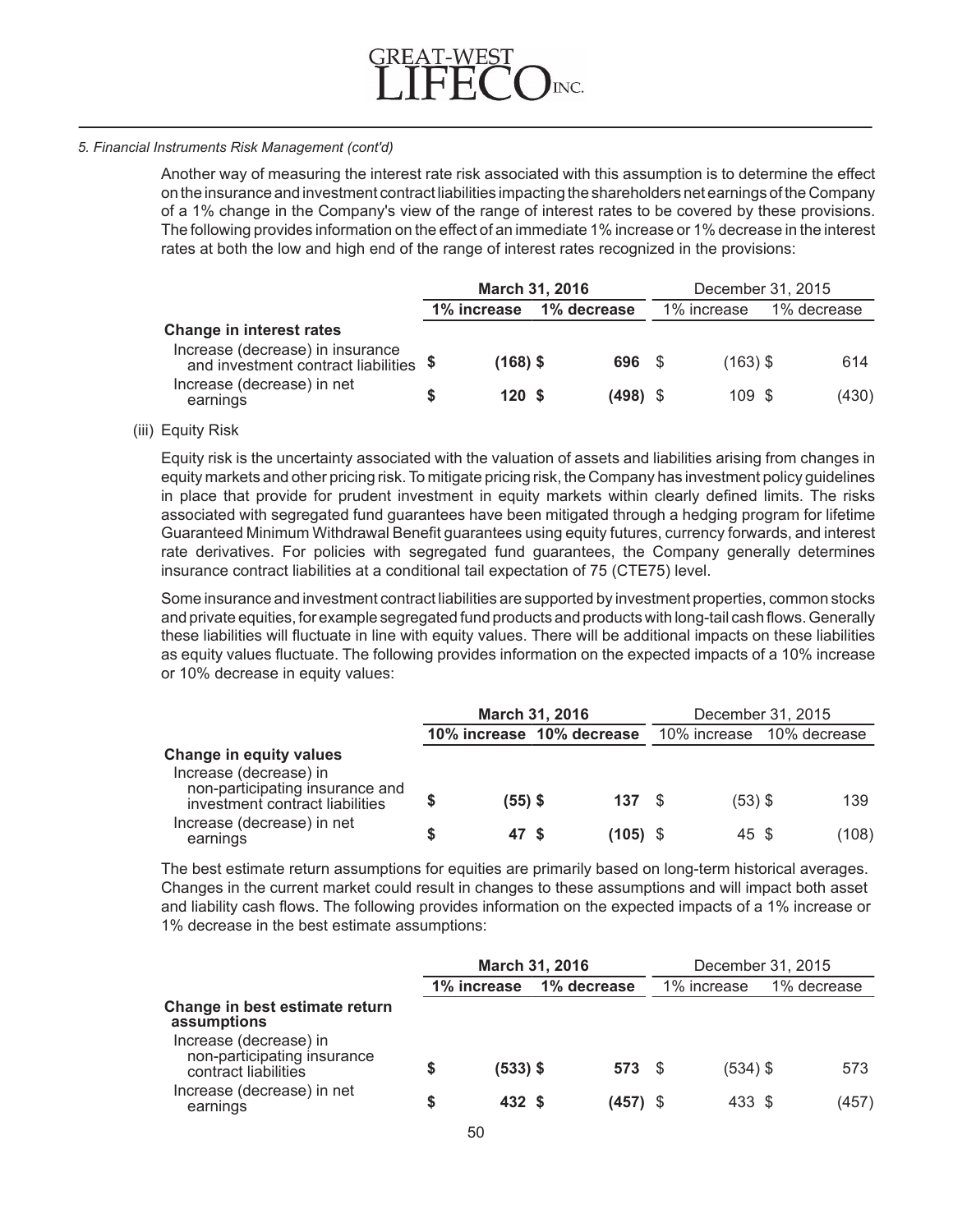*5. Financial Instruments Risk Management (cont'd)*

Another way of measuring the interest rate risk associated with this assumption is to determine the effect on the insurance and investment contract liabilities impacting the shareholders net earnings of the Company of a 1% change in the Company's view of the range of interest rates to be covered by these provisions. The following provides information on the effect of an immediate 1% increase or 1% decrease in the interest rates at both the low and high end of the range of interest rates recognized in the provisions:

| | **March 31, 2016** | | December 31, 2015 | |
|---|---|---|---|---|
| | **1% increase** | **1% decrease** | 1% increase | 1% decrease |
| **Change in interest rates** | | | | |
| Increase (decrease) in insurance and investment contract liabilities | **$ (168)** | **$ 696** | $ (163) | $ 614 |
| Increase (decrease) in net earnings | **$ 120** | **$ (498)** | $ 109 | $ (430) |

(iii) Equity Risk

Equity risk is the uncertainty associated with the valuation of assets and liabilities arising from changes in equity markets and other pricing risk. To mitigate pricing risk, the Company has investment policy guidelines in place that provide for prudent investment in equity markets within clearly defined limits. The risks associated with segregated fund guarantees have been mitigated through a hedging program for lifetime Guaranteed Minimum Withdrawal Benefit guarantees using equity futures, currency forwards, and interest rate derivatives. For policies with segregated fund guarantees, the Company generally determines insurance contract liabilities at a conditional tail expectation of 75 (CTE75) level.

Some insurance and investment contract liabilities are supported by investment properties, common stocks and private equities, for example segregated fund products and products with long-tail cash flows. Generally these liabilities will fluctuate in line with equity values. There will be additional impacts on these liabilities as equity values fluctuate. The following provides information on the expected impacts of a 10% increase or 10% decrease in equity values:

| | **March 31, 2016** | | December 31, 2015 | |
|---|---|---|---|---|
| | **10% increase** | **10% decrease** | 10% increase | 10% decrease |
| **Change in equity values** | | | | |
| Increase (decrease) in non-participating insurance and investment contract liabilities | **$ (55)** | **$ 137** | $ (53) | $ 139 |
| Increase (decrease) in net earnings | **$ 47** | **$ (105)** | $ 45 | $ (108) |

The best estimate return assumptions for equities are primarily based on long-term historical averages. Changes in the current market could result in changes to these assumptions and will impact both asset and liability cash flows. The following provides information on the expected impacts of a 1% increase or 1% decrease in the best estimate assumptions:

| | **March 31, 2016** | | December 31, 2015 | |
|---|---|---|---|---|
| | **1% increase** | **1% decrease** | 1% increase | 1% decrease |
| **Change in best estimate return assumptions** | | | | |
| Increase (decrease) in non-participating insurance contract liabilities | **$ (533)** | **$ 573** | $ (534) | $ 573 |
| Increase (decrease) in net earnings | **$ 432** | **$ (457)** | $ 433 | $ (457) |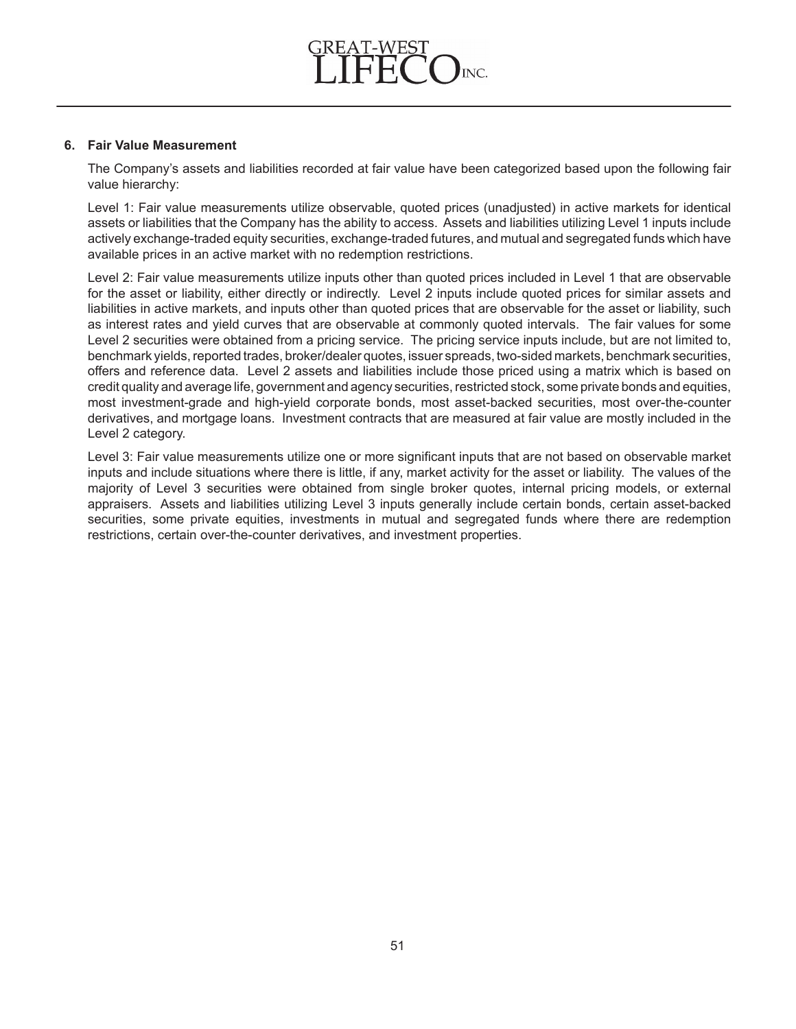## 6. Fair Value Measurement

The Company's assets and liabilities recorded at fair value have been categorized based upon the following fair value hierarchy:

Level 1: Fair value measurements utilize observable, quoted prices (unadjusted) in active markets for identical assets or liabilities that the Company has the ability to access. Assets and liabilities utilizing Level 1 inputs include actively exchange-traded equity securities, exchange-traded futures, and mutual and segregated funds which have available prices in an active market with no redemption restrictions.

Level 2: Fair value measurements utilize inputs other than quoted prices included in Level 1 that are observable for the asset or liability, either directly or indirectly. Level 2 inputs include quoted prices for similar assets and liabilities in active markets, and inputs other than quoted prices that are observable for the asset or liability, such as interest rates and yield curves that are observable at commonly quoted intervals. The fair values for some Level 2 securities were obtained from a pricing service. The pricing service inputs include, but are not limited to, benchmark yields, reported trades, broker/dealer quotes, issuer spreads, two-sided markets, benchmark securities, offers and reference data. Level 2 assets and liabilities include those priced using a matrix which is based on credit quality and average life, government and agency securities, restricted stock, some private bonds and equities, most investment-grade and high-yield corporate bonds, most asset-backed securities, most over-the-counter derivatives, and mortgage loans. Investment contracts that are measured at fair value are mostly included in the Level 2 category.

Level 3: Fair value measurements utilize one or more significant inputs that are not based on observable market inputs and include situations where there is little, if any, market activity for the asset or liability. The values of the majority of Level 3 securities were obtained from single broker quotes, internal pricing models, or external appraisers. Assets and liabilities utilizing Level 3 inputs generally include certain bonds, certain asset-backed securities, some private equities, investments in mutual and segregated funds where there are redemption restrictions, certain over-the-counter derivatives, and investment properties.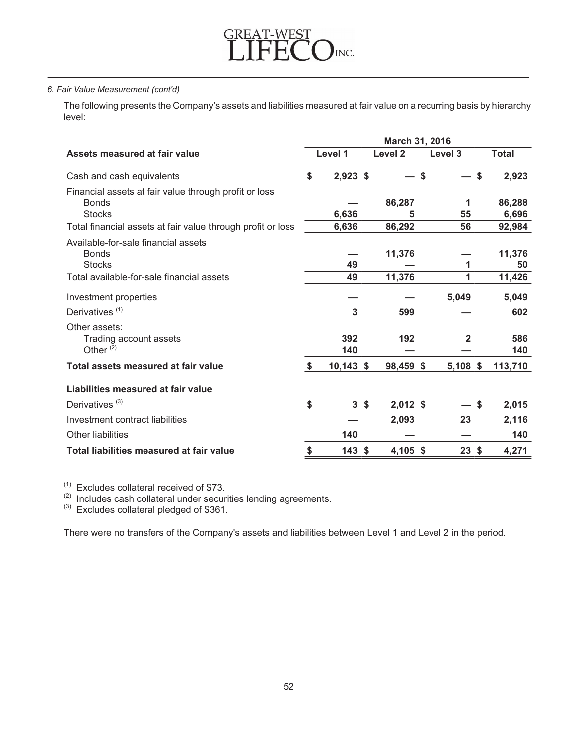*6. Fair Value Measurement (cont'd)*

The following presents the Company's assets and liabilities measured at fair value on a recurring basis by hierarchy level:

| | March 31, 2016 | | | |
|---|---|---|---|---|
| **Assets measured at fair value** | **Level 1** | **Level 2** | **Level 3** | **Total** |
| Cash and cash equivalents | $ 2,923 | $ — | $ — | $ 2,923 |
| Financial assets at fair value through profit or loss | | | | |
| Bonds | — | 86,287 | 1 | 86,288 |
| Stocks | 6,636 | 5 | 55 | 6,696 |
| Total financial assets at fair value through profit or loss | 6,636 | 86,292 | 56 | 92,984 |
| Available-for-sale financial assets | | | | |
| Bonds | — | 11,376 | — | 11,376 |
| Stocks | 49 | — | 1 | 50 |
| Total available-for-sale financial assets | 49 | 11,376 | 1 | 11,426 |
| Investment properties | — | — | 5,049 | 5,049 |
| Derivatives [(1)] | 3 | 599 | — | 602 |
| Other assets: | | | | |
| Trading account assets | 392 | 192 | 2 | 586 |
| Other [(2)] | 140 | — | — | 140 |
| **Total assets measured at fair value** | **$ 10,143** | **$ 98,459** | **$ 5,108** | **$ 113,710** |
| **Liabilities measured at fair value** | | | | |
| Derivatives [(3)] | $ 3 | $ 2,012 | $ — | $ 2,015 |
| Investment contract liabilities | — | 2,093 | 23 | 2,116 |
| Other liabilities | 140 | — | — | 140 |
| **Total liabilities measured at fair value** | **$ 143** | **$ 4,105** | **$ 23** | **$ 4,271** |

[(1)] Excludes collateral received of $73.
[(2)] Includes cash collateral under securities lending agreements.
[(3)] Excludes collateral pledged of $361.

There were no transfers of the Company's assets and liabilities between Level 1 and Level 2 in the period.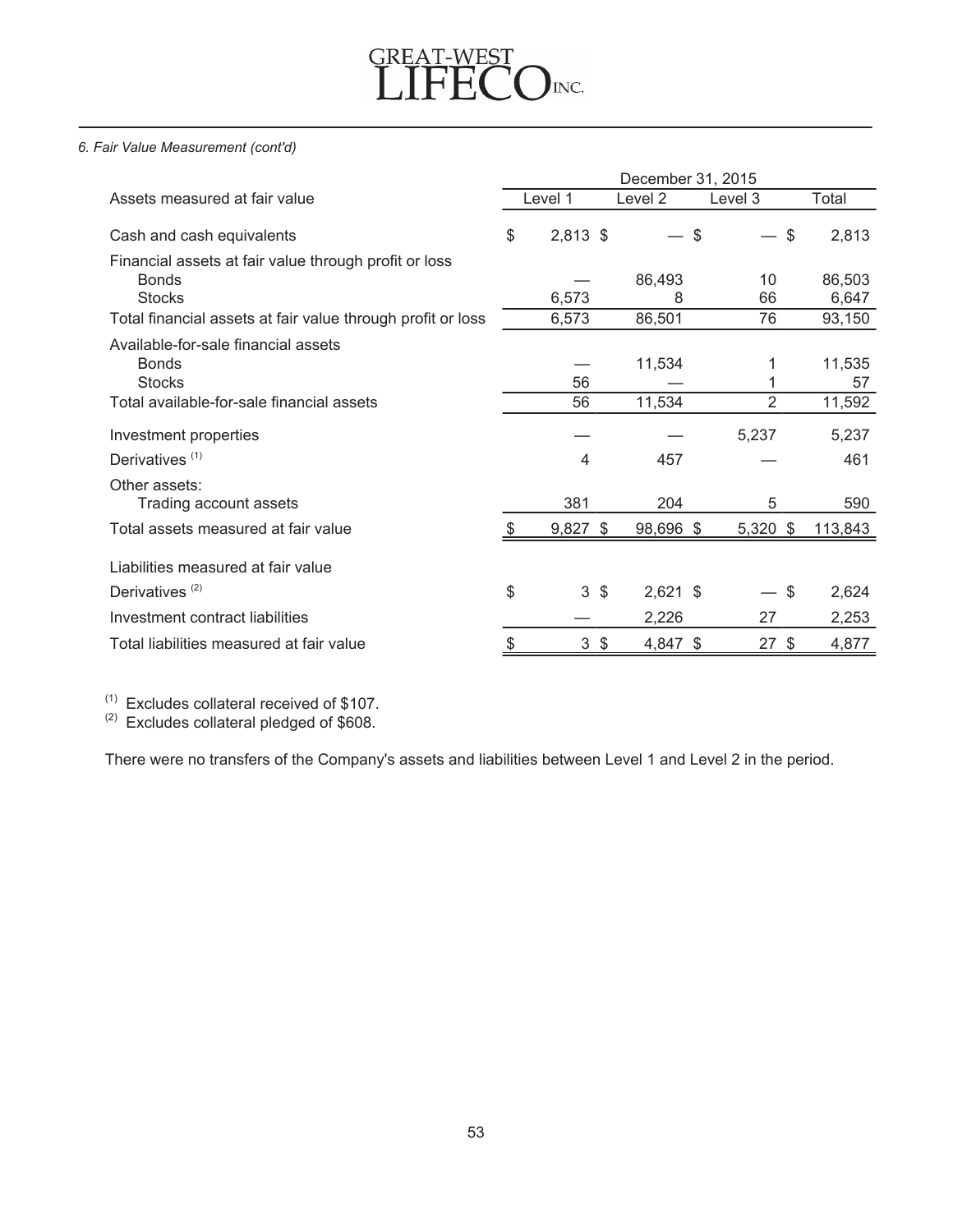*6. Fair Value Measurement (cont'd)*

| | December 31, 2015 | | | |
|---|---|---|---|---|
| Assets measured at fair value | Level 1 | Level 2 | Level 3 | Total |
| Cash and cash equivalents | $ 2,813 | $ — | $ — | $ 2,813 |
| Financial assets at fair value through profit or loss | | | | |
| Bonds | — | 86,493 | 10 | 86,503 |
| Stocks | 6,573 | 8 | 66 | 6,647 |
| Total financial assets at fair value through profit or loss | 6,573 | 86,501 | 76 | 93,150 |
| Available-for-sale financial assets | | | | |
| Bonds | — | 11,534 | 1 | 11,535 |
| Stocks | 56 | — | 1 | 57 |
| Total available-for-sale financial assets | 56 | 11,534 | 2 | 11,592 |
| Investment properties | — | — | 5,237 | 5,237 |
| Derivatives [(1)] | 4 | 457 | — | 461 |
| Other assets: | | | | |
| Trading account assets | 381 | 204 | 5 | 590 |
| Total assets measured at fair value | $ 9,827 | $ 98,696 | $ 5,320 | $ 113,843 |
| Liabilities measured at fair value | | | | |
| Derivatives [(2)] | $ 3 | $ 2,621 | $ — | $ 2,624 |
| Investment contract liabilities | — | 2,226 | 27 | 2,253 |
| Total liabilities measured at fair value | $ 3 | $ 4,847 | $ 27 | $ 4,877 |

[(1)] Excludes collateral received of $107.
[(2)] Excludes collateral pledged of $608.

There were no transfers of the Company's assets and liabilities between Level 1 and Level 2 in the period.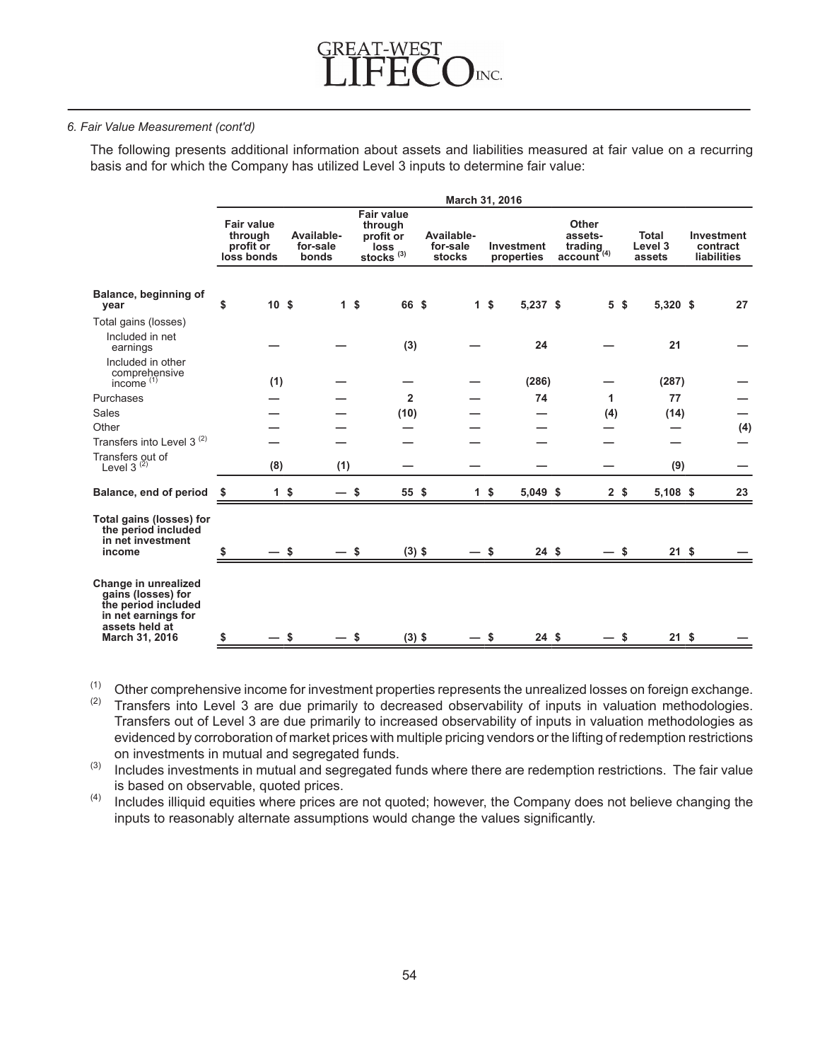*6. Fair Value Measurement (cont'd)*

The following presents additional information about assets and liabilities measured at fair value on a recurring basis and for which the Company has utilized Level 3 inputs to determine fair value:

| | March 31, 2016 | | | | | | | |
|---|---|---|---|---|---|---|---|---|
| | Fair value through profit or loss bonds | Available-for-sale bonds | Fair value through profit or loss stocks [(3)] | Available-for-sale stocks | Investment properties | Other assets-trading account [(4)] | Total Level 3 assets | Investment contract liabilities |
| **Balance, beginning of year** | $ 10 | $ 1 | $ 66 | $ 1 | $ 5,237 | $ 5 | $ 5,320 | $ 27 |
| Total gains (losses) | | | | | | | | |
| Included in net earnings | — | — | (3) | — | 24 | — | 21 | — |
| Included in other comprehensive income [(1)] | (1) | — | — | — | (286) | — | (287) | — |
| Purchases | — | — | 2 | — | 74 | 1 | 77 | — |
| Sales | — | — | (10) | — | — | (4) | (14) | — |
| Other | — | — | — | — | — | — | — | (4) |
| Transfers into Level 3 [(2)] | — | — | — | — | — | — | — | — |
| Transfers out of Level 3 [(2)] | (8) | (1) | — | — | — | — | (9) | — |
| **Balance, end of period** | $ 1 | $ — | $ 55 | $ 1 | $ 5,049 | $ 2 | $ 5,108 | $ 23 |
| **Total gains (losses) for the period included in net investment income** | $ — | $ — | $ (3) | $ — | $ 24 | $ — | $ 21 | $ — |
| **Change in unrealized gains (losses) for the period included in net earnings for assets held at March 31, 2016** | $ — | $ — | $ (3) | $ — | $ 24 | $ — | $ 21 | $ — |

(1) Other comprehensive income for investment properties represents the unrealized losses on foreign exchange.

(2) Transfers into Level 3 are due primarily to decreased observability of inputs in valuation methodologies. Transfers out of Level 3 are due primarily to increased observability of inputs in valuation methodologies as evidenced by corroboration of market prices with multiple pricing vendors or the lifting of redemption restrictions on investments in mutual and segregated funds.

(3) Includes investments in mutual and segregated funds where there are redemption restrictions. The fair value is based on observable, quoted prices.

(4) Includes illiquid equities where prices are not quoted; however, the Company does not believe changing the inputs to reasonably alternate assumptions would change the values significantly.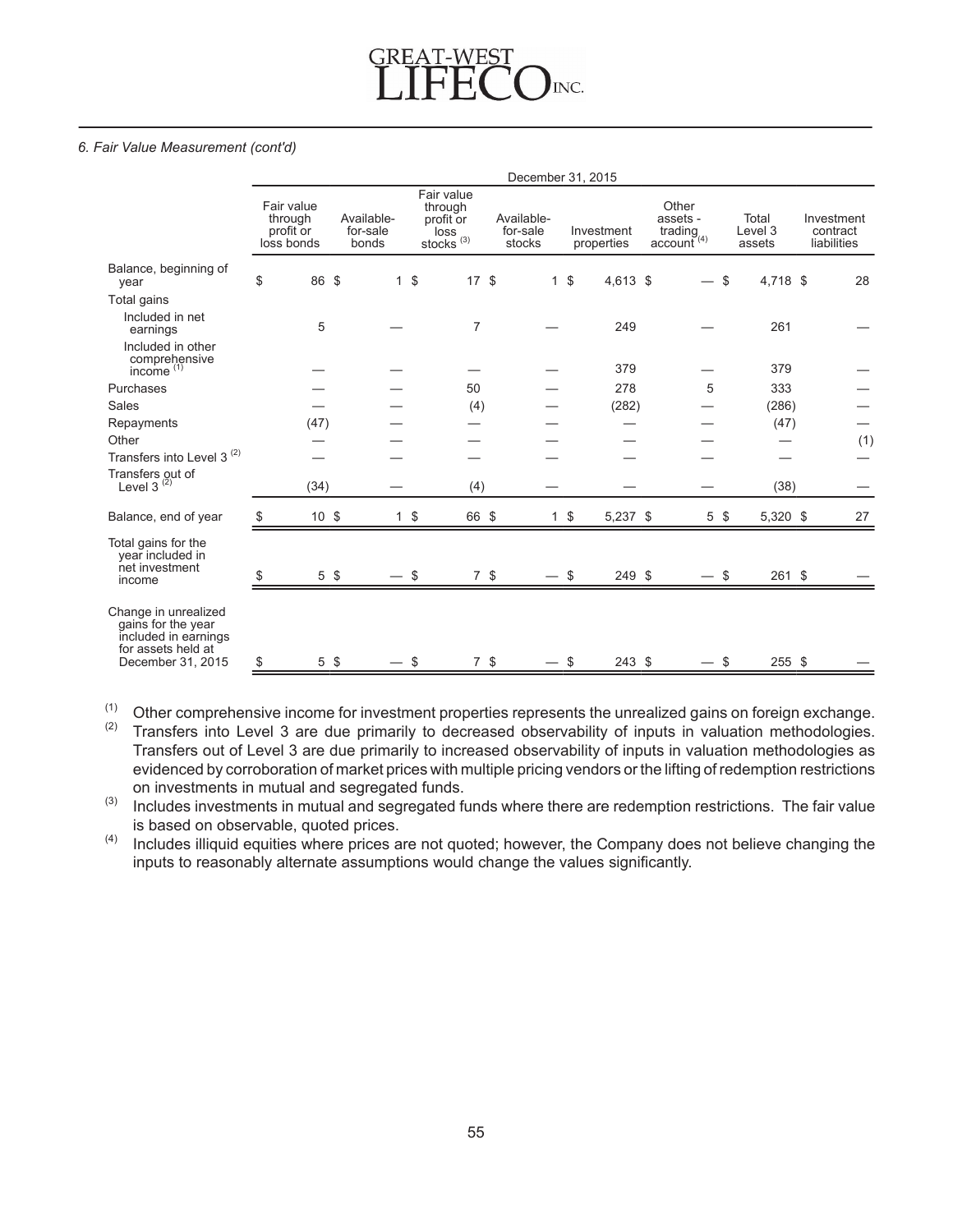*6. Fair Value Measurement (cont'd)*

| | December 31, 2015 | | | | | | | |
|---|---|---|---|---|---|---|---|---|
| | Fair value through profit or loss bonds | Available-for-sale bonds | Fair value through profit or loss stocks [3] | Available-for-sale stocks | Investment properties | Other assets - trading account [4] | Total Level 3 assets | Investment contract liabilities |
| Balance, beginning of year | $ 86 | $ 1 | $ 17 | $ 1 | $ 4,613 | $ — | $ 4,718 | $ 28 |
| Total gains | | | | | | | | |
| Included in net earnings | 5 | — | 7 | — | 249 | — | 261 | — |
| Included in other comprehensive income [1] | — | — | — | — | 379 | — | 379 | — |
| Purchases | — | — | 50 | — | 278 | 5 | 333 | — |
| Sales | — | — | (4) | — | (282) | — | (286) | — |
| Repayments | (47) | — | — | — | — | — | (47) | — |
| Other | — | — | — | — | — | — | — | (1) |
| Transfers into Level 3 [2] | — | — | — | — | — | — | — | — |
| Transfers out of Level 3 [2] | (34) | — | (4) | — | — | — | (38) | — |
| Balance, end of year | $ 10 | $ 1 | $ 66 | $ 1 | $ 5,237 | $ 5 | $ 5,320 | $ 27 |
| Total gains for the year included in net investment income | $ 5 | $ — | $ 7 | $ — | $ 249 | $ — | $ 261 | $ — |
| Change in unrealized gains for the year included in earnings for assets held at December 31, 2015 | $ 5 | $ — | $ 7 | $ — | $ 243 | $ — | $ 255 | $ — |

(1) Other comprehensive income for investment properties represents the unrealized gains on foreign exchange.

(2) Transfers into Level 3 are due primarily to decreased observability of inputs in valuation methodologies. Transfers out of Level 3 are due primarily to increased observability of inputs in valuation methodologies as evidenced by corroboration of market prices with multiple pricing vendors or the lifting of redemption restrictions on investments in mutual and segregated funds.

(3) Includes investments in mutual and segregated funds where there are redemption restrictions. The fair value is based on observable, quoted prices.

(4) Includes illiquid equities where prices are not quoted; however, the Company does not believe changing the inputs to reasonably alternate assumptions would change the values significantly.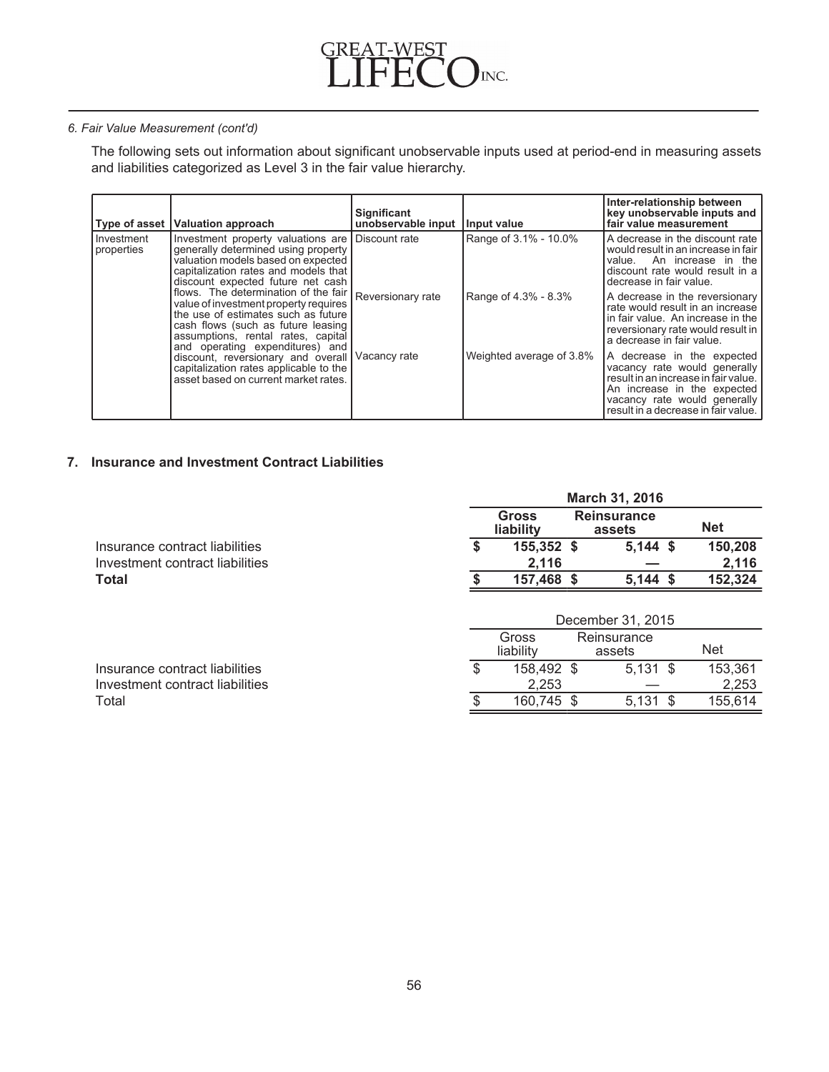*6. Fair Value Measurement (cont'd)*

The following sets out information about significant unobservable inputs used at period-end in measuring assets and liabilities categorized as Level 3 in the fair value hierarchy.

| Type of asset | Valuation approach | Significant unobservable input | Input value | Inter-relationship between key unobservable inputs and fair value measurement |
|---|---|---|---|---|
| Investment properties | Investment property valuations are generally determined using property valuation models based on expected capitalization rates and models that discount expected future net cash flows. The determination of the fair value of investment property requires the use of estimates such as future cash flows (such as future leasing assumptions, rental rates, capital and operating expenditures) and discount, reversionary and overall capitalization rates applicable to the asset based on current market rates. | Discount rate | Range of 3.1% - 10.0% | A decrease in the discount rate would result in an increase in fair value. An increase in the discount rate would result in a decrease in fair value. |
| | | Reversionary rate | Range of 4.3% - 8.3% | A decrease in the reversionary rate would result in an increase in fair value. An increase in the reversionary rate would result in a decrease in fair value. |
| | | Vacancy rate | Weighted average of 3.8% | A decrease in the expected vacancy rate would generally result in an increase in fair value. An increase in the expected vacancy rate would generally result in a decrease in fair value. |

## 7. Insurance and Investment Contract Liabilities

| | **March 31, 2016** | | |
|---|---|---|---|
| | **Gross liability** | **Reinsurance assets** | **Net** |
| Insurance contract liabilities | **$ 155,352** | **$ 5,144** | **$ 150,208** |
| Investment contract liabilities | **2,116** | **—** | **2,116** |
| **Total** | **$ 157,468** | **$ 5,144** | **$ 152,324** |

| | December 31, 2015 | | |
|---|---|---|---|
| | Gross liability | Reinsurance assets | Net |
| Insurance contract liabilities | $ 158,492 | $ 5,131 | $ 153,361 |
| Investment contract liabilities | 2,253 | — | 2,253 |
| Total | $ 160,745 | $ 5,131 | $ 155,614 |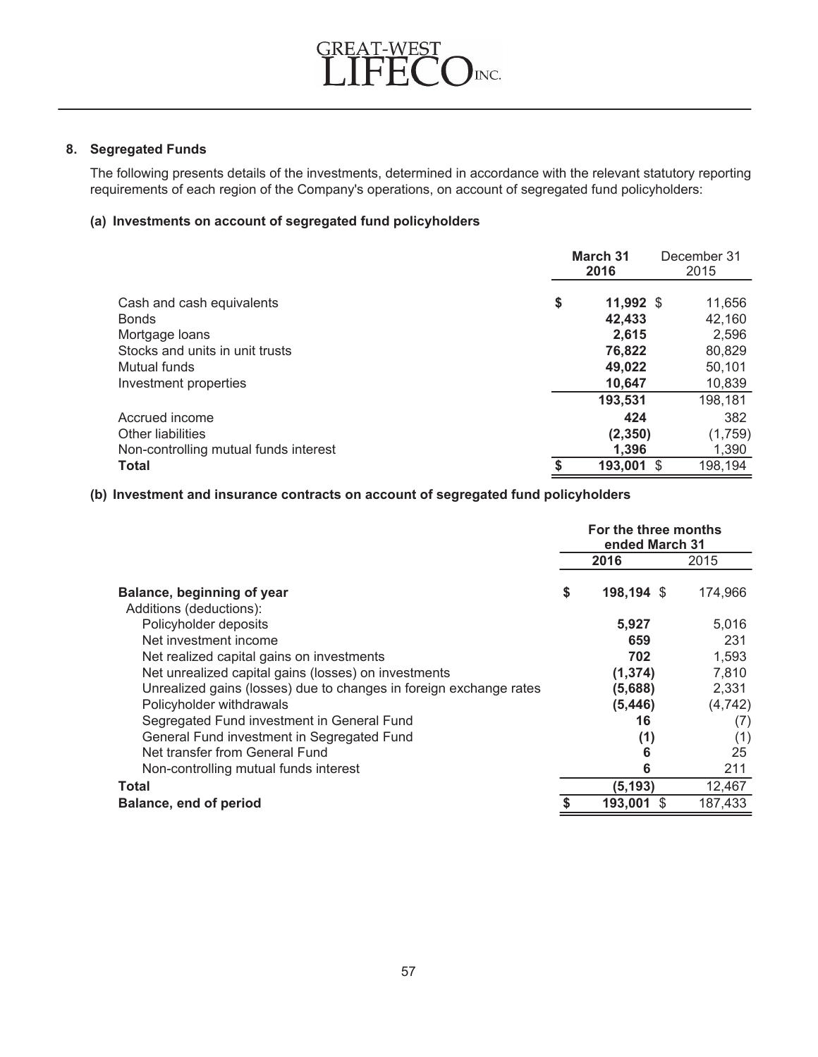## 8. Segregated Funds

The following presents details of the investments, determined in accordance with the relevant statutory reporting requirements of each region of the Company's operations, on account of segregated fund policyholders:

### (a) Investments on account of segregated fund policyholders

| | March 31 2016 | December 31 2015 |
|---|---|---|
| Cash and cash equivalents | **$ 11,992** | $ 11,656 |
| Bonds | **42,433** | 42,160 |
| Mortgage loans | **2,615** | 2,596 |
| Stocks and units in unit trusts | **76,822** | 80,829 |
| Mutual funds | **49,022** | 50,101 |
| Investment properties | **10,647** | 10,839 |
| | **193,531** | 198,181 |
| Accrued income | **424** | 382 |
| Other liabilities | **(2,350)** | (1,759) |
| Non-controlling mutual funds interest | **1,396** | 1,390 |
| **Total** | **$ 193,001** | $ 198,194 |

### (b) Investment and insurance contracts on account of segregated fund policyholders

| | For the three months ended March 31 | |
|---|---|---|
| | 2016 | 2015 |
| **Balance, beginning of year** | **$ 198,194** | $ 174,966 |
| Additions (deductions): | | |
| Policyholder deposits | **5,927** | 5,016 |
| Net investment income | **659** | 231 |
| Net realized capital gains on investments | **702** | 1,593 |
| Net unrealized capital gains (losses) on investments | **(1,374)** | 7,810 |
| Unrealized gains (losses) due to changes in foreign exchange rates | **(5,688)** | 2,331 |
| Policyholder withdrawals | **(5,446)** | (4,742) |
| Segregated Fund investment in General Fund | **16** | (7) |
| General Fund investment in Segregated Fund | **(1)** | (1) |
| Net transfer from General Fund | **6** | 25 |
| Non-controlling mutual funds interest | **6** | 211 |
| **Total** | **(5,193)** | 12,467 |
| **Balance, end of period** | **$ 193,001** | $ 187,433 |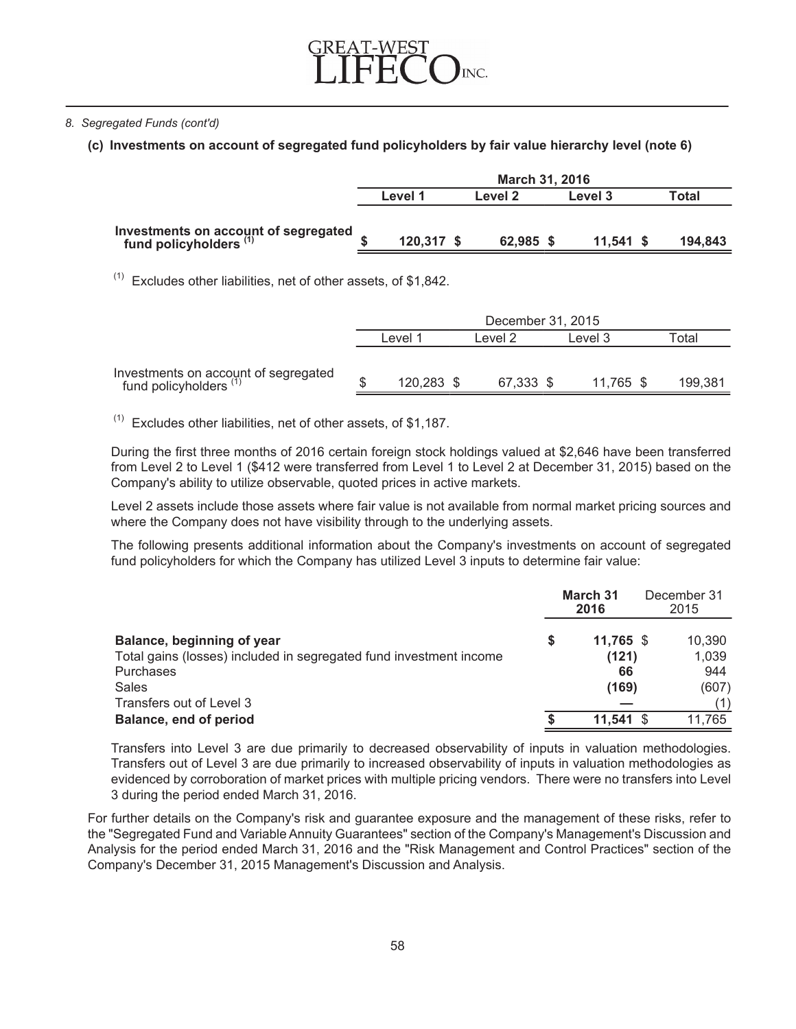*8. Segregated Funds (cont'd)*

**(c) Investments on account of segregated fund policyholders by fair value hierarchy level (note 6)**

| | **March 31, 2016** | | | |
|---|---|---|---|---|
| | **Level 1** | **Level 2** | **Level 3** | **Total** |
| **Investments on account of segregated fund policyholders (1)** | **$ 120,317** | **$ 62,985** | **$ 11,541** | **$ 194,843** |

(1) Excludes other liabilities, net of other assets, of $1,842.

| | December 31, 2015 | | | |
|---|---|---|---|---|
| | Level 1 | Level 2 | Level 3 | Total |
| Investments on account of segregated fund policyholders (1) | $ 120,283 | $ 67,333 | $ 11,765 | $ 199,381 |

(1) Excludes other liabilities, net of other assets, of $1,187.

During the first three months of 2016 certain foreign stock holdings valued at $2,646 have been transferred from Level 2 to Level 1 ($412 were transferred from Level 1 to Level 2 at December 31, 2015) based on the Company's ability to utilize observable, quoted prices in active markets.

Level 2 assets include those assets where fair value is not available from normal market pricing sources and where the Company does not have visibility through to the underlying assets.

The following presents additional information about the Company's investments on account of segregated fund policyholders for which the Company has utilized Level 3 inputs to determine fair value:

| | **March 31 2016** | December 31 2015 |
|---|---|---|
| **Balance, beginning of year** | **$ 11,765** | $ 10,390 |
| Total gains (losses) included in segregated fund investment income | **(121)** | 1,039 |
| Purchases | **66** | 944 |
| Sales | **(169)** | (607) |
| Transfers out of Level 3 | **—** | (1) |
| **Balance, end of period** | **$ 11,541** | $ 11,765 |

Transfers into Level 3 are due primarily to decreased observability of inputs in valuation methodologies. Transfers out of Level 3 are due primarily to increased observability of inputs in valuation methodologies as evidenced by corroboration of market prices with multiple pricing vendors. There were no transfers into Level 3 during the period ended March 31, 2016.

For further details on the Company's risk and guarantee exposure and the management of these risks, refer to the "Segregated Fund and Variable Annuity Guarantees" section of the Company's Management's Discussion and Analysis for the period ended March 31, 2016 and the "Risk Management and Control Practices" section of the Company's December 31, 2015 Management's Discussion and Analysis.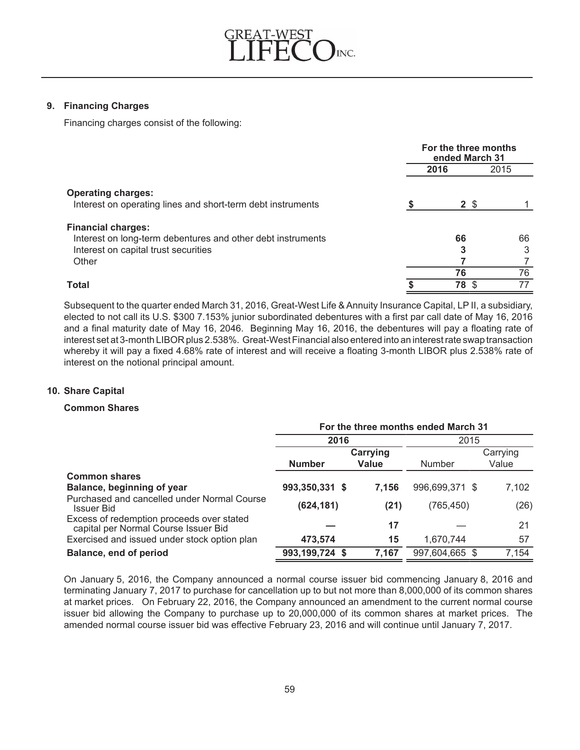## 9. Financing Charges

Financing charges consist of the following:

| | For the three months ended March 31 | |
|---|---|---|
| | **2016** | 2015 |
| **Operating charges:** | | |
| Interest on operating lines and short-term debt instruments | **$ 2** | $ 1 |
| **Financial charges:** | | |
| Interest on long-term debentures and other debt instruments | **66** | 66 |
| Interest on capital trust securities | **3** | 3 |
| Other | **7** | 7 |
| | **76** | 76 |
| **Total** | **$ 78** | $ 77 |

Subsequent to the quarter ended March 31, 2016, Great-West Life & Annuity Insurance Capital, LP II, a subsidiary, elected to not call its U.S. $300 7.153% junior subordinated debentures with a first par call date of May 16, 2016 and a final maturity date of May 16, 2046. Beginning May 16, 2016, the debentures will pay a floating rate of interest set at 3-month LIBOR plus 2.538%. Great-West Financial also entered into an interest rate swap transaction whereby it will pay a fixed 4.68% rate of interest and will receive a floating 3-month LIBOR plus 2.538% rate of interest on the notional principal amount.

## 10. Share Capital

**Common Shares**

| | For the three months ended March 31 | | | |
|---|---|---|---|---|
| | **2016** | | 2015 | |
| | **Number** | **Carrying Value** | Number | Carrying Value |
| **Common shares** | | | | |
| **Balance, beginning of year** | **993,350,331** | **$ 7,156** | 996,699,371 | $ 7,102 |
| Purchased and cancelled under Normal Course Issuer Bid | **(624,181)** | **(21)** | (765,450) | (26) |
| Excess of redemption proceeds over stated capital per Normal Course Issuer Bid | **—** | **17** | — | 21 |
| Exercised and issued under stock option plan | **473,574** | **15** | 1,670,744 | 57 |
| **Balance, end of period** | **993,199,724** | **$ 7,167** | 997,604,665 | $ 7,154 |

On January 5, 2016, the Company announced a normal course issuer bid commencing January 8, 2016 and terminating January 7, 2017 to purchase for cancellation up to but not more than 8,000,000 of its common shares at market prices. On February 22, 2016, the Company announced an amendment to the current normal course issuer bid allowing the Company to purchase up to 20,000,000 of its common shares at market prices. The amended normal course issuer bid was effective February 23, 2016 and will continue until January 7, 2017.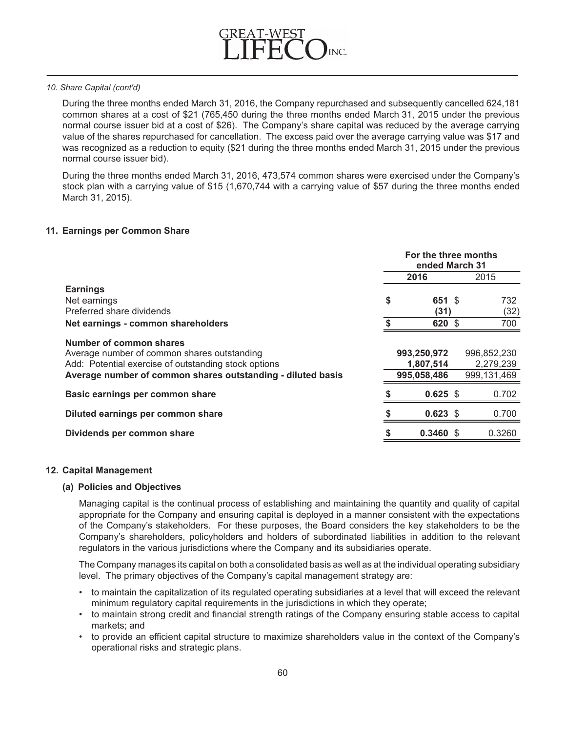*10. Share Capital (cont'd)*

During the three months ended March 31, 2016, the Company repurchased and subsequently cancelled 624,181 common shares at a cost of $21 (765,450 during the three months ended March 31, 2015 under the previous normal course issuer bid at a cost of $26). The Company's share capital was reduced by the average carrying value of the shares repurchased for cancellation. The excess paid over the average carrying value was $17 and was recognized as a reduction to equity ($21 during the three months ended March 31, 2015 under the previous normal course issuer bid).

During the three months ended March 31, 2016, 473,574 common shares were exercised under the Company's stock plan with a carrying value of $15 (1,670,744 with a carrying value of $57 during the three months ended March 31, 2015).

## 11. Earnings per Common Share

| | For the three months ended March 31 | |
|---|---|---|
| | **2016** | 2015 |
| **Earnings** | | |
| Net earnings | **$ 651** | $ 732 |
| Preferred share dividends | **(31)** | (32) |
| **Net earnings - common shareholders** | **$ 620** | $ 700 |
| **Number of common shares** | | |
| Average number of common shares outstanding | **993,250,972** | 996,852,230 |
| Add: Potential exercise of outstanding stock options | **1,807,514** | 2,279,239 |
| **Average number of common shares outstanding - diluted basis** | **995,058,486** | 999,131,469 |
| **Basic earnings per common share** | **$ 0.625** | $ 0.702 |
| **Diluted earnings per common share** | **$ 0.623** | $ 0.700 |
| **Dividends per common share** | **$ 0.3460** | $ 0.3260 |

## 12. Capital Management

### (a) Policies and Objectives

Managing capital is the continual process of establishing and maintaining the quantity and quality of capital appropriate for the Company and ensuring capital is deployed in a manner consistent with the expectations of the Company's stakeholders. For these purposes, the Board considers the key stakeholders to be the Company's shareholders, policyholders and holders of subordinated liabilities in addition to the relevant regulators in the various jurisdictions where the Company and its subsidiaries operate.

The Company manages its capital on both a consolidated basis as well as at the individual operating subsidiary level. The primary objectives of the Company's capital management strategy are:

- to maintain the capitalization of its regulated operating subsidiaries at a level that will exceed the relevant minimum regulatory capital requirements in the jurisdictions in which they operate;
- to maintain strong credit and financial strength ratings of the Company ensuring stable access to capital markets; and
- to provide an efficient capital structure to maximize shareholders value in the context of the Company's operational risks and strategic plans.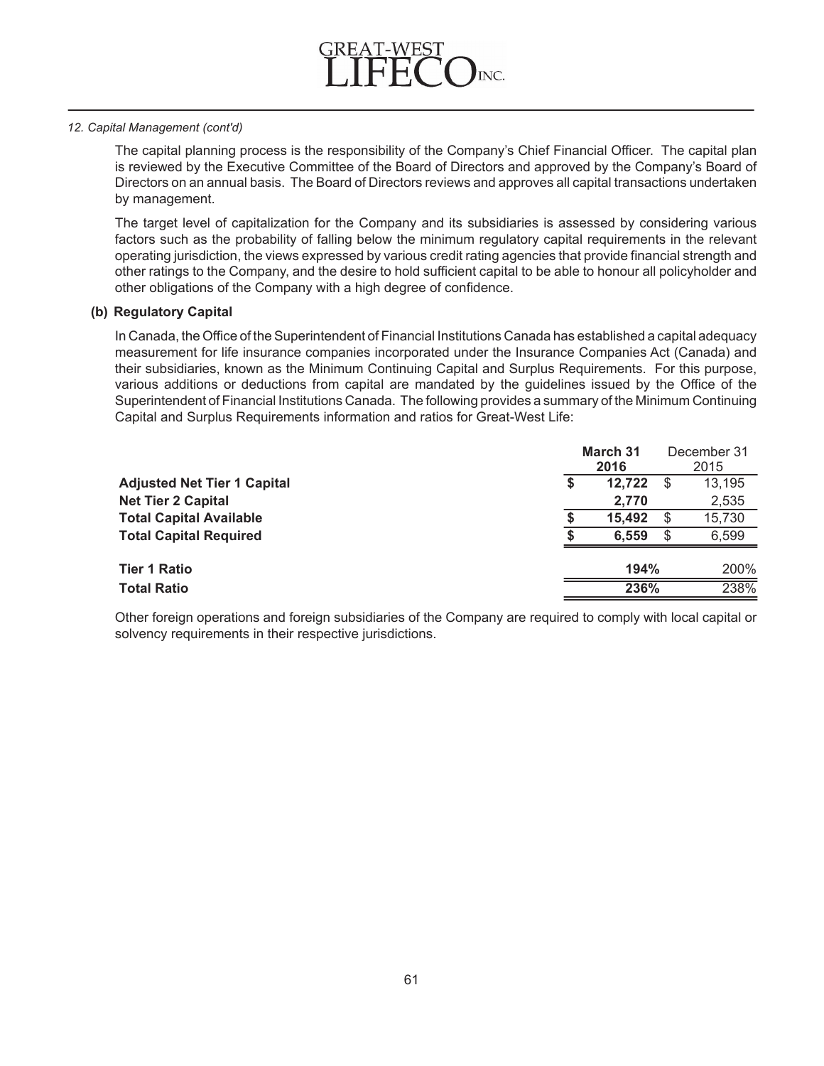*12. Capital Management (cont'd)*

The capital planning process is the responsibility of the Company's Chief Financial Officer. The capital plan is reviewed by the Executive Committee of the Board of Directors and approved by the Company's Board of Directors on an annual basis. The Board of Directors reviews and approves all capital transactions undertaken by management.

The target level of capitalization for the Company and its subsidiaries is assessed by considering various factors such as the probability of falling below the minimum regulatory capital requirements in the relevant operating jurisdiction, the views expressed by various credit rating agencies that provide financial strength and other ratings to the Company, and the desire to hold sufficient capital to be able to honour all policyholder and other obligations of the Company with a high degree of confidence.

**(b) Regulatory Capital**

In Canada, the Office of the Superintendent of Financial Institutions Canada has established a capital adequacy measurement for life insurance companies incorporated under the Insurance Companies Act (Canada) and their subsidiaries, known as the Minimum Continuing Capital and Surplus Requirements. For this purpose, various additions or deductions from capital are mandated by the guidelines issued by the Office of the Superintendent of Financial Institutions Canada. The following provides a summary of the Minimum Continuing Capital and Surplus Requirements information and ratios for Great-West Life:

| | **March 31 2016** | December 31 2015 |
|---|---|---|
| **Adjusted Net Tier 1 Capital** | **$ 12,722** | $ 13,195 |
| **Net Tier 2 Capital** | **2,770** | 2,535 |
| **Total Capital Available** | **$ 15,492** | $ 15,730 |
| **Total Capital Required** | **$ 6,559** | $ 6,599 |
| **Tier 1 Ratio** | **194%** | 200% |
| **Total Ratio** | **236%** | 238% |

Other foreign operations and foreign subsidiaries of the Company are required to comply with local capital or solvency requirements in their respective jurisdictions.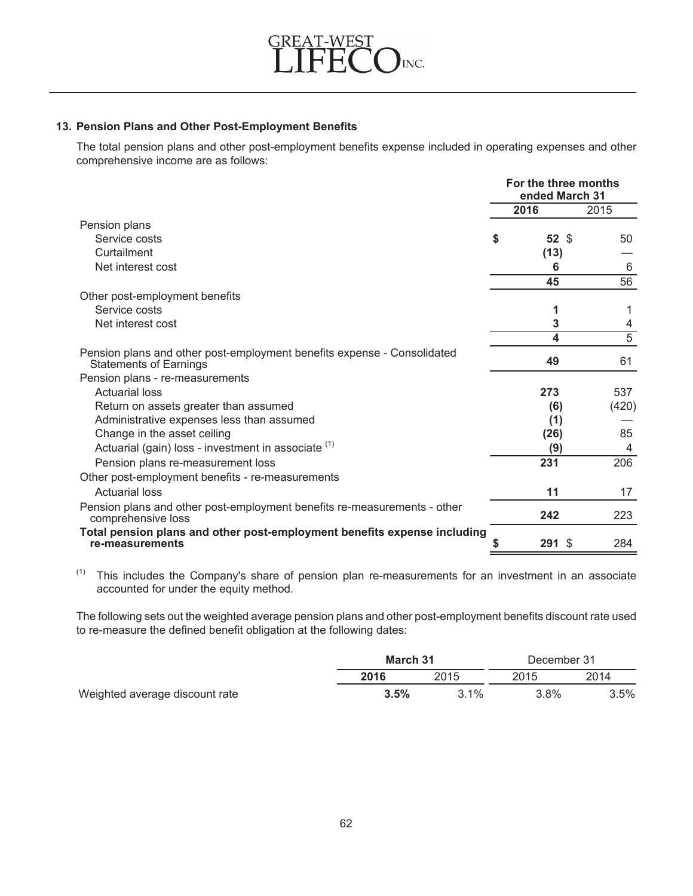## 13. Pension Plans and Other Post-Employment Benefits

The total pension plans and other post-employment benefits expense included in operating expenses and other comprehensive income are as follows:

| | For the three months ended March 31 | |
|---|---|---|
| | **2016** | 2015 |
| Pension plans | | |
| Service costs | **$ 52** | $ 50 |
| Curtailment | **(13)** | — |
| Net interest cost | **6** | 6 |
| | **45** | 56 |
| Other post-employment benefits | | |
| Service costs | **1** | 1 |
| Net interest cost | **3** | 4 |
| | **4** | 5 |
| Pension plans and other post-employment benefits expense - Consolidated Statements of Earnings | **49** | 61 |
| Pension plans - re-measurements | | |
| Actuarial loss | **273** | 537 |
| Return on assets greater than assumed | **(6)** | (420) |
| Administrative expenses less than assumed | **(1)** | — |
| Change in the asset ceiling | **(26)** | 85 |
| Actuarial (gain) loss - investment in associate [1] | **(9)** | 4 |
| Pension plans re-measurement loss | **231** | 206 |
| Other post-employment benefits - re-measurements | | |
| Actuarial loss | **11** | 17 |
| Pension plans and other post-employment benefits re-measurements - other comprehensive loss | **242** | 223 |
| **Total pension plans and other post-employment benefits expense including re-measurements** | **$ 291** | $ 284 |

[1] This includes the Company's share of pension plan re-measurements for an investment in an associate accounted for under the equity method.

The following sets out the weighted average pension plans and other post-employment benefits discount rate used to re-measure the defined benefit obligation at the following dates:

| | March 31 | | December 31 | |
|---|---|---|---|---|
| | **2016** | 2015 | 2015 | 2014 |
| Weighted average discount rate | **3.5%** | 3.1% | 3.8% | 3.5% |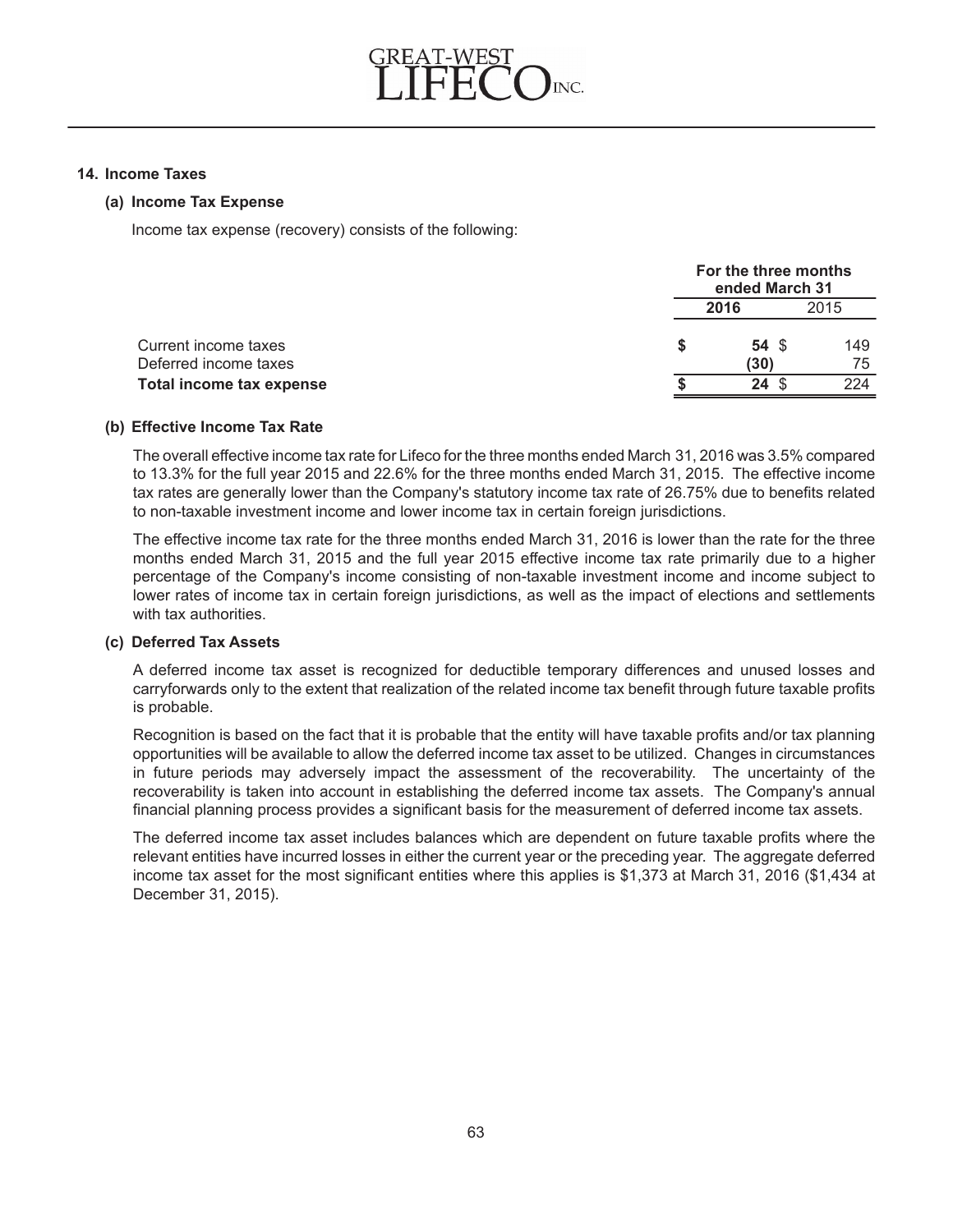## 14. Income Taxes

### (a) Income Tax Expense

Income tax expense (recovery) consists of the following:

| | For the three months ended March 31 | |
|---|---|---|
| | **2016** | 2015 |
| Current income taxes | $ **54** | $ 149 |
| Deferred income taxes | **(30)** | 75 |
| **Total income tax expense** | $ **24** | $ 224 |

### (b) Effective Income Tax Rate

The overall effective income tax rate for Lifeco for the three months ended March 31, 2016 was 3.5% compared to 13.3% for the full year 2015 and 22.6% for the three months ended March 31, 2015. The effective income tax rates are generally lower than the Company's statutory income tax rate of 26.75% due to benefits related to non-taxable investment income and lower income tax in certain foreign jurisdictions.

The effective income tax rate for the three months ended March 31, 2016 is lower than the rate for the three months ended March 31, 2015 and the full year 2015 effective income tax rate primarily due to a higher percentage of the Company's income consisting of non-taxable investment income and income subject to lower rates of income tax in certain foreign jurisdictions, as well as the impact of elections and settlements with tax authorities.

### (c) Deferred Tax Assets

A deferred income tax asset is recognized for deductible temporary differences and unused losses and carryforwards only to the extent that realization of the related income tax benefit through future taxable profits is probable.

Recognition is based on the fact that it is probable that the entity will have taxable profits and/or tax planning opportunities will be available to allow the deferred income tax asset to be utilized. Changes in circumstances in future periods may adversely impact the assessment of the recoverability. The uncertainty of the recoverability is taken into account in establishing the deferred income tax assets. The Company's annual financial planning process provides a significant basis for the measurement of deferred income tax assets.

The deferred income tax asset includes balances which are dependent on future taxable profits where the relevant entities have incurred losses in either the current year or the preceding year. The aggregate deferred income tax asset for the most significant entities where this applies is $1,373 at March 31, 2016 ($1,434 at December 31, 2015).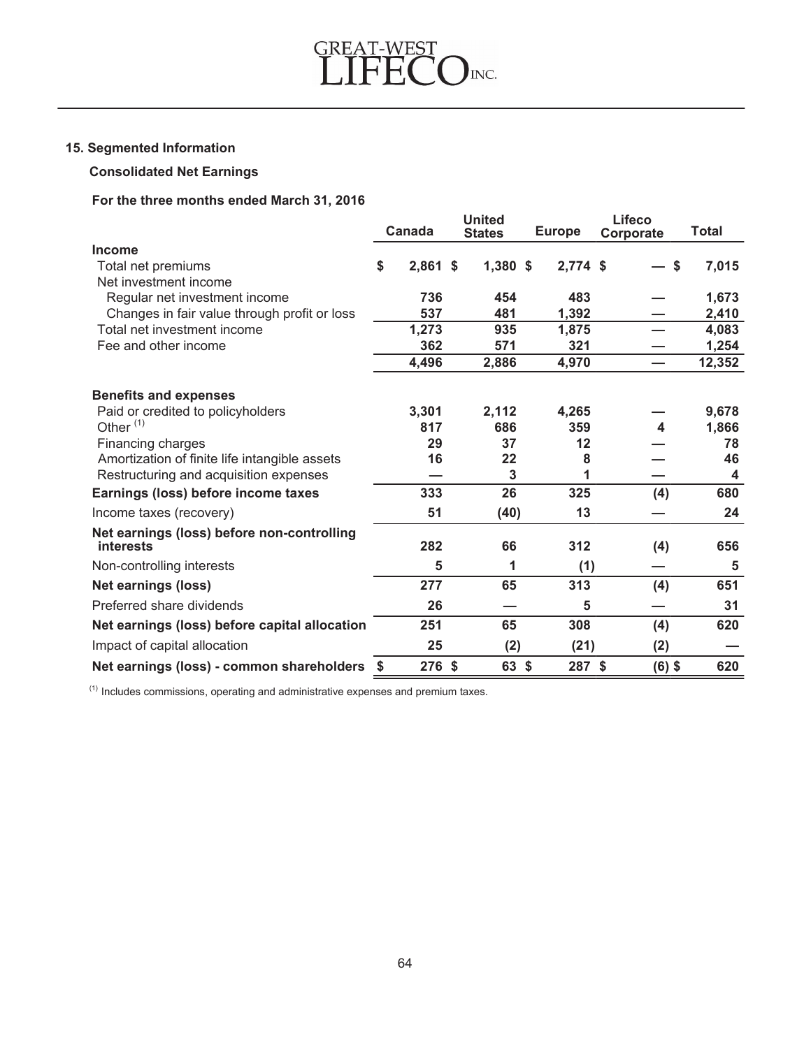## 15. Segmented Information

### Consolidated Net Earnings

**For the three months ended March 31, 2016**

| | Canada | United States | Europe | Lifeco Corporate | Total |
|---|---|---|---|---|---|
| **Income** | | | | | |
| Total net premiums | $ 2,861 | $ 1,380 | $ 2,774 | $ — | $ 7,015 |
| Net investment income | | | | | |
| Regular net investment income | 736 | 454 | 483 | — | 1,673 |
| Changes in fair value through profit or loss | 537 | 481 | 1,392 | — | 2,410 |
| Total net investment income | 1,273 | 935 | 1,875 | — | 4,083 |
| Fee and other income | 362 | 571 | 321 | — | 1,254 |
| | 4,496 | 2,886 | 4,970 | — | 12,352 |
| **Benefits and expenses** | | | | | |
| Paid or credited to policyholders | 3,301 | 2,112 | 4,265 | — | 9,678 |
| Other [(1)] | 817 | 686 | 359 | 4 | 1,866 |
| Financing charges | 29 | 37 | 12 | — | 78 |
| Amortization of finite life intangible assets | 16 | 22 | 8 | — | 46 |
| Restructuring and acquisition expenses | — | 3 | 1 | — | 4 |
| **Earnings (loss) before income taxes** | 333 | 26 | 325 | (4) | 680 |
| Income taxes (recovery) | 51 | (40) | 13 | — | 24 |
| **Net earnings (loss) before non-controlling interests** | 282 | 66 | 312 | (4) | 656 |
| Non-controlling interests | 5 | 1 | (1) | — | 5 |
| **Net earnings (loss)** | 277 | 65 | 313 | (4) | 651 |
| Preferred share dividends | 26 | — | 5 | — | 31 |
| **Net earnings (loss) before capital allocation** | 251 | 65 | 308 | (4) | 620 |
| Impact of capital allocation | 25 | (2) | (21) | (2) | — |
| **Net earnings (loss) - common shareholders** | $ 276 | $ 63 | $ 287 | $ (6) | $ 620 |

(1) Includes commissions, operating and administrative expenses and premium taxes.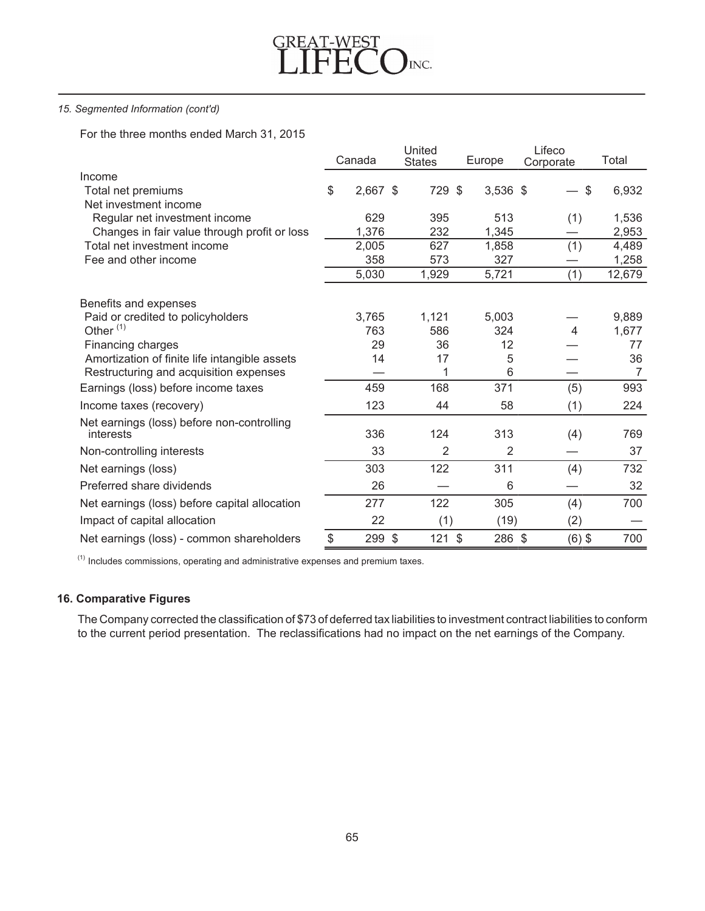*15. Segmented Information (cont'd)*

For the three months ended March 31, 2015

| | Canada | United States | Europe | Lifeco Corporate | Total |
|---|---|---|---|---|---|
| Income | | | | | |
| Total net premiums | $ 2,667 | $ 729 | $ 3,536 | $ — | $ 6,932 |
| Net investment income | | | | | |
| Regular net investment income | 629 | 395 | 513 | (1) | 1,536 |
| Changes in fair value through profit or loss | 1,376 | 232 | 1,345 | — | 2,953 |
| Total net investment income | 2,005 | 627 | 1,858 | (1) | 4,489 |
| Fee and other income | 358 | 573 | 327 | — | 1,258 |
| | 5,030 | 1,929 | 5,721 | (1) | 12,679 |
| Benefits and expenses | | | | | |
| Paid or credited to policyholders | 3,765 | 1,121 | 5,003 | — | 9,889 |
| Other [(1)] | 763 | 586 | 324 | 4 | 1,677 |
| Financing charges | 29 | 36 | 12 | — | 77 |
| Amortization of finite life intangible assets | 14 | 17 | 5 | — | 36 |
| Restructuring and acquisition expenses | — | 1 | 6 | — | 7 |
| Earnings (loss) before income taxes | 459 | 168 | 371 | (5) | 993 |
| Income taxes (recovery) | 123 | 44 | 58 | (1) | 224 |
| Net earnings (loss) before non-controlling interests | 336 | 124 | 313 | (4) | 769 |
| Non-controlling interests | 33 | 2 | 2 | — | 37 |
| Net earnings (loss) | 303 | 122 | 311 | (4) | 732 |
| Preferred share dividends | 26 | — | 6 | — | 32 |
| Net earnings (loss) before capital allocation | 277 | 122 | 305 | (4) | 700 |
| Impact of capital allocation | 22 | (1) | (19) | (2) | — |
| Net earnings (loss) - common shareholders | $ 299 | $ 121 | $ 286 | $ (6) | $ 700 |

[(1)] Includes commissions, operating and administrative expenses and premium taxes.

## 16. Comparative Figures

The Company corrected the classification of $73 of deferred tax liabilities to investment contract liabilities to conform to the current period presentation. The reclassifications had no impact on the net earnings of the Company.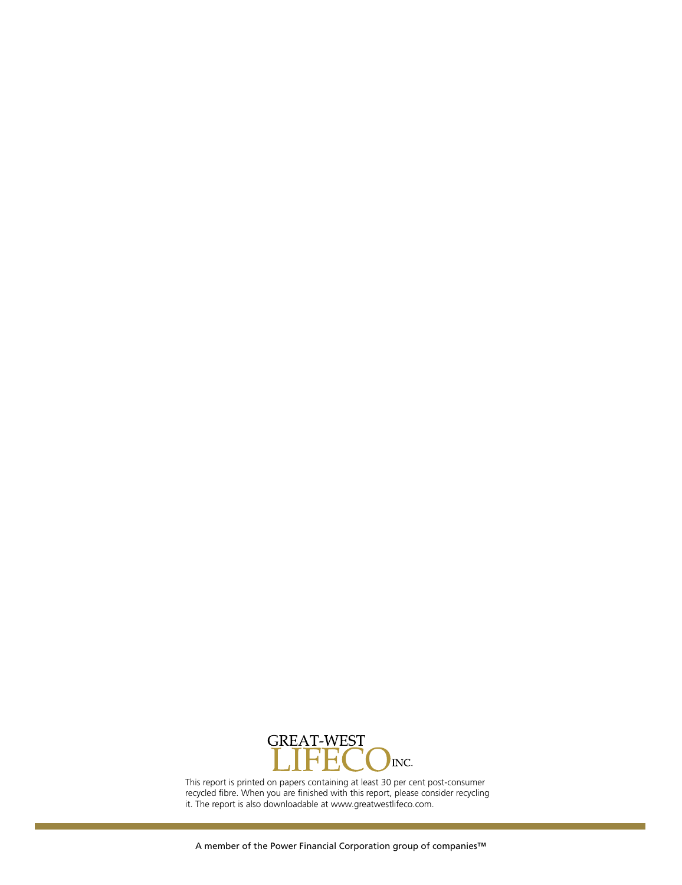GREAT-WEST LIFECO INC.

This report is printed on papers containing at least 30 per cent post-consumer recycled fibre. When you are finished with this report, please consider recycling it. The report is also downloadable at www.greatwestlifeco.com.

A member of the Power Financial Corporation group of companies™